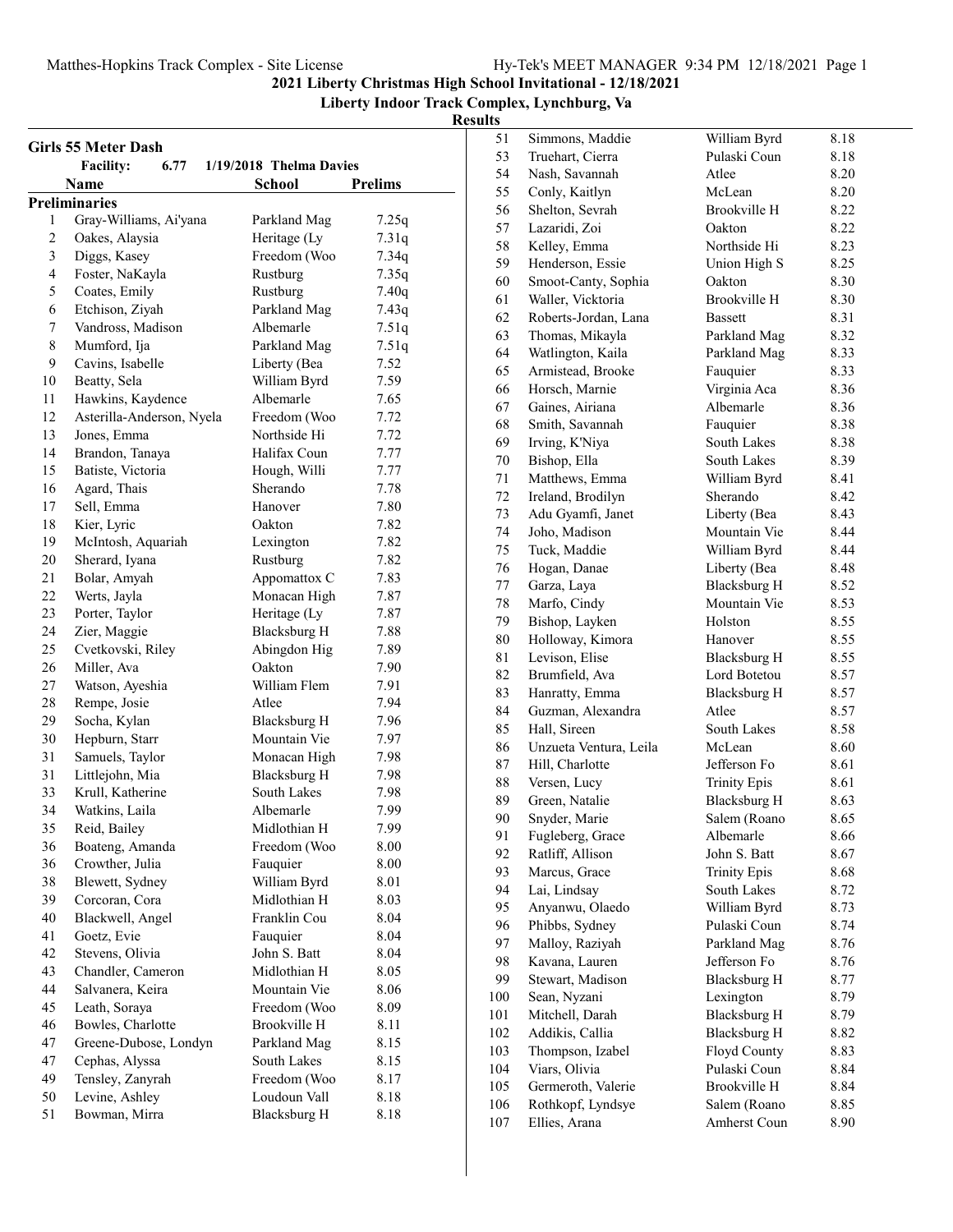**2021 Liberty Christmas High School Invitational - 12/18/2021**

**Liberty Indoor Track Complex, Lynchburg, Va**

**Results**

## Girls 55 Meter Dash

**Facility:** 6.77 1/19/2018 Thelma Davies

**Preliminaries**

| | Name | School | Prelims |
|---|---|---|---|
| 1 | Gray-Williams, Ai'yana | Parkland Mag | 7.25q |
| 2 | Oakes, Alaysia | Heritage (Ly | 7.31q |
| 3 | Diggs, Kasey | Freedom (Woo | 7.34q |
| 4 | Foster, NaKayla | Rustburg | 7.35q |
| 5 | Coates, Emily | Rustburg | 7.40q |
| 6 | Etchison, Ziyah | Parkland Mag | 7.43q |
| 7 | Vandross, Madison | Albemarle | 7.51q |
| 8 | Mumford, Ija | Parkland Mag | 7.51q |
| 9 | Cavins, Isabelle | Liberty (Bea | 7.52 |
| 10 | Beatty, Sela | William Byrd | 7.59 |
| 11 | Hawkins, Kaydence | Albemarle | 7.65 |
| 12 | Asterilla-Anderson, Nyela | Freedom (Woo | 7.72 |
| 13 | Jones, Emma | Northside Hi | 7.72 |
| 14 | Brandon, Tanaya | Halifax Coun | 7.77 |
| 15 | Batiste, Victoria | Hough, Willi | 7.77 |
| 16 | Agard, Thais | Sherando | 7.78 |
| 17 | Sell, Emma | Hanover | 7.80 |
| 18 | Kier, Lyric | Oakton | 7.82 |
| 19 | McIntosh, Aquariah | Lexington | 7.82 |
| 20 | Sherard, Iyana | Rustburg | 7.82 |
| 21 | Bolar, Amyah | Appomattox C | 7.83 |
| 22 | Werts, Jayla | Monacan High | 7.87 |
| 23 | Porter, Taylor | Heritage (Ly | 7.87 |
| 24 | Zier, Maggie | Blacksburg H | 7.88 |
| 25 | Cvetkovski, Riley | Abingdon Hig | 7.89 |
| 26 | Miller, Ava | Oakton | 7.90 |
| 27 | Watson, Ayeshia | William Flem | 7.91 |
| 28 | Rempe, Josie | Atlee | 7.94 |
| 29 | Socha, Kylan | Blacksburg H | 7.96 |
| 30 | Hepburn, Starr | Mountain Vie | 7.97 |
| 31 | Samuels, Taylor | Monacan High | 7.98 |
| 31 | Littlejohn, Mia | Blacksburg H | 7.98 |
| 33 | Krull, Katherine | South Lakes | 7.98 |
| 34 | Watkins, Laila | Albemarle | 7.99 |
| 35 | Reid, Bailey | Midlothian H | 7.99 |
| 36 | Boateng, Amanda | Freedom (Woo | 8.00 |
| 36 | Crowther, Julia | Fauquier | 8.00 |
| 38 | Blewett, Sydney | William Byrd | 8.01 |
| 39 | Corcoran, Cora | Midlothian H | 8.03 |
| 40 | Blackwell, Angel | Franklin Cou | 8.04 |
| 41 | Goetz, Evie | Fauquier | 8.04 |
| 42 | Stevens, Olivia | John S. Batt | 8.04 |
| 43 | Chandler, Cameron | Midlothian H | 8.05 |
| 44 | Salvanera, Keira | Mountain Vie | 8.06 |
| 45 | Leath, Soraya | Freedom (Woo | 8.09 |
| 46 | Bowles, Charlotte | Brookville H | 8.11 |
| 47 | Greene-Dubose, Londyn | Parkland Mag | 8.15 |
| 47 | Cephas, Alyssa | South Lakes | 8.15 |
| 49 | Tensley, Zanyrah | Freedom (Woo | 8.17 |
| 50 | Levine, Ashley | Loudoun Vall | 8.18 |
| 51 | Bowman, Mirra | Blacksburg H | 8.18 |
| 51 | Simmons, Maddie | William Byrd | 8.18 |
| 53 | Truehart, Cierra | Pulaski Coun | 8.18 |
| 54 | Nash, Savannah | Atlee | 8.20 |
| 55 | Conly, Kaitlyn | McLean | 8.20 |
| 56 | Shelton, Sevrah | Brookville H | 8.22 |
| 57 | Lazaridi, Zoi | Oakton | 8.22 |
| 58 | Kelley, Emma | Northside Hi | 8.23 |
| 59 | Henderson, Essie | Union High S | 8.25 |
| 60 | Smoot-Canty, Sophia | Oakton | 8.30 |
| 61 | Waller, Vicktoria | Brookville H | 8.30 |
| 62 | Roberts-Jordan, Lana | Bassett | 8.31 |
| 63 | Thomas, Mikayla | Parkland Mag | 8.32 |
| 64 | Watlington, Kaila | Parkland Mag | 8.33 |
| 65 | Armistead, Brooke | Fauquier | 8.33 |
| 66 | Horsch, Marnie | Virginia Aca | 8.36 |
| 67 | Gaines, Airiana | Albemarle | 8.36 |
| 68 | Smith, Savannah | Fauquier | 8.38 |
| 69 | Irving, K'Niya | South Lakes | 8.38 |
| 70 | Bishop, Ella | South Lakes | 8.39 |
| 71 | Matthews, Emma | William Byrd | 8.41 |
| 72 | Ireland, Brodilyn | Sherando | 8.42 |
| 73 | Adu Gyamfi, Janet | Liberty (Bea | 8.43 |
| 74 | Joho, Madison | Mountain Vie | 8.44 |
| 75 | Tuck, Maddie | William Byrd | 8.44 |
| 76 | Hogan, Danae | Liberty (Bea | 8.48 |
| 77 | Garza, Laya | Blacksburg H | 8.52 |
| 78 | Marfo, Cindy | Mountain Vie | 8.53 |
| 79 | Bishop, Layken | Holston | 8.55 |
| 80 | Holloway, Kimora | Hanover | 8.55 |
| 81 | Levison, Elise | Blacksburg H | 8.55 |
| 82 | Brumfield, Ava | Lord Botetou | 8.57 |
| 83 | Hanratty, Emma | Blacksburg H | 8.57 |
| 84 | Guzman, Alexandra | Atlee | 8.57 |
| 85 | Hall, Sireen | South Lakes | 8.58 |
| 86 | Unzueta Ventura, Leila | McLean | 8.60 |
| 87 | Hill, Charlotte | Jefferson Fo | 8.61 |
| 88 | Versen, Lucy | Trinity Epis | 8.61 |
| 89 | Green, Natalie | Blacksburg H | 8.63 |
| 90 | Snyder, Marie | Salem (Roano | 8.65 |
| 91 | Fugleberg, Grace | Albemarle | 8.66 |
| 92 | Ratliff, Allison | John S. Batt | 8.67 |
| 93 | Marcus, Grace | Trinity Epis | 8.68 |
| 94 | Lai, Lindsay | South Lakes | 8.72 |
| 95 | Anyanwu, Olaedo | William Byrd | 8.73 |
| 96 | Phibbs, Sydney | Pulaski Coun | 8.74 |
| 97 | Malloy, Raziyah | Parkland Mag | 8.76 |
| 98 | Kavana, Lauren | Jefferson Fo | 8.76 |
| 99 | Stewart, Madison | Blacksburg H | 8.77 |
| 100 | Sean, Nyzani | Lexington | 8.79 |
| 101 | Mitchell, Darah | Blacksburg H | 8.79 |
| 102 | Addikis, Callia | Blacksburg H | 8.82 |
| 103 | Thompson, Izabel | Floyd County | 8.83 |
| 104 | Viars, Olivia | Pulaski Coun | 8.84 |
| 105 | Germeroth, Valerie | Brookville H | 8.84 |
| 106 | Rothkopf, Lyndsye | Salem (Roano | 8.85 |
| 107 | Ellies, Arana | Amherst Coun | 8.90 |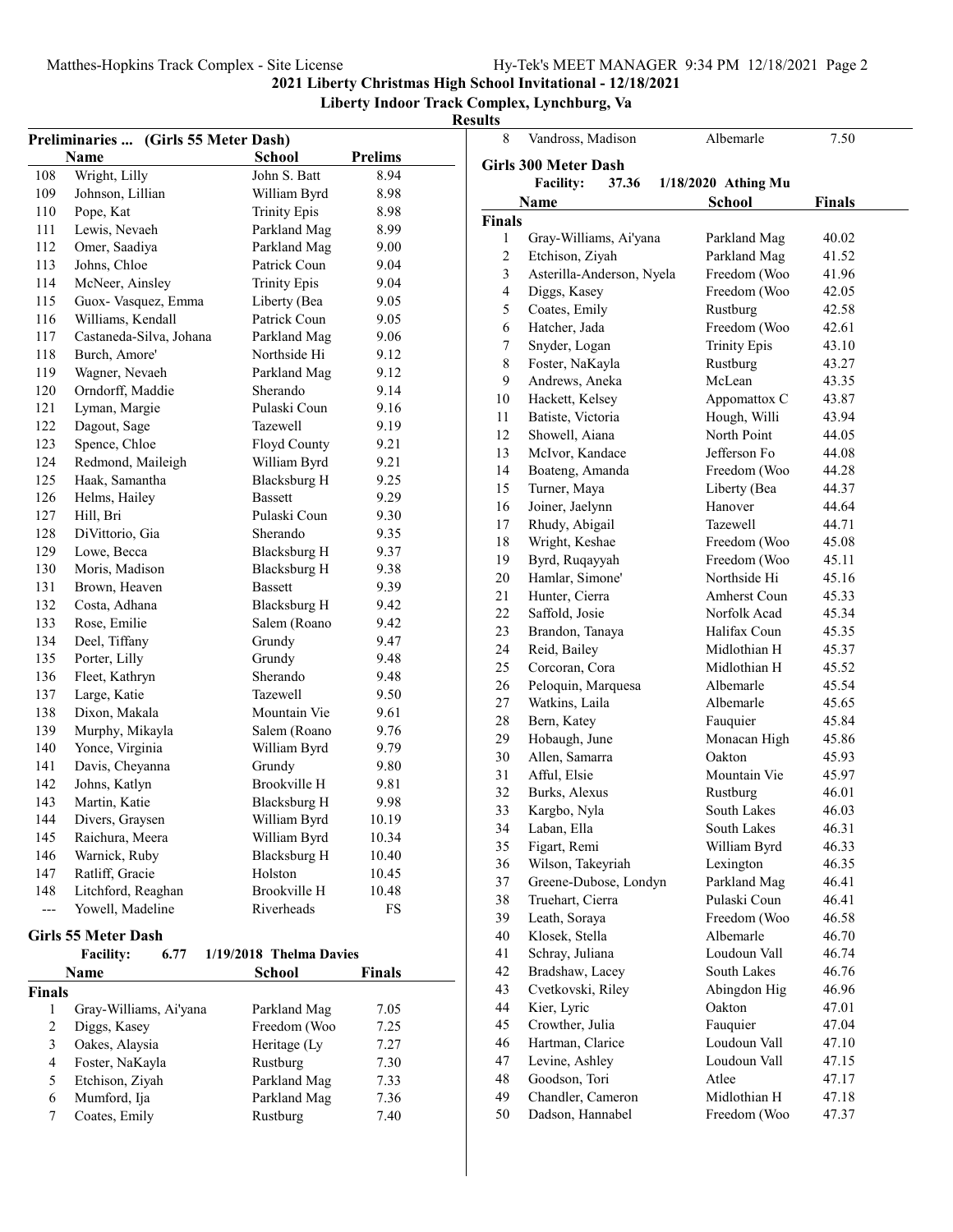**2021 Liberty Christmas High School Invitational - 12/18/2021**

**Liberty Indoor Track Complex, Lynchburg, Va**

**Results**

### Preliminaries ... (Girls 55 Meter Dash)

| | Name | School | Prelims |
|---|---|---|---|
| 108 | Wright, Lilly | John S. Batt | 8.94 |
| 109 | Johnson, Lillian | William Byrd | 8.98 |
| 110 | Pope, Kat | Trinity Epis | 8.98 |
| 111 | Lewis, Nevaeh | Parkland Mag | 8.99 |
| 112 | Omer, Saadiya | Parkland Mag | 9.00 |
| 113 | Johns, Chloe | Patrick Coun | 9.04 |
| 114 | McNeer, Ainsley | Trinity Epis | 9.04 |
| 115 | Guox- Vasquez, Emma | Liberty (Bea | 9.05 |
| 116 | Williams, Kendall | Patrick Coun | 9.05 |
| 117 | Castaneda-Silva, Johana | Parkland Mag | 9.06 |
| 118 | Burch, Amore' | Northside Hi | 9.12 |
| 119 | Wagner, Nevaeh | Parkland Mag | 9.12 |
| 120 | Orndorff, Maddie | Sherando | 9.14 |
| 121 | Lyman, Margie | Pulaski Coun | 9.16 |
| 122 | Dagout, Sage | Tazewell | 9.19 |
| 123 | Spence, Chloe | Floyd County | 9.21 |
| 124 | Redmond, Maileigh | William Byrd | 9.21 |
| 125 | Haak, Samantha | Blacksburg H | 9.25 |
| 126 | Helms, Hailey | Bassett | 9.29 |
| 127 | Hill, Bri | Pulaski Coun | 9.30 |
| 128 | DiVittorio, Gia | Sherando | 9.35 |
| 129 | Lowe, Becca | Blacksburg H | 9.37 |
| 130 | Moris, Madison | Blacksburg H | 9.38 |
| 131 | Brown, Heaven | Bassett | 9.39 |
| 132 | Costa, Adhana | Blacksburg H | 9.42 |
| 133 | Rose, Emilie | Salem (Roano | 9.42 |
| 134 | Deel, Tiffany | Grundy | 9.47 |
| 135 | Porter, Lilly | Grundy | 9.48 |
| 136 | Fleet, Kathryn | Sherando | 9.48 |
| 137 | Large, Katie | Tazewell | 9.50 |
| 138 | Dixon, Makala | Mountain Vie | 9.61 |
| 139 | Murphy, Mikayla | Salem (Roano | 9.76 |
| 140 | Yonce, Virginia | William Byrd | 9.79 |
| 141 | Davis, Cheyanna | Grundy | 9.80 |
| 142 | Johns, Katlyn | Brookville H | 9.81 |
| 143 | Martin, Katie | Blacksburg H | 9.98 |
| 144 | Divers, Graysen | William Byrd | 10.19 |
| 145 | Raichura, Meera | William Byrd | 10.34 |
| 146 | Warnick, Ruby | Blacksburg H | 10.40 |
| 147 | Ratliff, Gracie | Holston | 10.45 |
| 148 | Litchford, Reaghan | Brookville H | 10.48 |
| --- | Yowell, Madeline | Riverheads | FS |

### Girls 55 Meter Dash

**Facility:** 6.77 1/19/2018 Thelma Davies

**Finals**

| | Name | School | Finals |
|---|---|---|---|
| 1 | Gray-Williams, Ai'yana | Parkland Mag | 7.05 |
| 2 | Diggs, Kasey | Freedom (Woo | 7.25 |
| 3 | Oakes, Alaysia | Heritage (Ly | 7.27 |
| 4 | Foster, NaKayla | Rustburg | 7.30 |
| 5 | Etchison, Ziyah | Parkland Mag | 7.33 |
| 6 | Mumford, Ija | Parkland Mag | 7.36 |
| 7 | Coates, Emily | Rustburg | 7.40 |
| 8 | Vandross, Madison | Albemarle | 7.50 |

### Girls 300 Meter Dash

**Facility:** 37.36 1/18/2020 Athing Mu

**Finals**

| | Name | School | Finals |
|---|---|---|---|
| 1 | Gray-Williams, Ai'yana | Parkland Mag | 40.02 |
| 2 | Etchison, Ziyah | Parkland Mag | 41.52 |
| 3 | Asterilla-Anderson, Nyela | Freedom (Woo | 41.96 |
| 4 | Diggs, Kasey | Freedom (Woo | 42.05 |
| 5 | Coates, Emily | Rustburg | 42.58 |
| 6 | Hatcher, Jada | Freedom (Woo | 42.61 |
| 7 | Snyder, Logan | Trinity Epis | 43.10 |
| 8 | Foster, NaKayla | Rustburg | 43.27 |
| 9 | Andrews, Aneka | McLean | 43.35 |
| 10 | Hackett, Kelsey | Appomattox C | 43.87 |
| 11 | Batiste, Victoria | Hough, Willi | 43.94 |
| 12 | Showell, Aiana | North Point | 44.05 |
| 13 | McIvor, Kandace | Jefferson Fo | 44.08 |
| 14 | Boateng, Amanda | Freedom (Woo | 44.28 |
| 15 | Turner, Maya | Liberty (Bea | 44.37 |
| 16 | Joiner, Jaelynn | Hanover | 44.64 |
| 17 | Rhudy, Abigail | Tazewell | 44.71 |
| 18 | Wright, Keshae | Freedom (Woo | 45.08 |
| 19 | Byrd, Ruqayyah | Freedom (Woo | 45.11 |
| 20 | Hamlar, Simone' | Northside Hi | 45.16 |
| 21 | Hunter, Cierra | Amherst Coun | 45.33 |
| 22 | Saffold, Josie | Norfolk Acad | 45.34 |
| 23 | Brandon, Tanaya | Halifax Coun | 45.35 |
| 24 | Reid, Bailey | Midlothian H | 45.37 |
| 25 | Corcoran, Cora | Midlothian H | 45.52 |
| 26 | Peloquin, Marquesa | Albemarle | 45.54 |
| 27 | Watkins, Laila | Albemarle | 45.65 |
| 28 | Bern, Katey | Fauquier | 45.84 |
| 29 | Hobaugh, June | Monacan High | 45.86 |
| 30 | Allen, Samarra | Oakton | 45.93 |
| 31 | Afful, Elsie | Mountain Vie | 45.97 |
| 32 | Burks, Alexus | Rustburg | 46.01 |
| 33 | Kargbo, Nyla | South Lakes | 46.03 |
| 34 | Laban, Ella | South Lakes | 46.31 |
| 35 | Figart, Remi | William Byrd | 46.33 |
| 36 | Wilson, Takeyriah | Lexington | 46.35 |
| 37 | Greene-Dubose, Londyn | Parkland Mag | 46.41 |
| 38 | Truehart, Cierra | Pulaski Coun | 46.41 |
| 39 | Leath, Soraya | Freedom (Woo | 46.58 |
| 40 | Klosek, Stella | Albemarle | 46.70 |
| 41 | Schray, Juliana | Loudoun Vall | 46.74 |
| 42 | Bradshaw, Lacey | South Lakes | 46.76 |
| 43 | Cvetkovski, Riley | Abingdon Hig | 46.96 |
| 44 | Kier, Lyric | Oakton | 47.01 |
| 45 | Crowther, Julia | Fauquier | 47.04 |
| 46 | Hartman, Clarice | Loudoun Vall | 47.10 |
| 47 | Levine, Ashley | Loudoun Vall | 47.15 |
| 48 | Goodson, Tori | Atlee | 47.17 |
| 49 | Chandler, Cameron | Midlothian H | 47.18 |
| 50 | Dadson, Hannabel | Freedom (Woo | 47.37 |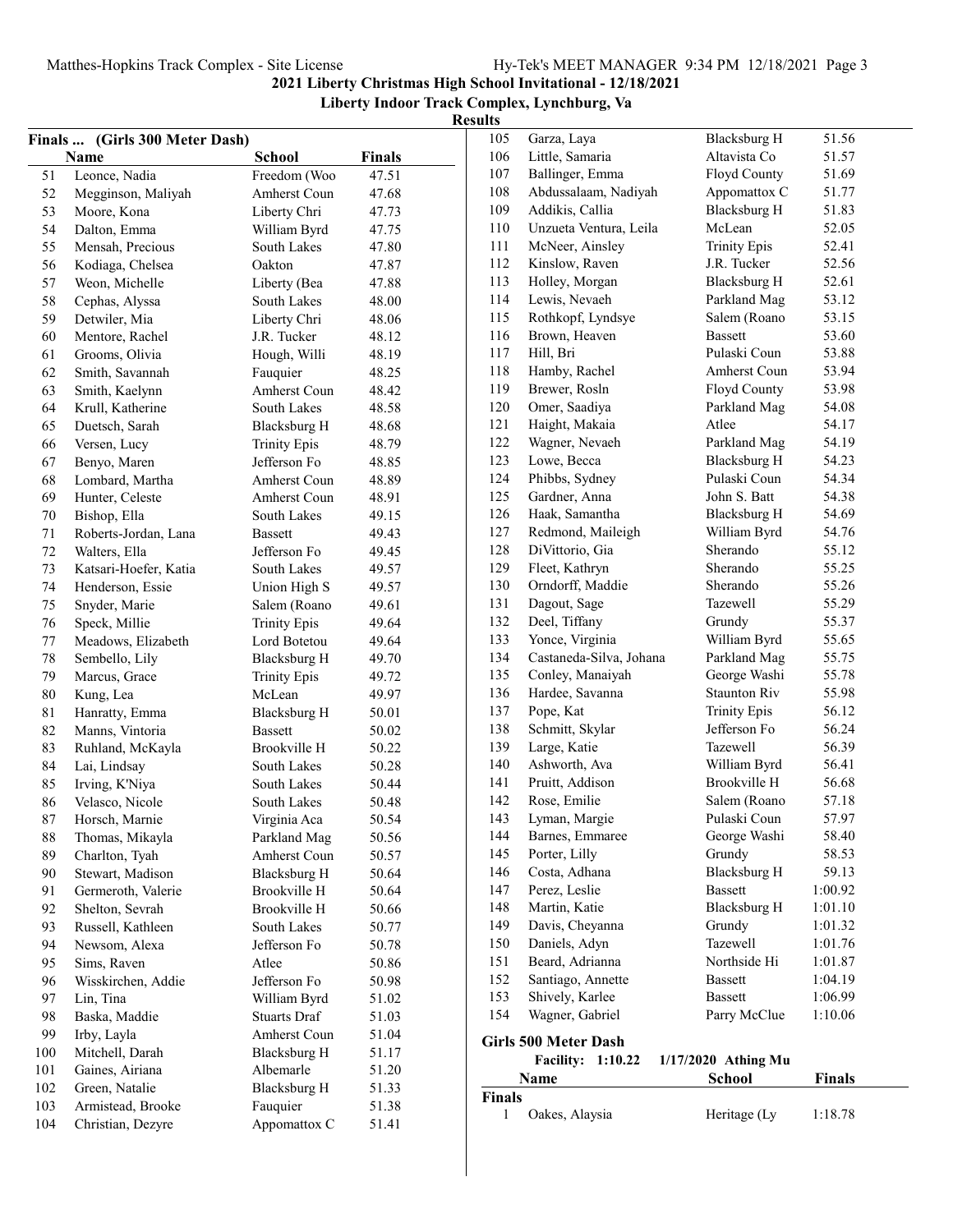2021 Liberty Christmas High School Invitational - 12/18/2021

Liberty Indoor Track Complex, Lynchburg, Va

Results

### Finals ... (Girls 300 Meter Dash)

| | Name | School | Finals |
|---|---|---|---|
| 51 | Leonce, Nadia | Freedom (Woo | 47.51 |
| 52 | Megginson, Maliyah | Amherst Coun | 47.68 |
| 53 | Moore, Kona | Liberty Chri | 47.73 |
| 54 | Dalton, Emma | William Byrd | 47.75 |
| 55 | Mensah, Precious | South Lakes | 47.80 |
| 56 | Kodiaga, Chelsea | Oakton | 47.87 |
| 57 | Weon, Michelle | Liberty (Bea | 47.88 |
| 58 | Cephas, Alyssa | South Lakes | 48.00 |
| 59 | Detwiler, Mia | Liberty Chri | 48.06 |
| 60 | Mentore, Rachel | J.R. Tucker | 48.12 |
| 61 | Grooms, Olivia | Hough, Willi | 48.19 |
| 62 | Smith, Savannah | Fauquier | 48.25 |
| 63 | Smith, Kaelynn | Amherst Coun | 48.42 |
| 64 | Krull, Katherine | South Lakes | 48.58 |
| 65 | Duetsch, Sarah | Blacksburg H | 48.68 |
| 66 | Versen, Lucy | Trinity Epis | 48.79 |
| 67 | Benyo, Maren | Jefferson Fo | 48.85 |
| 68 | Lombard, Martha | Amherst Coun | 48.89 |
| 69 | Hunter, Celeste | Amherst Coun | 48.91 |
| 70 | Bishop, Ella | South Lakes | 49.15 |
| 71 | Roberts-Jordan, Lana | Bassett | 49.43 |
| 72 | Walters, Ella | Jefferson Fo | 49.45 |
| 73 | Katsari-Hoefer, Katia | South Lakes | 49.57 |
| 74 | Henderson, Essie | Union High S | 49.57 |
| 75 | Snyder, Marie | Salem (Roano | 49.61 |
| 76 | Speck, Millie | Trinity Epis | 49.64 |
| 77 | Meadows, Elizabeth | Lord Botetou | 49.64 |
| 78 | Sembello, Lily | Blacksburg H | 49.70 |
| 79 | Marcus, Grace | Trinity Epis | 49.72 |
| 80 | Kung, Lea | McLean | 49.97 |
| 81 | Hanratty, Emma | Blacksburg H | 50.01 |
| 82 | Manns, Vintoria | Bassett | 50.02 |
| 83 | Ruhland, McKayla | Brookville H | 50.22 |
| 84 | Lai, Lindsay | South Lakes | 50.28 |
| 85 | Irving, K'Niya | South Lakes | 50.44 |
| 86 | Velasco, Nicole | South Lakes | 50.48 |
| 87 | Horsch, Marnie | Virginia Aca | 50.54 |
| 88 | Thomas, Mikayla | Parkland Mag | 50.56 |
| 89 | Charlton, Tyah | Amherst Coun | 50.57 |
| 90 | Stewart, Madison | Blacksburg H | 50.64 |
| 91 | Germeroth, Valerie | Brookville H | 50.64 |
| 92 | Shelton, Sevrah | Brookville H | 50.66 |
| 93 | Russell, Kathleen | South Lakes | 50.77 |
| 94 | Newsom, Alexa | Jefferson Fo | 50.78 |
| 95 | Sims, Raven | Atlee | 50.86 |
| 96 | Wisskirchen, Addie | Jefferson Fo | 50.98 |
| 97 | Lin, Tina | William Byrd | 51.02 |
| 98 | Baska, Maddie | Stuarts Draf | 51.03 |
| 99 | Irby, Layla | Amherst Coun | 51.04 |
| 100 | Mitchell, Darah | Blacksburg H | 51.17 |
| 101 | Gaines, Airiana | Albemarle | 51.20 |
| 102 | Green, Natalie | Blacksburg H | 51.33 |
| 103 | Armistead, Brooke | Fauquier | 51.38 |
| 104 | Christian, Dezyre | Appomattox C | 51.41 |
| 105 | Garza, Laya | Blacksburg H | 51.56 |
| 106 | Little, Samaria | Altavista Co | 51.57 |
| 107 | Ballinger, Emma | Floyd County | 51.69 |
| 108 | Abdussalaam, Nadiyah | Appomattox C | 51.77 |
| 109 | Addikis, Callia | Blacksburg H | 51.83 |
| 110 | Unzueta Ventura, Leila | McLean | 52.05 |
| 111 | McNeer, Ainsley | Trinity Epis | 52.41 |
| 112 | Kinslow, Raven | J.R. Tucker | 52.56 |
| 113 | Holley, Morgan | Blacksburg H | 52.61 |
| 114 | Lewis, Nevaeh | Parkland Mag | 53.12 |
| 115 | Rothkopf, Lyndsye | Salem (Roano | 53.15 |
| 116 | Brown, Heaven | Bassett | 53.60 |
| 117 | Hill, Bri | Pulaski Coun | 53.88 |
| 118 | Hamby, Rachel | Amherst Coun | 53.94 |
| 119 | Brewer, Rosln | Floyd County | 53.98 |
| 120 | Omer, Saadiya | Parkland Mag | 54.08 |
| 121 | Haight, Makaia | Atlee | 54.17 |
| 122 | Wagner, Nevaeh | Parkland Mag | 54.19 |
| 123 | Lowe, Becca | Blacksburg H | 54.23 |
| 124 | Phibbs, Sydney | Pulaski Coun | 54.34 |
| 125 | Gardner, Anna | John S. Batt | 54.38 |
| 126 | Haak, Samantha | Blacksburg H | 54.69 |
| 127 | Redmond, Maileigh | William Byrd | 54.76 |
| 128 | DiVittorio, Gia | Sherando | 55.12 |
| 129 | Fleet, Kathryn | Sherando | 55.25 |
| 130 | Orndorff, Maddie | Sherando | 55.26 |
| 131 | Dagout, Sage | Tazewell | 55.29 |
| 132 | Deel, Tiffany | Grundy | 55.37 |
| 133 | Yonce, Virginia | William Byrd | 55.65 |
| 134 | Castaneda-Silva, Johana | Parkland Mag | 55.75 |
| 135 | Conley, Manaiyah | George Washi | 55.78 |
| 136 | Hardee, Savanna | Staunton Riv | 55.98 |
| 137 | Pope, Kat | Trinity Epis | 56.12 |
| 138 | Schmitt, Skylar | Jefferson Fo | 56.24 |
| 139 | Large, Katie | Tazewell | 56.39 |
| 140 | Ashworth, Ava | William Byrd | 56.41 |
| 141 | Pruitt, Addison | Brookville H | 56.68 |
| 142 | Rose, Emilie | Salem (Roano | 57.18 |
| 143 | Lyman, Margie | Pulaski Coun | 57.97 |
| 144 | Barnes, Emmaree | George Washi | 58.40 |
| 145 | Porter, Lilly | Grundy | 58.53 |
| 146 | Costa, Adhana | Blacksburg H | 59.13 |
| 147 | Perez, Leslie | Bassett | 1:00.92 |
| 148 | Martin, Katie | Blacksburg H | 1:01.10 |
| 149 | Davis, Cheyanna | Grundy | 1:01.32 |
| 150 | Daniels, Adyn | Tazewell | 1:01.76 |
| 151 | Beard, Adrianna | Northside Hi | 1:01.87 |
| 152 | Santiago, Annette | Bassett | 1:04.19 |
| 153 | Shively, Karlee | Bassett | 1:06.99 |
| 154 | Wagner, Gabriel | Parry McClue | 1:10.06 |

### Girls 500 Meter Dash

Facility: 1:10.22 1/17/2020 Athing Mu

| | Name | School | Finals |
|---|---|---|---|
| **Finals** | | | |
| 1 | Oakes, Alaysia | Heritage (Ly | 1:18.78 |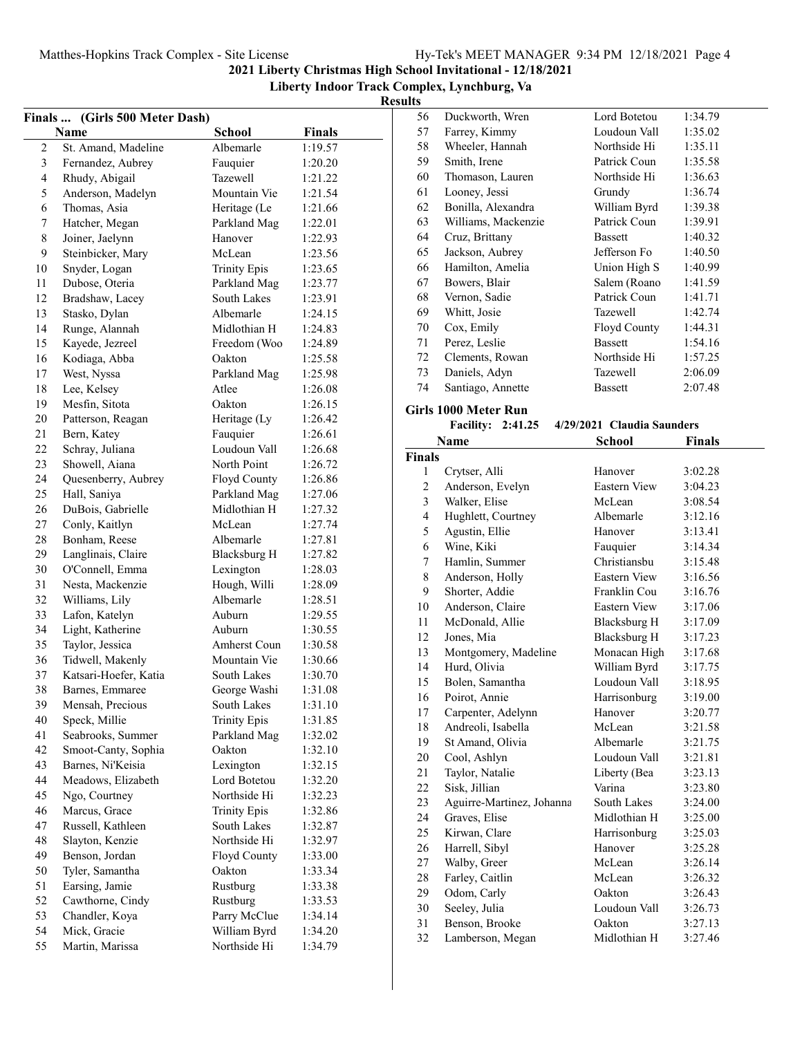# 2021 Liberty Christmas High School Invitational - 12/18/2021

## Liberty Indoor Track Complex, Lynchburg, Va

### Results

**Finals ... (Girls 500 Meter Dash)**

| | Name | School | Finals |
|---|---|---|---|
| 2 | St. Amand, Madeline | Albemarle | 1:19.57 |
| 3 | Fernandez, Aubrey | Fauquier | 1:20.20 |
| 4 | Rhudy, Abigail | Tazewell | 1:21.22 |
| 5 | Anderson, Madelyn | Mountain Vie | 1:21.54 |
| 6 | Thomas, Asia | Heritage (Le | 1:21.66 |
| 7 | Hatcher, Megan | Parkland Mag | 1:22.01 |
| 8 | Joiner, Jaelynn | Hanover | 1:22.93 |
| 9 | Steinbicker, Mary | McLean | 1:23.56 |
| 10 | Snyder, Logan | Trinity Epis | 1:23.65 |
| 11 | Dubose, Oteria | Parkland Mag | 1:23.77 |
| 12 | Bradshaw, Lacey | South Lakes | 1:23.91 |
| 13 | Stasko, Dylan | Albemarle | 1:24.15 |
| 14 | Runge, Alannah | Midlothian H | 1:24.83 |
| 15 | Kayede, Jezreel | Freedom (Woo | 1:24.89 |
| 16 | Kodiaga, Abba | Oakton | 1:25.58 |
| 17 | West, Nyssa | Parkland Mag | 1:25.98 |
| 18 | Lee, Kelsey | Atlee | 1:26.08 |
| 19 | Mesfin, Sitota | Oakton | 1:26.15 |
| 20 | Patterson, Reagan | Heritage (Ly | 1:26.42 |
| 21 | Bern, Katey | Fauquier | 1:26.61 |
| 22 | Schray, Juliana | Loudoun Vall | 1:26.68 |
| 23 | Showell, Aiana | North Point | 1:26.72 |
| 24 | Quesenberry, Aubrey | Floyd County | 1:26.86 |
| 25 | Hall, Saniya | Parkland Mag | 1:27.06 |
| 26 | DuBois, Gabrielle | Midlothian H | 1:27.32 |
| 27 | Conly, Kaitlyn | McLean | 1:27.74 |
| 28 | Bonham, Reese | Albemarle | 1:27.81 |
| 29 | Langlinais, Claire | Blacksburg H | 1:27.82 |
| 30 | O'Connell, Emma | Lexington | 1:28.03 |
| 31 | Nesta, Mackenzie | Hough, Willi | 1:28.09 |
| 32 | Williams, Lily | Albemarle | 1:28.51 |
| 33 | Lafon, Katelyn | Auburn | 1:29.55 |
| 34 | Light, Katherine | Auburn | 1:30.55 |
| 35 | Taylor, Jessica | Amherst Coun | 1:30.58 |
| 36 | Tidwell, Makenly | Mountain Vie | 1:30.66 |
| 37 | Katsari-Hoefer, Katia | South Lakes | 1:30.70 |
| 38 | Barnes, Emmaree | George Washi | 1:31.08 |
| 39 | Mensah, Precious | South Lakes | 1:31.10 |
| 40 | Speck, Millie | Trinity Epis | 1:31.85 |
| 41 | Seabrooks, Summer | Parkland Mag | 1:32.02 |
| 42 | Smoot-Canty, Sophia | Oakton | 1:32.10 |
| 43 | Barnes, Ni'Keisia | Lexington | 1:32.15 |
| 44 | Meadows, Elizabeth | Lord Botetou | 1:32.20 |
| 45 | Ngo, Courtney | Northside Hi | 1:32.23 |
| 46 | Marcus, Grace | Trinity Epis | 1:32.86 |
| 47 | Russell, Kathleen | South Lakes | 1:32.87 |
| 48 | Slayton, Kenzie | Northside Hi | 1:32.97 |
| 49 | Benson, Jordan | Floyd County | 1:33.00 |
| 50 | Tyler, Samantha | Oakton | 1:33.34 |
| 51 | Earsing, Jamie | Rustburg | 1:33.38 |
| 52 | Cawthorne, Cindy | Rustburg | 1:33.53 |
| 53 | Chandler, Koya | Parry McClue | 1:34.14 |
| 54 | Mick, Gracie | William Byrd | 1:34.20 |
| 55 | Martin, Marissa | Northside Hi | 1:34.79 |
| 56 | Duckworth, Wren | Lord Botetou | 1:34.79 |
| 57 | Farrey, Kimmy | Loudoun Vall | 1:35.02 |
| 58 | Wheeler, Hannah | Northside Hi | 1:35.11 |
| 59 | Smith, Irene | Patrick Coun | 1:35.58 |
| 60 | Thomason, Lauren | Northside Hi | 1:36.63 |
| 61 | Looney, Jessi | Grundy | 1:36.74 |
| 62 | Bonilla, Alexandra | William Byrd | 1:39.38 |
| 63 | Williams, Mackenzie | Patrick Coun | 1:39.91 |
| 64 | Cruz, Brittany | Bassett | 1:40.32 |
| 65 | Jackson, Aubrey | Jefferson Fo | 1:40.50 |
| 66 | Hamilton, Amelia | Union High S | 1:40.99 |
| 67 | Bowers, Blair | Salem (Roano | 1:41.59 |
| 68 | Vernon, Sadie | Patrick Coun | 1:41.71 |
| 69 | Whitt, Josie | Tazewell | 1:42.74 |
| 70 | Cox, Emily | Floyd County | 1:44.31 |
| 71 | Perez, Leslie | Bassett | 1:54.16 |
| 72 | Clements, Rowan | Northside Hi | 1:57.25 |
| 73 | Daniels, Adyn | Tazewell | 2:06.09 |
| 74 | Santiago, Annette | Bassett | 2:07.48 |

**Girls 1000 Meter Run**

Facility: 2:41.25 4/29/2021 Claudia Saunders

| | Name | School | Finals |
|---|---|---|---|
| **Finals** | | | |
| 1 | Crytser, Alli | Hanover | 3:02.28 |
| 2 | Anderson, Evelyn | Eastern View | 3:04.23 |
| 3 | Walker, Elise | McLean | 3:08.54 |
| 4 | Hughlett, Courtney | Albemarle | 3:12.16 |
| 5 | Agustin, Ellie | Hanover | 3:13.41 |
| 6 | Wine, Kiki | Fauquier | 3:14.34 |
| 7 | Hamlin, Summer | Christiansbu | 3:15.48 |
| 8 | Anderson, Holly | Eastern View | 3:16.56 |
| 9 | Shorter, Addie | Franklin Cou | 3:16.76 |
| 10 | Anderson, Claire | Eastern View | 3:17.06 |
| 11 | McDonald, Allie | Blacksburg H | 3:17.09 |
| 12 | Jones, Mia | Blacksburg H | 3:17.23 |
| 13 | Montgomery, Madeline | Monacan High | 3:17.68 |
| 14 | Hurd, Olivia | William Byrd | 3:17.75 |
| 15 | Bolen, Samantha | Loudoun Vall | 3:18.95 |
| 16 | Poirot, Annie | Harrisonburg | 3:19.00 |
| 17 | Carpenter, Adelynn | Hanover | 3:20.77 |
| 18 | Andreoli, Isabella | McLean | 3:21.58 |
| 19 | St Amand, Olivia | Albemarle | 3:21.75 |
| 20 | Cool, Ashlyn | Loudoun Vall | 3:21.81 |
| 21 | Taylor, Natalie | Liberty (Bea | 3:23.13 |
| 22 | Sisk, Jillian | Varina | 3:23.80 |
| 23 | Aguirre-Martinez, Johanna | South Lakes | 3:24.00 |
| 24 | Graves, Elise | Midlothian H | 3:25.00 |
| 25 | Kirwan, Clare | Harrisonburg | 3:25.03 |
| 26 | Harrell, Sibyl | Hanover | 3:25.28 |
| 27 | Walby, Greer | McLean | 3:26.14 |
| 28 | Farley, Caitlin | McLean | 3:26.32 |
| 29 | Odom, Carly | Oakton | 3:26.43 |
| 30 | Seeley, Julia | Loudoun Vall | 3:26.73 |
| 31 | Benson, Brooke | Oakton | 3:27.13 |
| 32 | Lamberson, Megan | Midlothian H | 3:27.46 |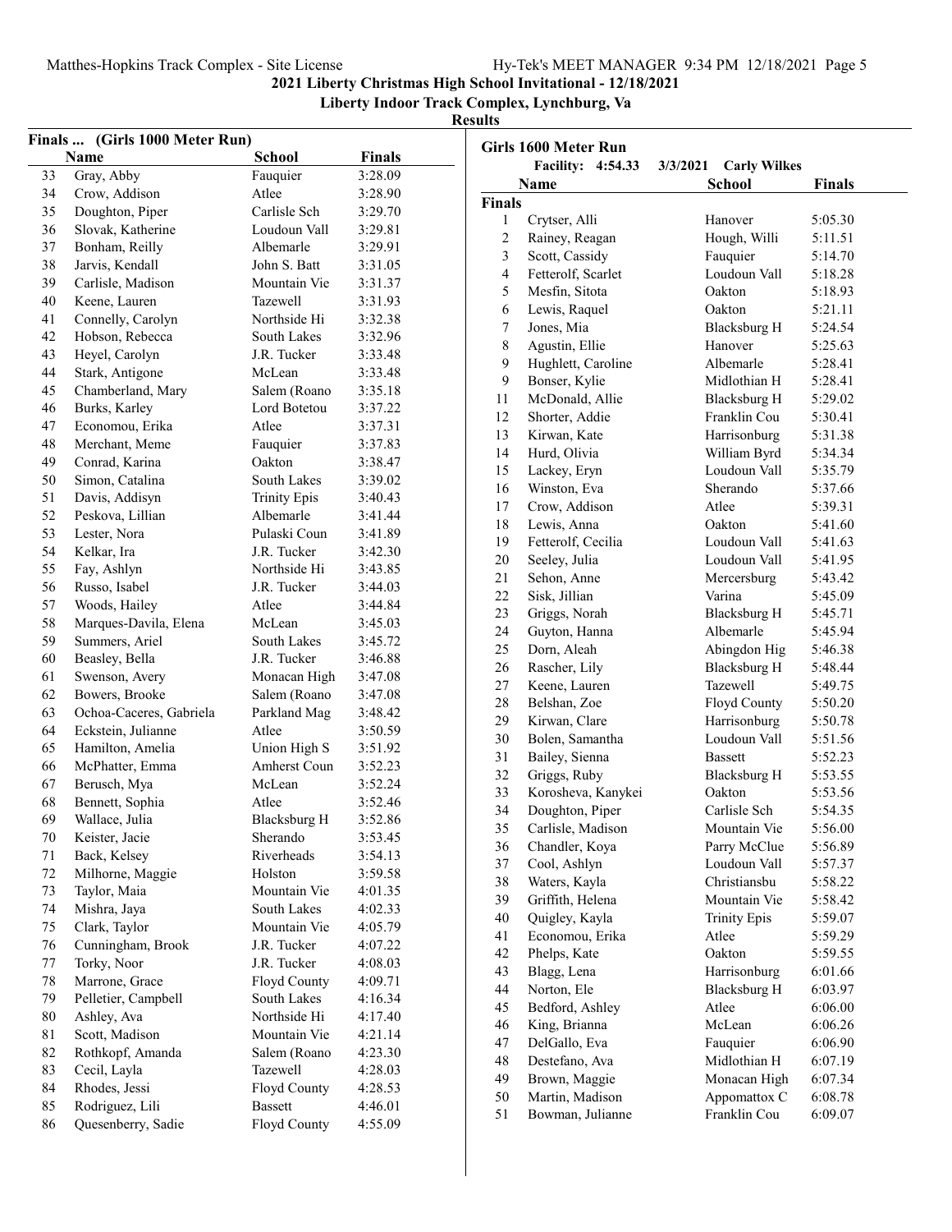## 2021 Liberty Christmas High School Invitational - 12/18/2021

### Liberty Indoor Track Complex, Lynchburg, Va

### Results

#### Finals ... (Girls 1000 Meter Run)

| | Name | School | Finals |
|---|---|---|---|
| 33 | Gray, Abby | Fauquier | 3:28.09 |
| 34 | Crow, Addison | Atlee | 3:28.90 |
| 35 | Doughton, Piper | Carlisle Sch | 3:29.70 |
| 36 | Slovak, Katherine | Loudoun Vall | 3:29.81 |
| 37 | Bonham, Reilly | Albemarle | 3:29.91 |
| 38 | Jarvis, Kendall | John S. Batt | 3:31.05 |
| 39 | Carlisle, Madison | Mountain Vie | 3:31.37 |
| 40 | Keene, Lauren | Tazewell | 3:31.93 |
| 41 | Connelly, Carolyn | Northside Hi | 3:32.38 |
| 42 | Hobson, Rebecca | South Lakes | 3:32.96 |
| 43 | Heyel, Carolyn | J.R. Tucker | 3:33.48 |
| 44 | Stark, Antigone | McLean | 3:33.48 |
| 45 | Chamberland, Mary | Salem (Roano | 3:35.18 |
| 46 | Burks, Karley | Lord Botetou | 3:37.22 |
| 47 | Economou, Erika | Atlee | 3:37.31 |
| 48 | Merchant, Meme | Fauquier | 3:37.83 |
| 49 | Conrad, Karina | Oakton | 3:38.47 |
| 50 | Simon, Catalina | South Lakes | 3:39.02 |
| 51 | Davis, Addisyn | Trinity Epis | 3:40.43 |
| 52 | Peskova, Lillian | Albemarle | 3:41.44 |
| 53 | Lester, Nora | Pulaski Coun | 3:41.89 |
| 54 | Kelkar, Ira | J.R. Tucker | 3:42.30 |
| 55 | Fay, Ashlyn | Northside Hi | 3:43.85 |
| 56 | Russo, Isabel | J.R. Tucker | 3:44.03 |
| 57 | Woods, Hailey | Atlee | 3:44.84 |
| 58 | Marques-Davila, Elena | McLean | 3:45.03 |
| 59 | Summers, Ariel | South Lakes | 3:45.72 |
| 60 | Beasley, Bella | J.R. Tucker | 3:46.88 |
| 61 | Swenson, Avery | Monacan High | 3:47.08 |
| 62 | Bowers, Brooke | Salem (Roano | 3:47.08 |
| 63 | Ochoa-Caceres, Gabriela | Parkland Mag | 3:48.42 |
| 64 | Eckstein, Julianne | Atlee | 3:50.59 |
| 65 | Hamilton, Amelia | Union High S | 3:51.92 |
| 66 | McPhatter, Emma | Amherst Coun | 3:52.23 |
| 67 | Berusch, Mya | McLean | 3:52.24 |
| 68 | Bennett, Sophia | Atlee | 3:52.46 |
| 69 | Wallace, Julia | Blacksburg H | 3:52.86 |
| 70 | Keister, Jacie | Sherando | 3:53.45 |
| 71 | Back, Kelsey | Riverheads | 3:54.13 |
| 72 | Milhorne, Maggie | Holston | 3:59.58 |
| 73 | Taylor, Maia | Mountain Vie | 4:01.35 |
| 74 | Mishra, Jaya | South Lakes | 4:02.33 |
| 75 | Clark, Taylor | Mountain Vie | 4:05.79 |
| 76 | Cunningham, Brook | J.R. Tucker | 4:07.22 |
| 77 | Torky, Noor | J.R. Tucker | 4:08.03 |
| 78 | Marrone, Grace | Floyd County | 4:09.71 |
| 79 | Pelletier, Campbell | South Lakes | 4:16.34 |
| 80 | Ashley, Ava | Northside Hi | 4:17.40 |
| 81 | Scott, Madison | Mountain Vie | 4:21.14 |
| 82 | Rothkopf, Amanda | Salem (Roano | 4:23.30 |
| 83 | Cecil, Layla | Tazewell | 4:28.03 |
| 84 | Rhodes, Jessi | Floyd County | 4:28.53 |
| 85 | Rodriguez, Lili | Bassett | 4:46.01 |
| 86 | Quesenberry, Sadie | Floyd County | 4:55.09 |

#### Girls 1600 Meter Run

Facility: 4:54.33 3/3/2021 Carly Wilkes

**Finals**

| | Name | School | Finals |
|---|---|---|---|
| 1 | Crytser, Alli | Hanover | 5:05.30 |
| 2 | Rainey, Reagan | Hough, Willi | 5:11.51 |
| 3 | Scott, Cassidy | Fauquier | 5:14.70 |
| 4 | Fetterolf, Scarlet | Loudoun Vall | 5:18.28 |
| 5 | Mesfin, Sitota | Oakton | 5:18.93 |
| 6 | Lewis, Raquel | Oakton | 5:21.11 |
| 7 | Jones, Mia | Blacksburg H | 5:24.54 |
| 8 | Agustin, Ellie | Hanover | 5:25.63 |
| 9 | Hughlett, Caroline | Albemarle | 5:28.41 |
| 9 | Bonser, Kylie | Midlothian H | 5:28.41 |
| 11 | McDonald, Allie | Blacksburg H | 5:29.02 |
| 12 | Shorter, Addie | Franklin Cou | 5:30.41 |
| 13 | Kirwan, Kate | Harrisonburg | 5:31.38 |
| 14 | Hurd, Olivia | William Byrd | 5:34.34 |
| 15 | Lackey, Eryn | Loudoun Vall | 5:35.79 |
| 16 | Winston, Eva | Sherando | 5:37.66 |
| 17 | Crow, Addison | Atlee | 5:39.31 |
| 18 | Lewis, Anna | Oakton | 5:41.60 |
| 19 | Fetterolf, Cecilia | Loudoun Vall | 5:41.63 |
| 20 | Seeley, Julia | Loudoun Vall | 5:41.95 |
| 21 | Sehon, Anne | Mercersburg | 5:43.42 |
| 22 | Sisk, Jillian | Varina | 5:45.09 |
| 23 | Griggs, Norah | Blacksburg H | 5:45.71 |
| 24 | Guyton, Hanna | Albemarle | 5:45.94 |
| 25 | Dorn, Aleah | Abingdon Hig | 5:46.38 |
| 26 | Rascher, Lily | Blacksburg H | 5:48.44 |
| 27 | Keene, Lauren | Tazewell | 5:49.75 |
| 28 | Belshan, Zoe | Floyd County | 5:50.20 |
| 29 | Kirwan, Clare | Harrisonburg | 5:50.78 |
| 30 | Bolen, Samantha | Loudoun Vall | 5:51.56 |
| 31 | Bailey, Sienna | Bassett | 5:52.23 |
| 32 | Griggs, Ruby | Blacksburg H | 5:53.55 |
| 33 | Korosheva, Kanykei | Oakton | 5:53.56 |
| 34 | Doughton, Piper | Carlisle Sch | 5:54.35 |
| 35 | Carlisle, Madison | Mountain Vie | 5:56.00 |
| 36 | Chandler, Koya | Parry McClue | 5:56.89 |
| 37 | Cool, Ashlyn | Loudoun Vall | 5:57.37 |
| 38 | Waters, Kayla | Christiansbu | 5:58.22 |
| 39 | Griffith, Helena | Mountain Vie | 5:58.42 |
| 40 | Quigley, Kayla | Trinity Epis | 5:59.07 |
| 41 | Economou, Erika | Atlee | 5:59.29 |
| 42 | Phelps, Kate | Oakton | 5:59.55 |
| 43 | Blagg, Lena | Harrisonburg | 6:01.66 |
| 44 | Norton, Ele | Blacksburg H | 6:03.97 |
| 45 | Bedford, Ashley | Atlee | 6:06.00 |
| 46 | King, Brianna | McLean | 6:06.26 |
| 47 | DelGallo, Eva | Fauquier | 6:06.90 |
| 48 | Destefano, Ava | Midlothian H | 6:07.19 |
| 49 | Brown, Maggie | Monacan High | 6:07.34 |
| 50 | Martin, Madison | Appomattox C | 6:08.78 |
| 51 | Bowman, Julianne | Franklin Cou | 6:09.07 |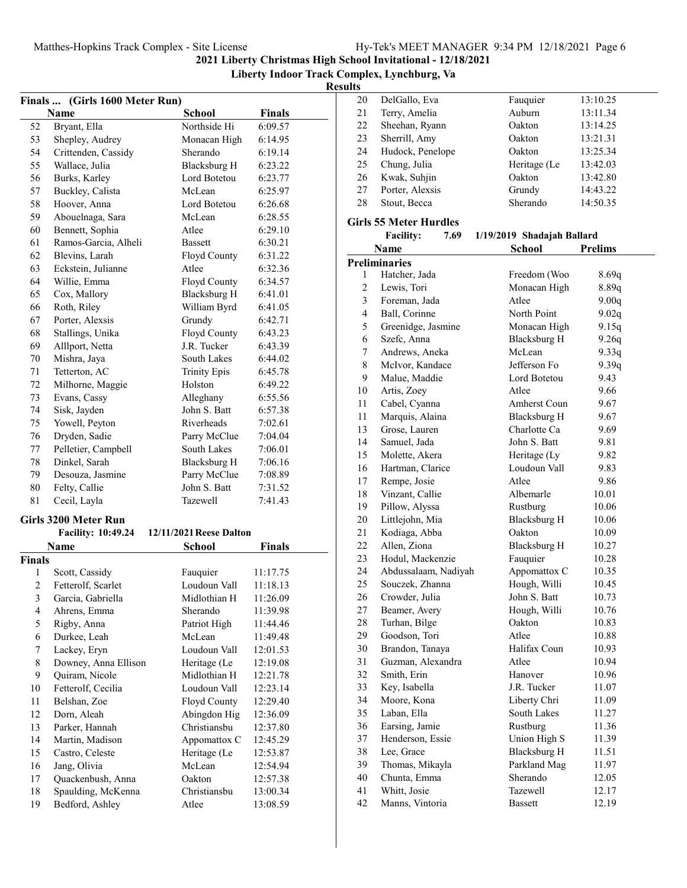**2021 Liberty Christmas High School Invitational - 12/18/2021**

**Liberty Indoor Track Complex, Lynchburg, Va**

**Results**

### Finals ... (Girls 1600 Meter Run)

| | Name | School | Finals |
|---|---|---|---|
| 52 | Bryant, Ella | Northside Hi | 6:09.57 |
| 53 | Shepley, Audrey | Monacan High | 6:14.95 |
| 54 | Crittenden, Cassidy | Sherando | 6:19.14 |
| 55 | Wallace, Julia | Blacksburg H | 6:23.22 |
| 56 | Burks, Karley | Lord Botetou | 6:23.77 |
| 57 | Buckley, Calista | McLean | 6:25.97 |
| 58 | Hoover, Anna | Lord Botetou | 6:26.68 |
| 59 | Abouelnaga, Sara | McLean | 6:28.55 |
| 60 | Bennett, Sophia | Atlee | 6:29.10 |
| 61 | Ramos-Garcia, Alheli | Bassett | 6:30.21 |
| 62 | Blevins, Larah | Floyd County | 6:31.22 |
| 63 | Eckstein, Julianne | Atlee | 6:32.36 |
| 64 | Willie, Emma | Floyd County | 6:34.57 |
| 65 | Cox, Mallory | Blacksburg H | 6:41.01 |
| 66 | Roth, Riley | William Byrd | 6:41.05 |
| 67 | Porter, Alexsis | Grundy | 6:42.71 |
| 68 | Stallings, Unika | Floyd County | 6:43.23 |
| 69 | Alllport, Netta | J.R. Tucker | 6:43.39 |
| 70 | Mishra, Jaya | South Lakes | 6:44.02 |
| 71 | Tetterton, AC | Trinity Epis | 6:45.78 |
| 72 | Milhorne, Maggie | Holston | 6:49.22 |
| 73 | Evans, Cassy | Alleghany | 6:55.56 |
| 74 | Sisk, Jayden | John S. Batt | 6:57.38 |
| 75 | Yowell, Peyton | Riverheads | 7:02.61 |
| 76 | Dryden, Sadie | Parry McClue | 7:04.04 |
| 77 | Pelletier, Campbell | South Lakes | 7:06.01 |
| 78 | Dinkel, Sarah | Blacksburg H | 7:06.16 |
| 79 | Desouza, Jasmine | Parry McClue | 7:08.89 |
| 80 | Felty, Callie | John S. Batt | 7:31.52 |
| 81 | Cecil, Layla | Tazewell | 7:41.43 |

### Girls 3200 Meter Run

**Facility: 10:49.24 12/11/2021 Reese Dalton**

| | Name | School | Finals |
|---|---|---|---|
| **Finals** | | | |
| 1 | Scott, Cassidy | Fauquier | 11:17.75 |
| 2 | Fetterolf, Scarlet | Loudoun Vall | 11:18.13 |
| 3 | Garcia, Gabriella | Midlothian H | 11:26.09 |
| 4 | Ahrens, Emma | Sherando | 11:39.98 |
| 5 | Rigby, Anna | Patriot High | 11:44.46 |
| 6 | Durkee, Leah | McLean | 11:49.48 |
| 7 | Lackey, Eryn | Loudoun Vall | 12:01.53 |
| 8 | Downey, Anna Ellison | Heritage (Le | 12:19.08 |
| 9 | Quiram, Nicole | Midlothian H | 12:21.78 |
| 10 | Fetterolf, Cecilia | Loudoun Vall | 12:23.14 |
| 11 | Belshan, Zoe | Floyd County | 12:29.40 |
| 12 | Dorn, Aleah | Abingdon Hig | 12:36.09 |
| 13 | Parker, Hannah | Christiansbu | 12:37.80 |
| 14 | Martin, Madison | Appomattox C | 12:45.29 |
| 15 | Castro, Celeste | Heritage (Le | 12:53.87 |
| 16 | Jang, Olivia | McLean | 12:54.94 |
| 17 | Quackenbush, Anna | Oakton | 12:57.38 |
| 18 | Spaulding, McKenna | Christiansbu | 13:00.34 |
| 19 | Bedford, Ashley | Atlee | 13:08.59 |
| 20 | DelGallo, Eva | Fauquier | 13:10.25 |
| 21 | Terry, Amelia | Auburn | 13:11.34 |
| 22 | Sheehan, Ryann | Oakton | 13:14.25 |
| 23 | Sherrill, Amy | Oakton | 13:21.31 |
| 24 | Hudock, Penelope | Oakton | 13:25.34 |
| 25 | Chung, Julia | Heritage (Le | 13:42.03 |
| 26 | Kwak, Suhjin | Oakton | 13:42.80 |
| 27 | Porter, Alexsis | Grundy | 14:43.22 |
| 28 | Stout, Becca | Sherando | 14:50.35 |

### Girls 55 Meter Hurdles

**Facility: 7.69 1/19/2019 Shadajah Ballard**

| | Name | School | Prelims |
|---|---|---|---|
| **Preliminaries** | | | |
| 1 | Hatcher, Jada | Freedom (Woo | 8.69q |
| 2 | Lewis, Tori | Monacan High | 8.89q |
| 3 | Foreman, Jada | Atlee | 9.00q |
| 4 | Ball, Corinne | North Point | 9.02q |
| 5 | Greenidge, Jasmine | Monacan High | 9.15q |
| 6 | Szefc, Anna | Blacksburg H | 9.26q |
| 7 | Andrews, Aneka | McLean | 9.33q |
| 8 | McIvor, Kandace | Jefferson Fo | 9.39q |
| 9 | Malue, Maddie | Lord Botetou | 9.43 |
| 10 | Artis, Zoey | Atlee | 9.66 |
| 11 | Cabel, Cyanna | Amherst Coun | 9.67 |
| 11 | Marquis, Alaina | Blacksburg H | 9.67 |
| 13 | Grose, Lauren | Charlotte Ca | 9.69 |
| 14 | Samuel, Jada | John S. Batt | 9.81 |
| 15 | Molette, Akera | Heritage (Ly | 9.82 |
| 16 | Hartman, Clarice | Loudoun Vall | 9.83 |
| 17 | Rempe, Josie | Atlee | 9.86 |
| 18 | Vinzant, Callie | Albemarle | 10.01 |
| 19 | Pillow, Alyssa | Rustburg | 10.06 |
| 20 | Littlejohn, Mia | Blacksburg H | 10.06 |
| 21 | Kodiaga, Abba | Oakton | 10.09 |
| 22 | Allen, Ziona | Blacksburg H | 10.27 |
| 23 | Hodul, Mackenzie | Fauquier | 10.28 |
| 24 | Abdussalaam, Nadiyah | Appomattox C | 10.35 |
| 25 | Souczek, Zhanna | Hough, Willi | 10.45 |
| 26 | Crowder, Julia | John S. Batt | 10.73 |
| 27 | Beamer, Avery | Hough, Willi | 10.76 |
| 28 | Turhan, Bilge | Oakton | 10.83 |
| 29 | Goodson, Tori | Atlee | 10.88 |
| 30 | Brandon, Tanaya | Halifax Coun | 10.93 |
| 31 | Guzman, Alexandra | Atlee | 10.94 |
| 32 | Smith, Erin | Hanover | 10.96 |
| 33 | Key, Isabella | J.R. Tucker | 11.07 |
| 34 | Moore, Kona | Liberty Chri | 11.09 |
| 35 | Laban, Ella | South Lakes | 11.27 |
| 36 | Earsing, Jamie | Rustburg | 11.36 |
| 37 | Henderson, Essie | Union High S | 11.39 |
| 38 | Lee, Grace | Blacksburg H | 11.51 |
| 39 | Thomas, Mikayla | Parkland Mag | 11.97 |
| 40 | Chunta, Emma | Sherando | 12.05 |
| 41 | Whitt, Josie | Tazewell | 12.17 |
| 42 | Manns, Vintoria | Bassett | 12.19 |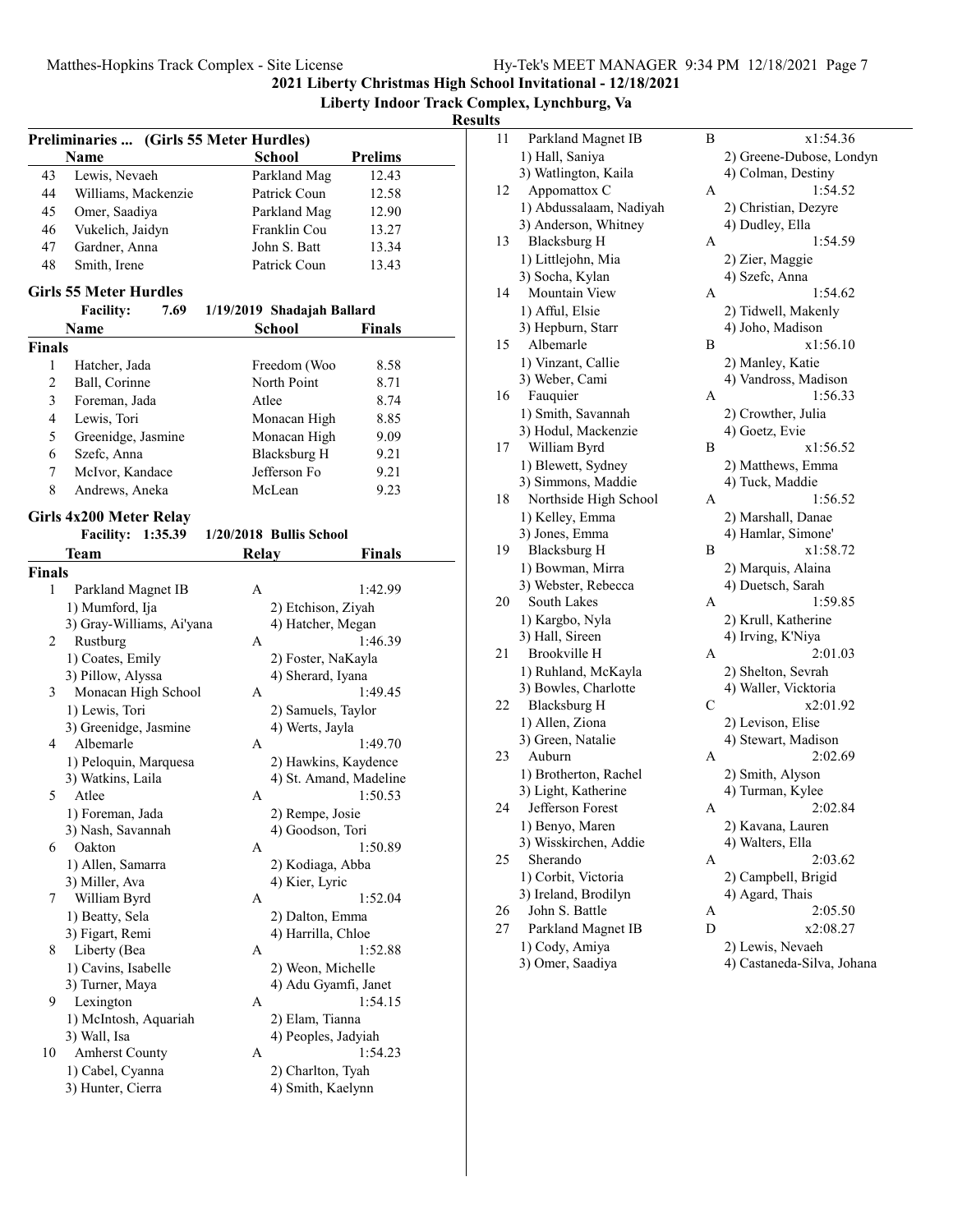2021 Liberty Christmas High School Invitational - 12/18/2021

Liberty Indoor Track Complex, Lynchburg, Va

Results

## Preliminaries ... (Girls 55 Meter Hurdles)

| | Name | School | Prelims |
|---|---|---|---|
| 43 | Lewis, Nevaeh | Parkland Mag | 12.43 |
| 44 | Williams, Mackenzie | Patrick Coun | 12.58 |
| 45 | Omer, Saadiya | Parkland Mag | 12.90 |
| 46 | Vukelich, Jaidyn | Franklin Cou | 13.27 |
| 47 | Gardner, Anna | John S. Batt | 13.34 |
| 48 | Smith, Irene | Patrick Coun | 13.43 |

## Girls 55 Meter Hurdles

**Facility: 7.69 1/19/2019 Shadajah Ballard**

| | Name | School | Finals |
|---|---|---|---|
| **Finals** | | | |
| 1 | Hatcher, Jada | Freedom (Woo | 8.58 |
| 2 | Ball, Corinne | North Point | 8.71 |
| 3 | Foreman, Jada | Atlee | 8.74 |
| 4 | Lewis, Tori | Monacan High | 8.85 |
| 5 | Greenidge, Jasmine | Monacan High | 9.09 |
| 6 | Szefc, Anna | Blacksburg H | 9.21 |
| 7 | McIvor, Kandace | Jefferson Fo | 9.21 |
| 8 | Andrews, Aneka | McLean | 9.23 |

## Girls 4x200 Meter Relay

**Facility: 1:35.39 1/20/2018 Bullis School**

| | Team | Relay | Finals |
|---|---|---|---|
| **Finals** | | | |
| 1 | Parkland Magnet IB | A | 1:42.99 |
| | 1) Mumford, Ija | 2) Etchison, Ziyah | |
| | 3) Gray-Williams, Ai'yana | 4) Hatcher, Megan | |
| 2 | Rustburg | A | 1:46.39 |
| | 1) Coates, Emily | 2) Foster, NaKayla | |
| | 3) Pillow, Alyssa | 4) Sherard, Iyana | |
| 3 | Monacan High School | A | 1:49.45 |
| | 1) Lewis, Tori | 2) Samuels, Taylor | |
| | 3) Greenidge, Jasmine | 4) Werts, Jayla | |
| 4 | Albemarle | A | 1:49.70 |
| | 1) Peloquin, Marquesa | 2) Hawkins, Kaydence | |
| | 3) Watkins, Laila | 4) St. Amand, Madeline | |
| 5 | Atlee | A | 1:50.53 |
| | 1) Foreman, Jada | 2) Rempe, Josie | |
| | 3) Nash, Savannah | 4) Goodson, Tori | |
| 6 | Oakton | A | 1:50.89 |
| | 1) Allen, Samarra | 2) Kodiaga, Abba | |
| | 3) Miller, Ava | 4) Kier, Lyric | |
| 7 | William Byrd | A | 1:52.04 |
| | 1) Beatty, Sela | 2) Dalton, Emma | |
| | 3) Figart, Remi | 4) Harrilla, Chloe | |
| 8 | Liberty (Bea | A | 1:52.88 |
| | 1) Cavins, Isabelle | 2) Weon, Michelle | |
| | 3) Turner, Maya | 4) Adu Gyamfi, Janet | |
| 9 | Lexington | A | 1:54.15 |
| | 1) McIntosh, Aquariah | 2) Elam, Tianna | |
| | 3) Wall, Isa | 4) Peoples, Jadyiah | |
| 10 | Amherst County | A | 1:54.23 |
| | 1) Cabel, Cyanna | 2) Charlton, Tyah | |
| | 3) Hunter, Cierra | 4) Smith, Kaelynn | |
| 11 | Parkland Magnet IB | B | x1:54.36 |
| | 1) Hall, Saniya | 2) Greene-Dubose, Londyn | |
| | 3) Watlington, Kaila | 4) Colman, Destiny | |
| 12 | Appomattox C | A | 1:54.52 |
| | 1) Abdussalaam, Nadiyah | 2) Christian, Dezyre | |
| | 3) Anderson, Whitney | 4) Dudley, Ella | |
| 13 | Blacksburg H | A | 1:54.59 |
| | 1) Littlejohn, Mia | 2) Zier, Maggie | |
| | 3) Socha, Kylan | 4) Szefc, Anna | |
| 14 | Mountain View | A | 1:54.62 |
| | 1) Afful, Elsie | 2) Tidwell, Makenly | |
| | 3) Hepburn, Starr | 4) Joho, Madison | |
| 15 | Albemarle | B | x1:56.10 |
| | 1) Vinzant, Callie | 2) Manley, Katie | |
| | 3) Weber, Cami | 4) Vandross, Madison | |
| 16 | Fauquier | A | 1:56.33 |
| | 1) Smith, Savannah | 2) Crowther, Julia | |
| | 3) Hodul, Mackenzie | 4) Goetz, Evie | |
| 17 | William Byrd | B | x1:56.52 |
| | 1) Blewett, Sydney | 2) Matthews, Emma | |
| | 3) Simmons, Maddie | 4) Tuck, Maddie | |
| 18 | Northside High School | A | 1:56.52 |
| | 1) Kelley, Emma | 2) Marshall, Danae | |
| | 3) Jones, Emma | 4) Hamlar, Simone' | |
| 19 | Blacksburg H | B | x1:58.72 |
| | 1) Bowman, Mirra | 2) Marquis, Alaina | |
| | 3) Webster, Rebecca | 4) Duetsch, Sarah | |
| 20 | South Lakes | A | 1:59.85 |
| | 1) Kargbo, Nyla | 2) Krull, Katherine | |
| | 3) Hall, Sireen | 4) Irving, K'Niya | |
| 21 | Brookville H | A | 2:01.03 |
| | 1) Ruhland, McKayla | 2) Shelton, Sevrah | |
| | 3) Bowles, Charlotte | 4) Waller, Vicktoria | |
| 22 | Blacksburg H | C | x2:01.92 |
| | 1) Allen, Ziona | 2) Levison, Elise | |
| | 3) Green, Natalie | 4) Stewart, Madison | |
| 23 | Auburn | A | 2:02.69 |
| | 1) Brotherton, Rachel | 2) Smith, Alyson | |
| | 3) Light, Katherine | 4) Turman, Kylee | |
| 24 | Jefferson Forest | A | 2:02.84 |
| | 1) Benyo, Maren | 2) Kavana, Lauren | |
| | 3) Wisskirchen, Addie | 4) Walters, Ella | |
| 25 | Sherando | A | 2:03.62 |
| | 1) Corbit, Victoria | 2) Campbell, Brigid | |
| | 3) Ireland, Brodilyn | 4) Agard, Thais | |
| 26 | John S. Battle | A | 2:05.50 |
| 27 | Parkland Magnet IB | D | x2:08.27 |
| | 1) Cody, Amiya | 2) Lewis, Nevaeh | |
| | 3) Omer, Saadiya | 4) Castaneda-Silva, Johana | |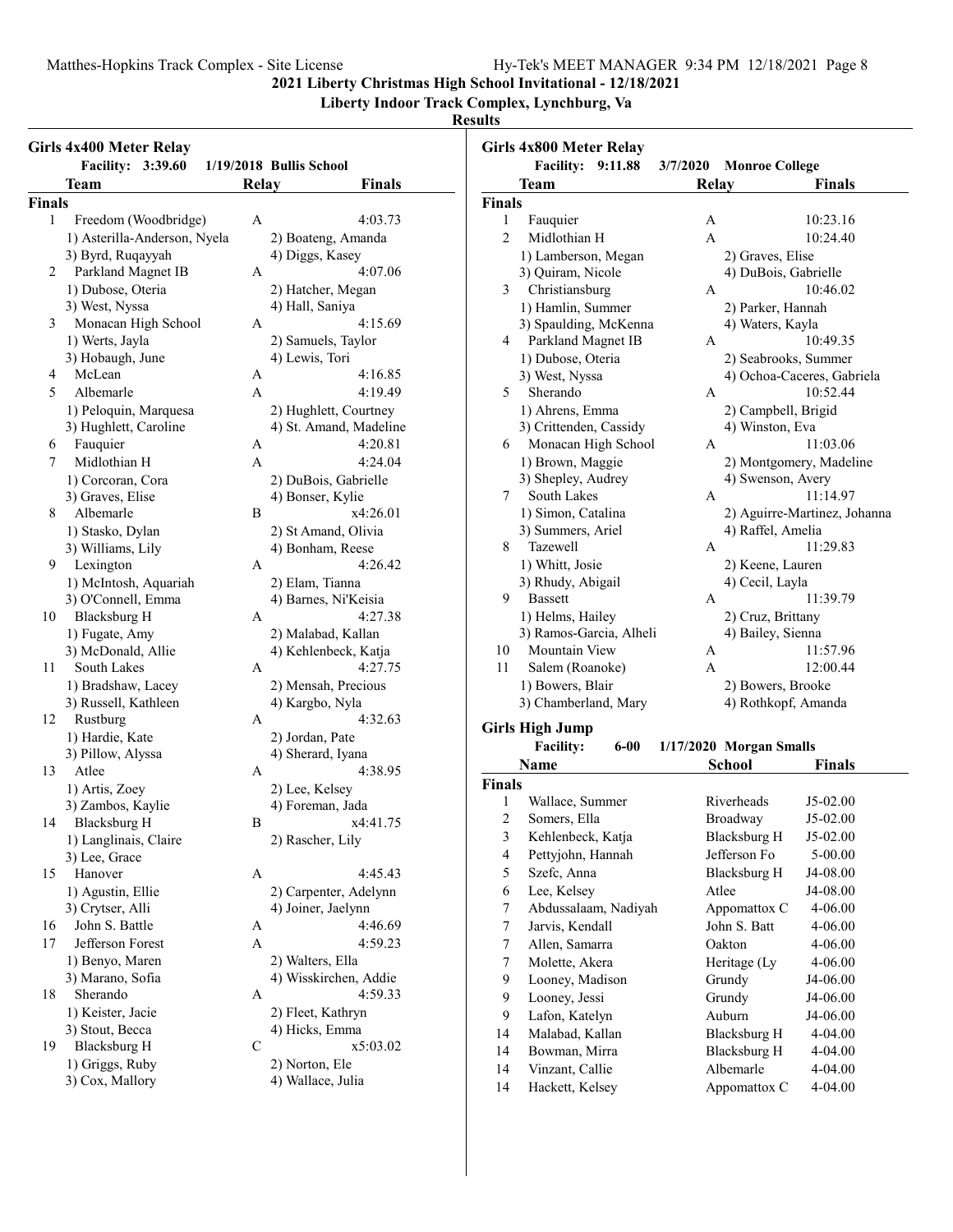## 2021 Liberty Christmas High School Invitational - 12/18/2021

**Liberty Indoor Track Complex, Lynchburg, Va**

**Results**

### Girls 4x400 Meter Relay

Facility: 3:39.60 1/19/2018 Bullis School

| | Team | Relay | Finals |
|---|---|---|---|
| **Finals** | | | |
| 1 | Freedom (Woodbridge) | A | 4:03.73 |
| | 1) Asterilla-Anderson, Nyela; 2) Boateng, Amanda; 3) Byrd, Ruqayyah; 4) Diggs, Kasey | | |
| 2 | Parkland Magnet IB | A | 4:07.06 |
| | 1) Dubose, Oteria; 2) Hatcher, Megan; 3) West, Nyssa; 4) Hall, Saniya | | |
| 3 | Monacan High School | A | 4:15.69 |
| | 1) Werts, Jayla; 2) Samuels, Taylor; 3) Hobaugh, June; 4) Lewis, Tori | | |
| 4 | McLean | A | 4:16.85 |
| 5 | Albemarle | A | 4:19.49 |
| | 1) Peloquin, Marquesa; 2) Hughlett, Courtney; 3) Hughlett, Caroline; 4) St. Amand, Madeline | | |
| 6 | Fauquier | A | 4:20.81 |
| 7 | Midlothian H | A | 4:24.04 |
| | 1) Corcoran, Cora; 2) DuBois, Gabrielle; 3) Graves, Elise; 4) Bonser, Kylie | | |
| 8 | Albemarle | B | x4:26.01 |
| | 1) Stasko, Dylan; 2) St Amand, Olivia; 3) Williams, Lily; 4) Bonham, Reese | | |
| 9 | Lexington | A | 4:26.42 |
| | 1) McIntosh, Aquariah; 2) Elam, Tianna; 3) O'Connell, Emma; 4) Barnes, Ni'Keisia | | |
| 10 | Blacksburg H | A | 4:27.38 |
| | 1) Fugate, Amy; 2) Malabad, Kallan; 3) McDonald, Allie; 4) Kehlenbeck, Katja | | |
| 11 | South Lakes | A | 4:27.75 |
| | 1) Bradshaw, Lacey; 2) Mensah, Precious; 3) Russell, Kathleen; 4) Kargbo, Nyla | | |
| 12 | Rustburg | A | 4:32.63 |
| | 1) Hardie, Kate; 2) Jordan, Pate; 3) Pillow, Alyssa; 4) Sherard, Iyana | | |
| 13 | Atlee | A | 4:38.95 |
| | 1) Artis, Zoey; 2) Lee, Kelsey; 3) Zambos, Kaylie; 4) Foreman, Jada | | |
| 14 | Blacksburg H | B | x4:41.75 |
| | 1) Langlinais, Claire; 2) Rascher, Lily; 3) Lee, Grace | | |
| 15 | Hanover | A | 4:45.43 |
| | 1) Agustin, Ellie; 2) Carpenter, Adelynn; 3) Crytser, Alli; 4) Joiner, Jaelynn | | |
| 16 | John S. Battle | A | 4:46.69 |
| 17 | Jefferson Forest | A | 4:59.23 |
| | 1) Benyo, Maren; 2) Walters, Ella; 3) Marano, Sofia; 4) Wisskirchen, Addie | | |
| 18 | Sherando | A | 4:59.33 |
| | 1) Keister, Jacie; 2) Fleet, Kathryn; 3) Stout, Becca; 4) Hicks, Emma | | |
| 19 | Blacksburg H | C | x5:03.02 |
| | 1) Griggs, Ruby; 2) Norton, Ele; 3) Cox, Mallory; 4) Wallace, Julia | | |

### Girls 4x800 Meter Relay

Facility: 9:11.88 3/7/2020 Monroe College

| | Team | Relay | Finals |
|---|---|---|---|
| **Finals** | | | |
| 1 | Fauquier | A | 10:23.16 |
| 2 | Midlothian H | A | 10:24.40 |
| | 1) Lamberson, Megan; 2) Graves, Elise; 3) Quiram, Nicole; 4) DuBois, Gabrielle | | |
| 3 | Christiansburg | A | 10:46.02 |
| | 1) Hamlin, Summer; 2) Parker, Hannah; 3) Spaulding, McKenna; 4) Waters, Kayla | | |
| 4 | Parkland Magnet IB | A | 10:49.35 |
| | 1) Dubose, Oteria; 2) Seabrooks, Summer; 3) West, Nyssa; 4) Ochoa-Caceres, Gabriela | | |
| 5 | Sherando | A | 10:52.44 |
| | 1) Ahrens, Emma; 2) Campbell, Brigid; 3) Crittenden, Cassidy; 4) Winston, Eva | | |
| 6 | Monacan High School | A | 11:03.06 |
| | 1) Brown, Maggie; 2) Montgomery, Madeline; 3) Shepley, Audrey; 4) Swenson, Avery | | |
| 7 | South Lakes | A | 11:14.97 |
| | 1) Simon, Catalina; 2) Aguirre-Martinez, Johanna; 3) Summers, Ariel; 4) Raffel, Amelia | | |
| 8 | Tazewell | A | 11:29.83 |
| | 1) Whitt, Josie; 2) Keene, Lauren; 3) Rhudy, Abigail; 4) Cecil, Layla | | |
| 9 | Bassett | A | 11:39.79 |
| | 1) Helms, Hailey; 2) Cruz, Brittany; 3) Ramos-Garcia, Alheli; 4) Bailey, Sienna | | |
| 10 | Mountain View | A | 11:57.96 |
| 11 | Salem (Roanoke) | A | 12:00.44 |
| | 1) Bowers, Blair; 2) Bowers, Brooke; 3) Chamberland, Mary; 4) Rothkopf, Amanda | | |

### Girls High Jump

Facility: 6-00 1/17/2020 Morgan Smalls

| | Name | School | Finals |
|---|---|---|---|
| **Finals** | | | |
| 1 | Wallace, Summer | Riverheads | J5-02.00 |
| 2 | Somers, Ella | Broadway | J5-02.00 |
| 3 | Kehlenbeck, Katja | Blacksburg H | J5-02.00 |
| 4 | Pettyjohn, Hannah | Jefferson Fo | 5-00.00 |
| 5 | Szefc, Anna | Blacksburg H | J4-08.00 |
| 6 | Lee, Kelsey | Atlee | J4-08.00 |
| 7 | Abdussalaam, Nadiyah | Appomattox C | 4-06.00 |
| 7 | Jarvis, Kendall | John S. Batt | 4-06.00 |
| 7 | Allen, Samarra | Oakton | 4-06.00 |
| 7 | Molette, Akera | Heritage (Ly | 4-06.00 |
| 9 | Looney, Madison | Grundy | J4-06.00 |
| 9 | Looney, Jessi | Grundy | J4-06.00 |
| 9 | Lafon, Katelyn | Auburn | J4-06.00 |
| 14 | Malabad, Kallan | Blacksburg H | 4-04.00 |
| 14 | Bowman, Mirra | Blacksburg H | 4-04.00 |
| 14 | Vinzant, Callie | Albemarle | 4-04.00 |
| 14 | Hackett, Kelsey | Appomattox C | 4-04.00 |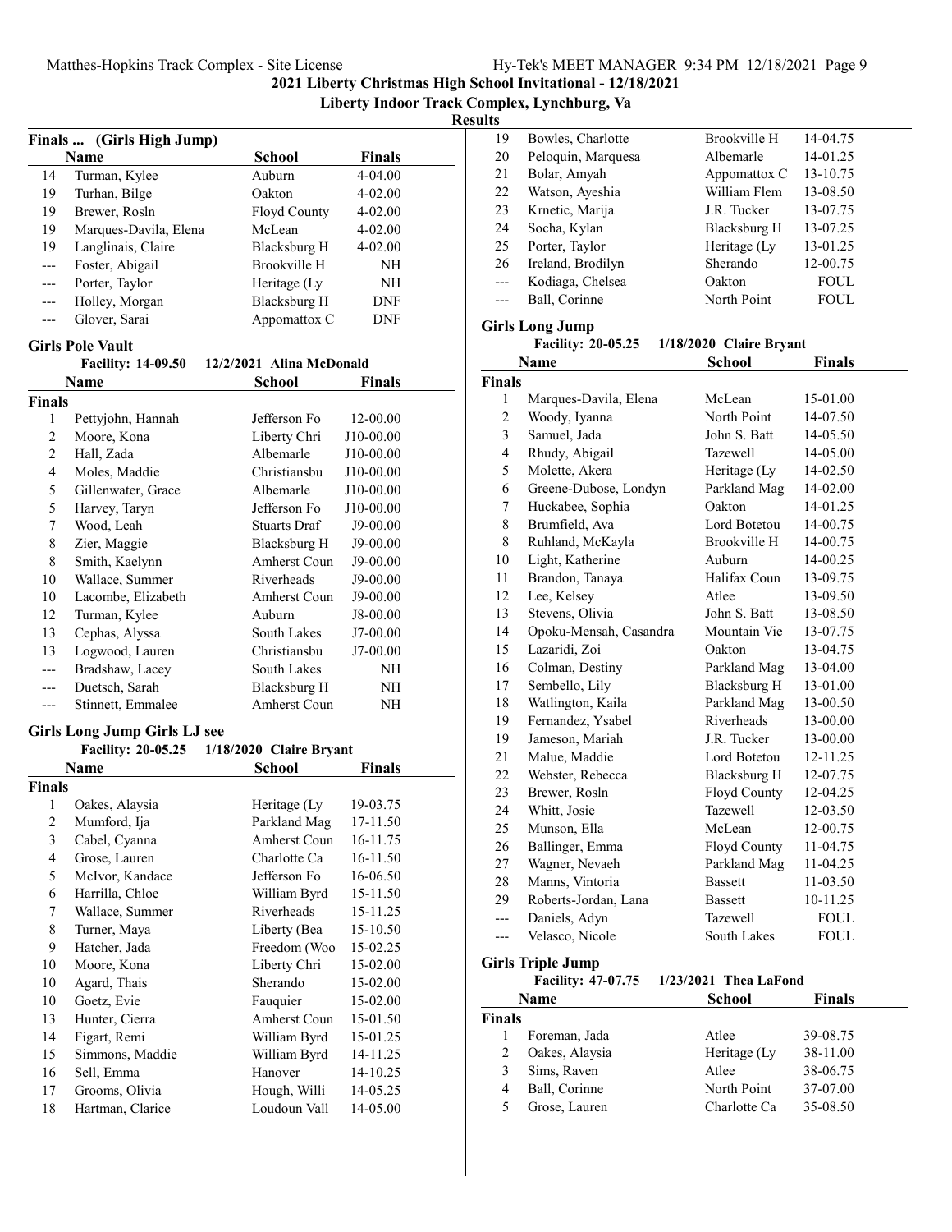## 2021 Liberty Christmas High School Invitational - 12/18/2021

### Liberty Indoor Track Complex, Lynchburg, Va

### Results

#### Finals ... (Girls High Jump)

| | Name | School | Finals |
|---|---|---|---|
| 14 | Turman, Kylee | Auburn | 4-04.00 |
| 19 | Turhan, Bilge | Oakton | 4-02.00 |
| 19 | Brewer, Rosln | Floyd County | 4-02.00 |
| 19 | Marques-Davila, Elena | McLean | 4-02.00 |
| 19 | Langlinais, Claire | Blacksburg H | 4-02.00 |
| --- | Foster, Abigail | Brookville H | NH |
| --- | Porter, Taylor | Heritage (Ly | NH |
| --- | Holley, Morgan | Blacksburg H | DNF |
| --- | Glover, Sarai | Appomattox C | DNF |

#### Girls Pole Vault

Facility: 14-09.50 12/2/2021 Alina McDonald

| | Name | School | Finals |
|---|---|---|---|
| **Finals** | | | |
| 1 | Pettyjohn, Hannah | Jefferson Fo | 12-00.00 |
| 2 | Moore, Kona | Liberty Chri | J10-00.00 |
| 2 | Hall, Zada | Albemarle | J10-00.00 |
| 4 | Moles, Maddie | Christiansbu | J10-00.00 |
| 5 | Gillenwater, Grace | Albemarle | J10-00.00 |
| 5 | Harvey, Taryn | Jefferson Fo | J10-00.00 |
| 7 | Wood, Leah | Stuarts Draf | J9-00.00 |
| 8 | Zier, Maggie | Blacksburg H | J9-00.00 |
| 8 | Smith, Kaelynn | Amherst Coun | J9-00.00 |
| 10 | Wallace, Summer | Riverheads | J9-00.00 |
| 10 | Lacombe, Elizabeth | Amherst Coun | J9-00.00 |
| 12 | Turman, Kylee | Auburn | J8-00.00 |
| 13 | Cephas, Alyssa | South Lakes | J7-00.00 |
| 13 | Logwood, Lauren | Christiansbu | J7-00.00 |
| --- | Bradshaw, Lacey | South Lakes | NH |
| --- | Duetsch, Sarah | Blacksburg H | NH |
| --- | Stinnett, Emmalee | Amherst Coun | NH |

#### Girls Long Jump Girls LJ see

Facility: 20-05.25 1/18/2020 Claire Bryant

| | Name | School | Finals |
|---|---|---|---|
| **Finals** | | | |
| 1 | Oakes, Alaysia | Heritage (Ly | 19-03.75 |
| 2 | Mumford, Ija | Parkland Mag | 17-11.50 |
| 3 | Cabel, Cyanna | Amherst Coun | 16-11.75 |
| 4 | Grose, Lauren | Charlotte Ca | 16-11.50 |
| 5 | McIvor, Kandace | Jefferson Fo | 16-06.50 |
| 6 | Harrilla, Chloe | William Byrd | 15-11.50 |
| 7 | Wallace, Summer | Riverheads | 15-11.25 |
| 8 | Turner, Maya | Liberty (Bea | 15-10.50 |
| 9 | Hatcher, Jada | Freedom (Woo | 15-02.25 |
| 10 | Moore, Kona | Liberty Chri | 15-02.00 |
| 10 | Agard, Thais | Sherando | 15-02.00 |
| 10 | Goetz, Evie | Fauquier | 15-02.00 |
| 13 | Hunter, Cierra | Amherst Coun | 15-01.50 |
| 14 | Figart, Remi | William Byrd | 15-01.25 |
| 15 | Simmons, Maddie | William Byrd | 14-11.25 |
| 16 | Sell, Emma | Hanover | 14-10.25 |
| 17 | Grooms, Olivia | Hough, Willi | 14-05.25 |
| 18 | Hartman, Clarice | Loudoun Vall | 14-05.00 |
| 19 | Bowles, Charlotte | Brookville H | 14-04.75 |
| 20 | Peloquin, Marquesa | Albemarle | 14-01.25 |
| 21 | Bolar, Amyah | Appomattox C | 13-10.75 |
| 22 | Watson, Ayeshia | William Flem | 13-08.50 |
| 23 | Krnetic, Marija | J.R. Tucker | 13-07.75 |
| 24 | Socha, Kylan | Blacksburg H | 13-07.25 |
| 25 | Porter, Taylor | Heritage (Ly | 13-01.25 |
| 26 | Ireland, Brodilyn | Sherando | 12-00.75 |
| --- | Kodiaga, Chelsea | Oakton | FOUL |
| --- | Ball, Corinne | North Point | FOUL |

#### Girls Long Jump

Facility: 20-05.25 1/18/2020 Claire Bryant

| | Name | School | Finals |
|---|---|---|---|
| **Finals** | | | |
| 1 | Marques-Davila, Elena | McLean | 15-01.00 |
| 2 | Woody, Iyanna | North Point | 14-07.50 |
| 3 | Samuel, Jada | John S. Batt | 14-05.50 |
| 4 | Rhudy, Abigail | Tazewell | 14-05.00 |
| 5 | Molette, Akera | Heritage (Ly | 14-02.50 |
| 6 | Greene-Dubose, Londyn | Parkland Mag | 14-02.00 |
| 7 | Huckabee, Sophia | Oakton | 14-01.25 |
| 8 | Brumfield, Ava | Lord Botetou | 14-00.75 |
| 8 | Ruhland, McKayla | Brookville H | 14-00.75 |
| 10 | Light, Katherine | Auburn | 14-00.25 |
| 11 | Brandon, Tanaya | Halifax Coun | 13-09.75 |
| 12 | Lee, Kelsey | Atlee | 13-09.50 |
| 13 | Stevens, Olivia | John S. Batt | 13-08.50 |
| 14 | Opoku-Mensah, Casandra | Mountain Vie | 13-07.75 |
| 15 | Lazaridi, Zoi | Oakton | 13-04.75 |
| 16 | Colman, Destiny | Parkland Mag | 13-04.00 |
| 17 | Sembello, Lily | Blacksburg H | 13-01.00 |
| 18 | Watlington, Kaila | Parkland Mag | 13-00.50 |
| 19 | Fernandez, Ysabel | Riverheads | 13-00.00 |
| 19 | Jameson, Mariah | J.R. Tucker | 13-00.00 |
| 21 | Malue, Maddie | Lord Botetou | 12-11.25 |
| 22 | Webster, Rebecca | Blacksburg H | 12-07.75 |
| 23 | Brewer, Rosln | Floyd County | 12-04.25 |
| 24 | Whitt, Josie | Tazewell | 12-03.50 |
| 25 | Munson, Ella | McLean | 12-00.75 |
| 26 | Ballinger, Emma | Floyd County | 11-04.75 |
| 27 | Wagner, Nevaeh | Parkland Mag | 11-04.25 |
| 28 | Manns, Vintoria | Bassett | 11-03.50 |
| 29 | Roberts-Jordan, Lana | Bassett | 10-11.25 |
| --- | Daniels, Adyn | Tazewell | FOUL |
| --- | Velasco, Nicole | South Lakes | FOUL |

#### Girls Triple Jump

Facility: 47-07.75 1/23/2021 Thea LaFond

| | Name | School | Finals |
|---|---|---|---|
| **Finals** | | | |
| 1 | Foreman, Jada | Atlee | 39-08.75 |
| 2 | Oakes, Alaysia | Heritage (Ly | 38-11.00 |
| 3 | Sims, Raven | Atlee | 38-06.75 |
| 4 | Ball, Corinne | North Point | 37-07.00 |
| 5 | Grose, Lauren | Charlotte Ca | 35-08.50 |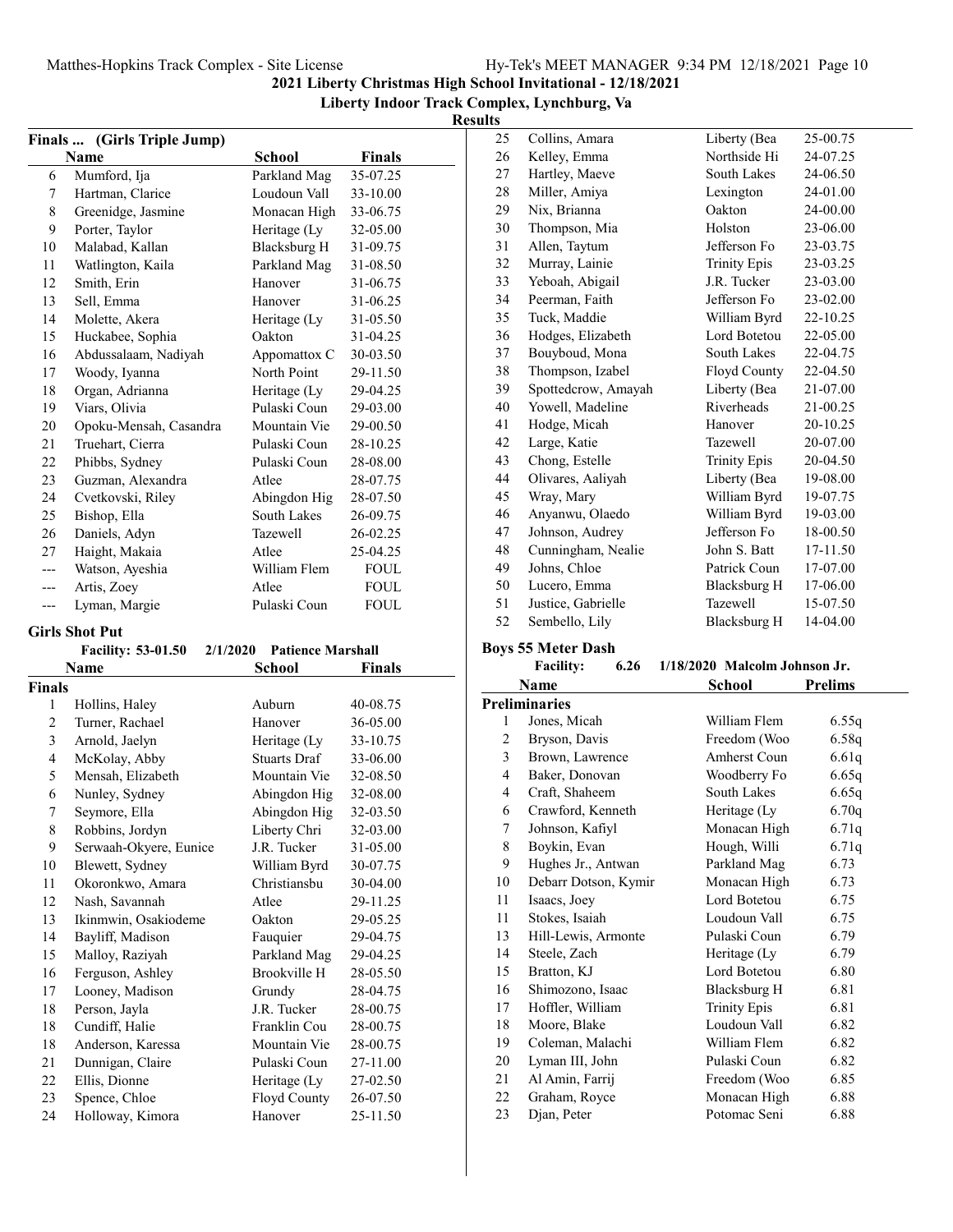**2021 Liberty Christmas High School Invitational - 12/18/2021**

**Liberty Indoor Track Complex, Lynchburg, Va**

**Results**

### Finals ... (Girls Triple Jump)

| | Name | School | Finals |
|---|---|---|---|
| 6 | Mumford, Ija | Parkland Mag | 35-07.25 |
| 7 | Hartman, Clarice | Loudoun Vall | 33-10.00 |
| 8 | Greenidge, Jasmine | Monacan High | 33-06.75 |
| 9 | Porter, Taylor | Heritage (Ly | 32-05.00 |
| 10 | Malabad, Kallan | Blacksburg H | 31-09.75 |
| 11 | Watlington, Kaila | Parkland Mag | 31-08.50 |
| 12 | Smith, Erin | Hanover | 31-06.75 |
| 13 | Sell, Emma | Hanover | 31-06.25 |
| 14 | Molette, Akera | Heritage (Ly | 31-05.50 |
| 15 | Huckabee, Sophia | Oakton | 31-04.25 |
| 16 | Abdussalaam, Nadiyah | Appomattox C | 30-03.50 |
| 17 | Woody, Iyanna | North Point | 29-11.50 |
| 18 | Organ, Adrianna | Heritage (Ly | 29-04.25 |
| 19 | Viars, Olivia | Pulaski Coun | 29-03.00 |
| 20 | Opoku-Mensah, Casandra | Mountain Vie | 29-00.50 |
| 21 | Truehart, Cierra | Pulaski Coun | 28-10.25 |
| 22 | Phibbs, Sydney | Pulaski Coun | 28-08.00 |
| 23 | Guzman, Alexandra | Atlee | 28-07.75 |
| 24 | Cvetkovski, Riley | Abingdon Hig | 28-07.50 |
| 25 | Bishop, Ella | South Lakes | 26-09.75 |
| 26 | Daniels, Adyn | Tazewell | 26-02.25 |
| 27 | Haight, Makaia | Atlee | 25-04.25 |
| --- | Watson, Ayeshia | William Flem | FOUL |
| --- | Artis, Zoey | Atlee | FOUL |
| --- | Lyman, Margie | Pulaski Coun | FOUL |

### Girls Shot Put

Facility: 53-01.50 2/1/2020 Patience Marshall

| | Name | School | Finals |
|---|---|---|---|
| **Finals** | | | |
| 1 | Hollins, Haley | Auburn | 40-08.75 |
| 2 | Turner, Rachael | Hanover | 36-05.00 |
| 3 | Arnold, Jaelyn | Heritage (Ly | 33-10.75 |
| 4 | McKolay, Abby | Stuarts Draf | 33-06.00 |
| 5 | Mensah, Elizabeth | Mountain Vie | 32-08.50 |
| 6 | Nunley, Sydney | Abingdon Hig | 32-08.00 |
| 7 | Seymore, Ella | Abingdon Hig | 32-03.50 |
| 8 | Robbins, Jordyn | Liberty Chri | 32-03.00 |
| 9 | Serwaah-Okyere, Eunice | J.R. Tucker | 31-05.00 |
| 10 | Blewett, Sydney | William Byrd | 30-07.75 |
| 11 | Okoronkwo, Amara | Christiansbu | 30-04.00 |
| 12 | Nash, Savannah | Atlee | 29-11.25 |
| 13 | Ikinmwin, Osakiodeme | Oakton | 29-05.25 |
| 14 | Bayliff, Madison | Fauquier | 29-04.75 |
| 15 | Malloy, Raziyah | Parkland Mag | 29-04.25 |
| 16 | Ferguson, Ashley | Brookville H | 28-05.50 |
| 17 | Looney, Madison | Grundy | 28-04.75 |
| 18 | Person, Jayla | J.R. Tucker | 28-00.75 |
| 18 | Cundiff, Halie | Franklin Cou | 28-00.75 |
| 18 | Anderson, Karessa | Mountain Vie | 28-00.75 |
| 21 | Dunnigan, Claire | Pulaski Coun | 27-11.00 |
| 22 | Ellis, Dionne | Heritage (Ly | 27-02.50 |
| 23 | Spence, Chloe | Floyd County | 26-07.50 |
| 24 | Holloway, Kimora | Hanover | 25-11.50 |
| 25 | Collins, Amara | Liberty (Bea | 25-00.75 |
| 26 | Kelley, Emma | Northside Hi | 24-07.25 |
| 27 | Hartley, Maeve | South Lakes | 24-06.50 |
| 28 | Miller, Amiya | Lexington | 24-01.00 |
| 29 | Nix, Brianna | Oakton | 24-00.00 |
| 30 | Thompson, Mia | Holston | 23-06.00 |
| 31 | Allen, Taytum | Jefferson Fo | 23-03.75 |
| 32 | Murray, Lainie | Trinity Epis | 23-03.25 |
| 33 | Yeboah, Abigail | J.R. Tucker | 23-03.00 |
| 34 | Peerman, Faith | Jefferson Fo | 23-02.00 |
| 35 | Tuck, Maddie | William Byrd | 22-10.25 |
| 36 | Hodges, Elizabeth | Lord Botetou | 22-05.00 |
| 37 | Bouyboud, Mona | South Lakes | 22-04.75 |
| 38 | Thompson, Izabel | Floyd County | 22-04.50 |
| 39 | Spottedcrow, Amayah | Liberty (Bea | 21-07.00 |
| 40 | Yowell, Madeline | Riverheads | 21-00.25 |
| 41 | Hodge, Micah | Hanover | 20-10.25 |
| 42 | Large, Katie | Tazewell | 20-07.00 |
| 43 | Chong, Estelle | Trinity Epis | 20-04.50 |
| 44 | Olivares, Aaliyah | Liberty (Bea | 19-08.00 |
| 45 | Wray, Mary | William Byrd | 19-07.75 |
| 46 | Anyanwu, Olaedo | William Byrd | 19-03.00 |
| 47 | Johnson, Audrey | Jefferson Fo | 18-00.50 |
| 48 | Cunningham, Nealie | John S. Batt | 17-11.50 |
| 49 | Johns, Chloe | Patrick Coun | 17-07.00 |
| 50 | Lucero, Emma | Blacksburg H | 17-06.00 |
| 51 | Justice, Gabrielle | Tazewell | 15-07.50 |
| 52 | Sembello, Lily | Blacksburg H | 14-04.00 |

### Boys 55 Meter Dash

Facility: 6.26 1/18/2020 Malcolm Johnson Jr.

| | Name | School | Prelims |
|---|---|---|---|
| **Preliminaries** | | | |
| 1 | Jones, Micah | William Flem | 6.55q |
| 2 | Bryson, Davis | Freedom (Woo | 6.58q |
| 3 | Brown, Lawrence | Amherst Coun | 6.61q |
| 4 | Baker, Donovan | Woodberry Fo | 6.65q |
| 4 | Craft, Shaheem | South Lakes | 6.65q |
| 6 | Crawford, Kenneth | Heritage (Ly | 6.70q |
| 7 | Johnson, Kafiyl | Monacan High | 6.71q |
| 8 | Boykin, Evan | Hough, Willi | 6.71q |
| 9 | Hughes Jr., Antwan | Parkland Mag | 6.73 |
| 10 | Debarr Dotson, Kymir | Monacan High | 6.73 |
| 11 | Isaacs, Joey | Lord Botetou | 6.75 |
| 11 | Stokes, Isaiah | Loudoun Vall | 6.75 |
| 13 | Hill-Lewis, Armonte | Pulaski Coun | 6.79 |
| 14 | Steele, Zach | Heritage (Ly | 6.79 |
| 15 | Bratton, KJ | Lord Botetou | 6.80 |
| 16 | Shimozono, Isaac | Blacksburg H | 6.81 |
| 17 | Hoffler, William | Trinity Epis | 6.81 |
| 18 | Moore, Blake | Loudoun Vall | 6.82 |
| 19 | Coleman, Malachi | William Flem | 6.82 |
| 20 | Lyman III, John | Pulaski Coun | 6.82 |
| 21 | Al Amin, Farrij | Freedom (Woo | 6.85 |
| 22 | Graham, Royce | Monacan High | 6.88 |
| 23 | Djan, Peter | Potomac Seni | 6.88 |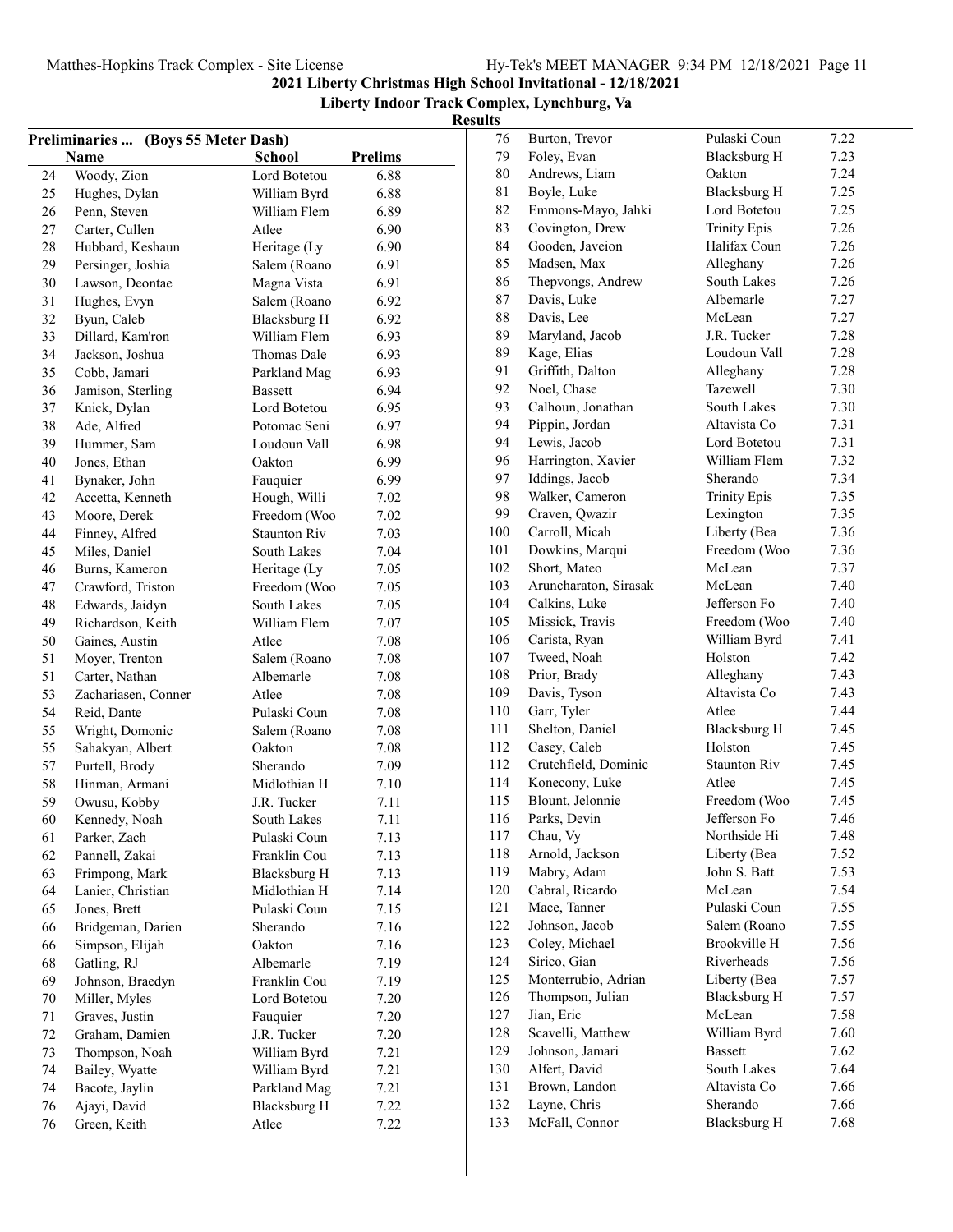## 2021 Liberty Christmas High School Invitational - 12/18/2021

### Liberty Indoor Track Complex, Lynchburg, Va

### Results

**Preliminaries ... (Boys 55 Meter Dash)**

| | Name | School | Prelims |
|---|---|---|---|
| 24 | Woody, Zion | Lord Botetou | 6.88 |
| 25 | Hughes, Dylan | William Byrd | 6.88 |
| 26 | Penn, Steven | William Flem | 6.89 |
| 27 | Carter, Cullen | Atlee | 6.90 |
| 28 | Hubbard, Keshaun | Heritage (Ly | 6.90 |
| 29 | Persinger, Joshia | Salem (Roano | 6.91 |
| 30 | Lawson, Deontae | Magna Vista | 6.91 |
| 31 | Hughes, Evyn | Salem (Roano | 6.92 |
| 32 | Byun, Caleb | Blacksburg H | 6.92 |
| 33 | Dillard, Kam'ron | William Flem | 6.93 |
| 34 | Jackson, Joshua | Thomas Dale | 6.93 |
| 35 | Cobb, Jamari | Parkland Mag | 6.93 |
| 36 | Jamison, Sterling | Bassett | 6.94 |
| 37 | Knick, Dylan | Lord Botetou | 6.95 |
| 38 | Ade, Alfred | Potomac Seni | 6.97 |
| 39 | Hummer, Sam | Loudoun Vall | 6.98 |
| 40 | Jones, Ethan | Oakton | 6.99 |
| 41 | Bynaker, John | Fauquier | 6.99 |
| 42 | Accetta, Kenneth | Hough, Willi | 7.02 |
| 43 | Moore, Derek | Freedom (Woo | 7.02 |
| 44 | Finney, Alfred | Staunton Riv | 7.03 |
| 45 | Miles, Daniel | South Lakes | 7.04 |
| 46 | Burns, Kameron | Heritage (Ly | 7.05 |
| 47 | Crawford, Triston | Freedom (Woo | 7.05 |
| 48 | Edwards, Jaidyn | South Lakes | 7.05 |
| 49 | Richardson, Keith | William Flem | 7.07 |
| 50 | Gaines, Austin | Atlee | 7.08 |
| 51 | Moyer, Trenton | Salem (Roano | 7.08 |
| 51 | Carter, Nathan | Albemarle | 7.08 |
| 53 | Zachariasen, Conner | Atlee | 7.08 |
| 54 | Reid, Dante | Pulaski Coun | 7.08 |
| 55 | Wright, Domonic | Salem (Roano | 7.08 |
| 55 | Sahakyan, Albert | Oakton | 7.08 |
| 57 | Purtell, Brody | Sherando | 7.09 |
| 58 | Hinman, Armani | Midlothian H | 7.10 |
| 59 | Owusu, Kobby | J.R. Tucker | 7.11 |
| 60 | Kennedy, Noah | South Lakes | 7.11 |
| 61 | Parker, Zach | Pulaski Coun | 7.13 |
| 62 | Pannell, Zakai | Franklin Cou | 7.13 |
| 63 | Frimpong, Mark | Blacksburg H | 7.13 |
| 64 | Lanier, Christian | Midlothian H | 7.14 |
| 65 | Jones, Brett | Pulaski Coun | 7.15 |
| 66 | Bridgeman, Darien | Sherando | 7.16 |
| 66 | Simpson, Elijah | Oakton | 7.16 |
| 68 | Gatling, RJ | Albemarle | 7.19 |
| 69 | Johnson, Braedyn | Franklin Cou | 7.19 |
| 70 | Miller, Myles | Lord Botetou | 7.20 |
| 71 | Graves, Justin | Fauquier | 7.20 |
| 72 | Graham, Damien | J.R. Tucker | 7.20 |
| 73 | Thompson, Noah | William Byrd | 7.21 |
| 74 | Bailey, Wyatte | William Byrd | 7.21 |
| 74 | Bacote, Jaylin | Parkland Mag | 7.21 |
| 76 | Ajayi, David | Blacksburg H | 7.22 |
| 76 | Green, Keith | Atlee | 7.22 |
| 76 | Burton, Trevor | Pulaski Coun | 7.22 |
| 79 | Foley, Evan | Blacksburg H | 7.23 |
| 80 | Andrews, Liam | Oakton | 7.24 |
| 81 | Boyle, Luke | Blacksburg H | 7.25 |
| 82 | Emmons-Mayo, Jahki | Lord Botetou | 7.25 |
| 83 | Covington, Drew | Trinity Epis | 7.26 |
| 84 | Gooden, Javeion | Halifax Coun | 7.26 |
| 85 | Madsen, Max | Alleghany | 7.26 |
| 86 | Thepvongs, Andrew | South Lakes | 7.26 |
| 87 | Davis, Luke | Albemarle | 7.27 |
| 88 | Davis, Lee | McLean | 7.27 |
| 89 | Maryland, Jacob | J.R. Tucker | 7.28 |
| 89 | Kage, Elias | Loudoun Vall | 7.28 |
| 91 | Griffith, Dalton | Alleghany | 7.28 |
| 92 | Noel, Chase | Tazewell | 7.30 |
| 93 | Calhoun, Jonathan | South Lakes | 7.30 |
| 94 | Pippin, Jordan | Altavista Co | 7.31 |
| 94 | Lewis, Jacob | Lord Botetou | 7.31 |
| 96 | Harrington, Xavier | William Flem | 7.32 |
| 97 | Iddings, Jacob | Sherando | 7.34 |
| 98 | Walker, Cameron | Trinity Epis | 7.35 |
| 99 | Craven, Qwazir | Lexington | 7.35 |
| 100 | Carroll, Micah | Liberty (Bea | 7.36 |
| 101 | Dowkins, Marqui | Freedom (Woo | 7.36 |
| 102 | Short, Mateo | McLean | 7.37 |
| 103 | Aruncharaton, Sirasak | McLean | 7.40 |
| 104 | Calkins, Luke | Jefferson Fo | 7.40 |
| 105 | Missick, Travis | Freedom (Woo | 7.40 |
| 106 | Carista, Ryan | William Byrd | 7.41 |
| 107 | Tweed, Noah | Holston | 7.42 |
| 108 | Prior, Brady | Alleghany | 7.43 |
| 109 | Davis, Tyson | Altavista Co | 7.43 |
| 110 | Garr, Tyler | Atlee | 7.44 |
| 111 | Shelton, Daniel | Blacksburg H | 7.45 |
| 112 | Casey, Caleb | Holston | 7.45 |
| 112 | Crutchfield, Dominic | Staunton Riv | 7.45 |
| 114 | Konecony, Luke | Atlee | 7.45 |
| 115 | Blount, Jelonnie | Freedom (Woo | 7.45 |
| 116 | Parks, Devin | Jefferson Fo | 7.46 |
| 117 | Chau, Vy | Northside Hi | 7.48 |
| 118 | Arnold, Jackson | Liberty (Bea | 7.52 |
| 119 | Mabry, Adam | John S. Batt | 7.53 |
| 120 | Cabral, Ricardo | McLean | 7.54 |
| 121 | Mace, Tanner | Pulaski Coun | 7.55 |
| 122 | Johnson, Jacob | Salem (Roano | 7.55 |
| 123 | Coley, Michael | Brookville H | 7.56 |
| 124 | Sirico, Gian | Riverheads | 7.56 |
| 125 | Monterrubio, Adrian | Liberty (Bea | 7.57 |
| 126 | Thompson, Julian | Blacksburg H | 7.57 |
| 127 | Jian, Eric | McLean | 7.58 |
| 128 | Scavelli, Matthew | William Byrd | 7.60 |
| 129 | Johnson, Jamari | Bassett | 7.62 |
| 130 | Alfert, David | South Lakes | 7.64 |
| 131 | Brown, Landon | Altavista Co | 7.66 |
| 132 | Layne, Chris | Sherando | 7.66 |
| 133 | McFall, Connor | Blacksburg H | 7.68 |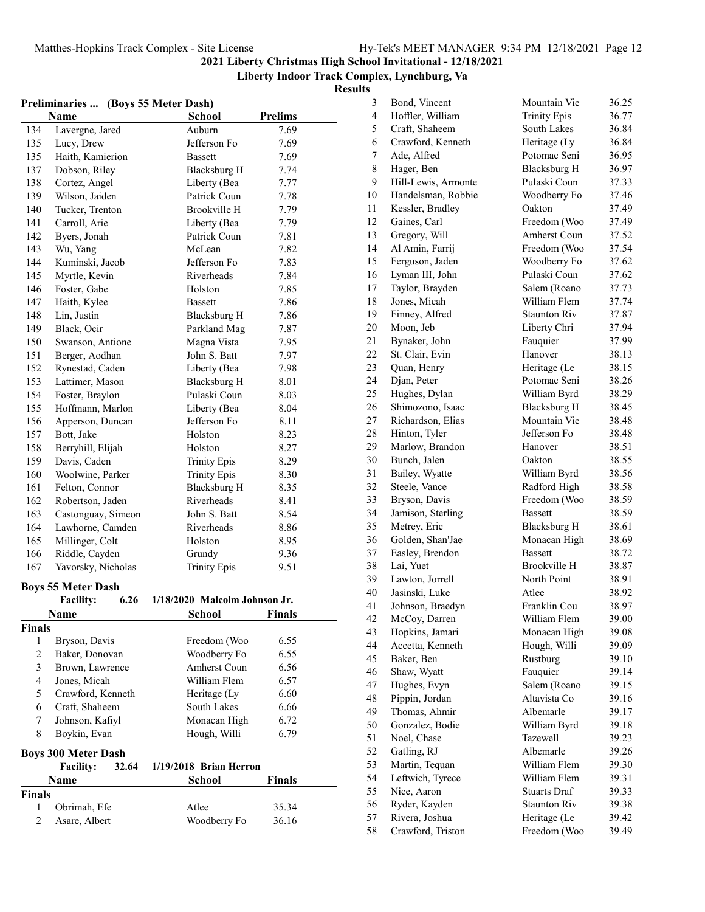2021 Liberty Christmas High School Invitational - 12/18/2021

Liberty Indoor Track Complex, Lynchburg, Va

Results

### Preliminaries ... (Boys 55 Meter Dash)

| | Name | School | Prelims |
|---|---|---|---|
| 134 | Lavergne, Jared | Auburn | 7.69 |
| 135 | Lucy, Drew | Jefferson Fo | 7.69 |
| 135 | Haith, Kamierion | Bassett | 7.69 |
| 137 | Dobson, Riley | Blacksburg H | 7.74 |
| 138 | Cortez, Angel | Liberty (Bea | 7.77 |
| 139 | Wilson, Jaiden | Patrick Coun | 7.78 |
| 140 | Tucker, Trenton | Brookville H | 7.79 |
| 141 | Carroll, Arie | Liberty (Bea | 7.79 |
| 142 | Byers, Jonah | Patrick Coun | 7.81 |
| 143 | Wu, Yang | McLean | 7.82 |
| 144 | Kuminski, Jacob | Jefferson Fo | 7.83 |
| 145 | Myrtle, Kevin | Riverheads | 7.84 |
| 146 | Foster, Gabe | Holston | 7.85 |
| 147 | Haith, Kylee | Bassett | 7.86 |
| 148 | Lin, Justin | Blacksburg H | 7.86 |
| 149 | Black, Ocir | Parkland Mag | 7.87 |
| 150 | Swanson, Antione | Magna Vista | 7.95 |
| 151 | Berger, Aodhan | John S. Batt | 7.97 |
| 152 | Rynestad, Caden | Liberty (Bea | 7.98 |
| 153 | Lattimer, Mason | Blacksburg H | 8.01 |
| 154 | Foster, Braylon | Pulaski Coun | 8.03 |
| 155 | Hoffmann, Marlon | Liberty (Bea | 8.04 |
| 156 | Apperson, Duncan | Jefferson Fo | 8.11 |
| 157 | Bott, Jake | Holston | 8.23 |
| 158 | Berryhill, Elijah | Holston | 8.27 |
| 159 | Davis, Caden | Trinity Epis | 8.29 |
| 160 | Woolwine, Parker | Trinity Epis | 8.30 |
| 161 | Felton, Connor | Blacksburg H | 8.35 |
| 162 | Robertson, Jaden | Riverheads | 8.41 |
| 163 | Castonguay, Simeon | John S. Batt | 8.54 |
| 164 | Lawhorne, Camden | Riverheads | 8.86 |
| 165 | Millinger, Colt | Holston | 8.95 |
| 166 | Riddle, Cayden | Grundy | 9.36 |
| 167 | Yavorsky, Nicholas | Trinity Epis | 9.51 |

### Boys 55 Meter Dash

Facility: 6.26 1/18/2020 Malcolm Johnson Jr.

| | Name | School | Finals |
|---|---|---|---|
| **Finals** | | | |
| 1 | Bryson, Davis | Freedom (Woo | 6.55 |
| 2 | Baker, Donovan | Woodberry Fo | 6.55 |
| 3 | Brown, Lawrence | Amherst Coun | 6.56 |
| 4 | Jones, Micah | William Flem | 6.57 |
| 5 | Crawford, Kenneth | Heritage (Ly | 6.60 |
| 6 | Craft, Shaheem | South Lakes | 6.66 |
| 7 | Johnson, Kafiyl | Monacan High | 6.72 |
| 8 | Boykin, Evan | Hough, Willi | 6.79 |

### Boys 300 Meter Dash

Facility: 32.64 1/19/2018 Brian Herron

| | Name | School | Finals |
|---|---|---|---|
| **Finals** | | | |
| 1 | Obrimah, Efe | Atlee | 35.34 |
| 2 | Asare, Albert | Woodberry Fo | 36.16 |
| 3 | Bond, Vincent | Mountain Vie | 36.25 |
| 4 | Hoffler, William | Trinity Epis | 36.77 |
| 5 | Craft, Shaheem | South Lakes | 36.84 |
| 6 | Crawford, Kenneth | Heritage (Ly | 36.84 |
| 7 | Ade, Alfred | Potomac Seni | 36.95 |
| 8 | Hager, Ben | Blacksburg H | 36.97 |
| 9 | Hill-Lewis, Armonte | Pulaski Coun | 37.33 |
| 10 | Handelsman, Robbie | Woodberry Fo | 37.46 |
| 11 | Kessler, Bradley | Oakton | 37.49 |
| 12 | Gaines, Carl | Freedom (Woo | 37.49 |
| 13 | Gregory, Will | Amherst Coun | 37.52 |
| 14 | Al Amin, Farrij | Freedom (Woo | 37.54 |
| 15 | Ferguson, Jaden | Woodberry Fo | 37.62 |
| 16 | Lyman III, John | Pulaski Coun | 37.62 |
| 17 | Taylor, Brayden | Salem (Roano | 37.73 |
| 18 | Jones, Micah | William Flem | 37.74 |
| 19 | Finney, Alfred | Staunton Riv | 37.87 |
| 20 | Moon, Jeb | Liberty Chri | 37.94 |
| 21 | Bynaker, John | Fauquier | 37.99 |
| 22 | St. Clair, Evin | Hanover | 38.13 |
| 23 | Quan, Henry | Heritage (Le | 38.15 |
| 24 | Djan, Peter | Potomac Seni | 38.26 |
| 25 | Hughes, Dylan | William Byrd | 38.29 |
| 26 | Shimozono, Isaac | Blacksburg H | 38.45 |
| 27 | Richardson, Elias | Mountain Vie | 38.48 |
| 28 | Hinton, Tyler | Jefferson Fo | 38.48 |
| 29 | Marlow, Brandon | Hanover | 38.51 |
| 30 | Bunch, Jalen | Oakton | 38.55 |
| 31 | Bailey, Wyatte | William Byrd | 38.56 |
| 32 | Steele, Vance | Radford High | 38.58 |
| 33 | Bryson, Davis | Freedom (Woo | 38.59 |
| 34 | Jamison, Sterling | Bassett | 38.59 |
| 35 | Metrey, Eric | Blacksburg H | 38.61 |
| 36 | Golden, Shan'Jae | Monacan High | 38.69 |
| 37 | Easley, Brendon | Bassett | 38.72 |
| 38 | Lai, Yuet | Brookville H | 38.87 |
| 39 | Lawton, Jorrell | North Point | 38.91 |
| 40 | Jasinski, Luke | Atlee | 38.92 |
| 41 | Johnson, Braedyn | Franklin Cou | 38.97 |
| 42 | McCoy, Darren | William Flem | 39.00 |
| 43 | Hopkins, Jamari | Monacan High | 39.08 |
| 44 | Accetta, Kenneth | Hough, Willi | 39.09 |
| 45 | Baker, Ben | Rustburg | 39.10 |
| 46 | Shaw, Wyatt | Fauquier | 39.14 |
| 47 | Hughes, Evyn | Salem (Roano | 39.15 |
| 48 | Pippin, Jordan | Altavista Co | 39.16 |
| 49 | Thomas, Ahmir | Albemarle | 39.17 |
| 50 | Gonzalez, Bodie | William Byrd | 39.18 |
| 51 | Noel, Chase | Tazewell | 39.23 |
| 52 | Gatling, RJ | Albemarle | 39.26 |
| 53 | Martin, Tequan | William Flem | 39.30 |
| 54 | Leftwich, Tyrece | William Flem | 39.31 |
| 55 | Nice, Aaron | Stuarts Draf | 39.33 |
| 56 | Ryder, Kayden | Staunton Riv | 39.38 |
| 57 | Rivera, Joshua | Heritage (Le | 39.42 |
| 58 | Crawford, Triston | Freedom (Woo | 39.49 |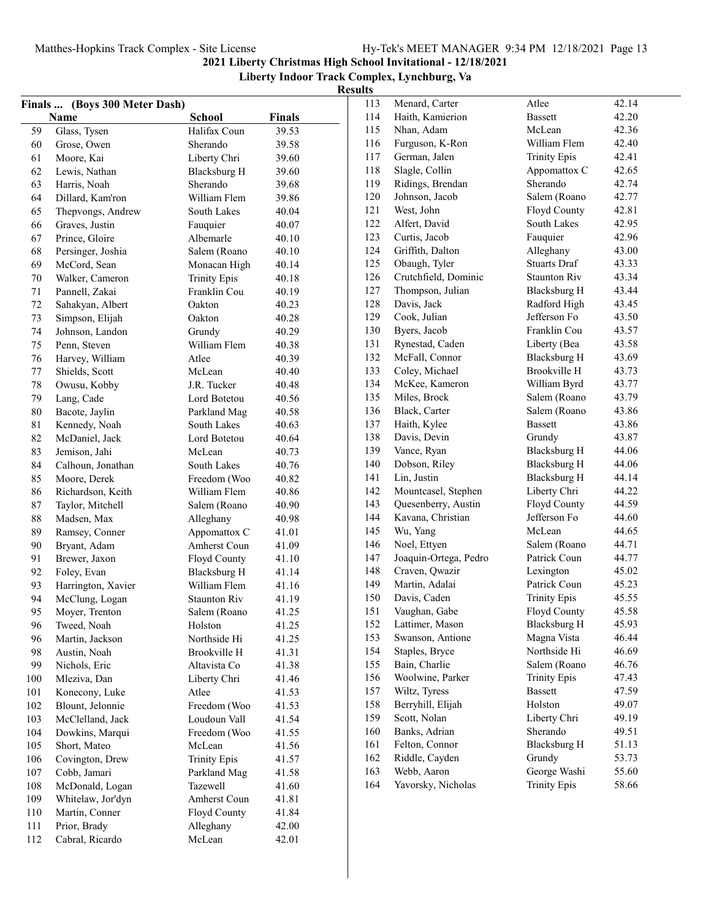**2021 Liberty Christmas High School Invitational - 12/18/2021**

**Liberty Indoor Track Complex, Lynchburg, Va**

**Results**

**Finals ... (Boys 300 Meter Dash)**

| | Name | School | Finals |
|---|---|---|---|
| 59 | Glass, Tysen | Halifax Coun | 39.53 |
| 60 | Grose, Owen | Sherando | 39.58 |
| 61 | Moore, Kai | Liberty Chri | 39.60 |
| 62 | Lewis, Nathan | Blacksburg H | 39.60 |
| 63 | Harris, Noah | Sherando | 39.68 |
| 64 | Dillard, Kam'ron | William Flem | 39.86 |
| 65 | Thepvongs, Andrew | South Lakes | 40.04 |
| 66 | Graves, Justin | Fauquier | 40.07 |
| 67 | Prince, Gloire | Albemarle | 40.10 |
| 68 | Persinger, Joshia | Salem (Roano | 40.10 |
| 69 | McCord, Sean | Monacan High | 40.14 |
| 70 | Walker, Cameron | Trinity Epis | 40.18 |
| 71 | Pannell, Zakai | Franklin Cou | 40.19 |
| 72 | Sahakyan, Albert | Oakton | 40.23 |
| 73 | Simpson, Elijah | Oakton | 40.28 |
| 74 | Johnson, Landon | Grundy | 40.29 |
| 75 | Penn, Steven | William Flem | 40.38 |
| 76 | Harvey, William | Atlee | 40.39 |
| 77 | Shields, Scott | McLean | 40.40 |
| 78 | Owusu, Kobby | J.R. Tucker | 40.48 |
| 79 | Lang, Cade | Lord Botetou | 40.56 |
| 80 | Bacote, Jaylin | Parkland Mag | 40.58 |
| 81 | Kennedy, Noah | South Lakes | 40.63 |
| 82 | McDaniel, Jack | Lord Botetou | 40.64 |
| 83 | Jemison, Jahi | McLean | 40.73 |
| 84 | Calhoun, Jonathan | South Lakes | 40.76 |
| 85 | Moore, Derek | Freedom (Woo | 40.82 |
| 86 | Richardson, Keith | William Flem | 40.86 |
| 87 | Taylor, Mitchell | Salem (Roano | 40.90 |
| 88 | Madsen, Max | Alleghany | 40.98 |
| 89 | Ramsey, Conner | Appomattox C | 41.01 |
| 90 | Bryant, Adam | Amherst Coun | 41.09 |
| 91 | Brewer, Jaxon | Floyd County | 41.10 |
| 92 | Foley, Evan | Blacksburg H | 41.14 |
| 93 | Harrington, Xavier | William Flem | 41.16 |
| 94 | McClung, Logan | Staunton Riv | 41.19 |
| 95 | Moyer, Trenton | Salem (Roano | 41.25 |
| 96 | Tweed, Noah | Holston | 41.25 |
| 96 | Martin, Jackson | Northside Hi | 41.25 |
| 98 | Austin, Noah | Brookville H | 41.31 |
| 99 | Nichols, Eric | Altavista Co | 41.38 |
| 100 | Mleziva, Dan | Liberty Chri | 41.46 |
| 101 | Konecony, Luke | Atlee | 41.53 |
| 102 | Blount, Jelonnie | Freedom (Woo | 41.53 |
| 103 | McClelland, Jack | Loudoun Vall | 41.54 |
| 104 | Dowkins, Marqui | Freedom (Woo | 41.55 |
| 105 | Short, Mateo | McLean | 41.56 |
| 106 | Covington, Drew | Trinity Epis | 41.57 |
| 107 | Cobb, Jamari | Parkland Mag | 41.58 |
| 108 | McDonald, Logan | Tazewell | 41.60 |
| 109 | Whitelaw, Jor'dyn | Amherst Coun | 41.81 |
| 110 | Martin, Conner | Floyd County | 41.84 |
| 111 | Prior, Brady | Alleghany | 42.00 |
| 112 | Cabral, Ricardo | McLean | 42.01 |
| 113 | Menard, Carter | Atlee | 42.14 |
| 114 | Haith, Kamierion | Bassett | 42.20 |
| 115 | Nhan, Adam | McLean | 42.36 |
| 116 | Furguson, K-Ron | William Flem | 42.40 |
| 117 | German, Jalen | Trinity Epis | 42.41 |
| 118 | Slagle, Collin | Appomattox C | 42.65 |
| 119 | Ridings, Brendan | Sherando | 42.74 |
| 120 | Johnson, Jacob | Salem (Roano | 42.77 |
| 121 | West, John | Floyd County | 42.81 |
| 122 | Alfert, David | South Lakes | 42.95 |
| 123 | Curtis, Jacob | Fauquier | 42.96 |
| 124 | Griffith, Dalton | Alleghany | 43.00 |
| 125 | Obaugh, Tyler | Stuarts Draf | 43.33 |
| 126 | Crutchfield, Dominic | Staunton Riv | 43.34 |
| 127 | Thompson, Julian | Blacksburg H | 43.44 |
| 128 | Davis, Jack | Radford High | 43.45 |
| 129 | Cook, Julian | Jefferson Fo | 43.50 |
| 130 | Byers, Jacob | Franklin Cou | 43.57 |
| 131 | Rynestad, Caden | Liberty (Bea | 43.58 |
| 132 | McFall, Connor | Blacksburg H | 43.69 |
| 133 | Coley, Michael | Brookville H | 43.73 |
| 134 | McKee, Kameron | William Byrd | 43.77 |
| 135 | Miles, Brock | Salem (Roano | 43.79 |
| 136 | Black, Carter | Salem (Roano | 43.86 |
| 137 | Haith, Kylee | Bassett | 43.86 |
| 138 | Davis, Devin | Grundy | 43.87 |
| 139 | Vance, Ryan | Blacksburg H | 44.06 |
| 140 | Dobson, Riley | Blacksburg H | 44.06 |
| 141 | Lin, Justin | Blacksburg H | 44.14 |
| 142 | Mountcasel, Stephen | Liberty Chri | 44.22 |
| 143 | Quesenberry, Austin | Floyd County | 44.59 |
| 144 | Kavana, Christian | Jefferson Fo | 44.60 |
| 145 | Wu, Yang | McLean | 44.65 |
| 146 | Noel, Ettyen | Salem (Roano | 44.71 |
| 147 | Joaquin-Ortega, Pedro | Patrick Coun | 44.77 |
| 148 | Craven, Qwazir | Lexington | 45.02 |
| 149 | Martin, Adalai | Patrick Coun | 45.23 |
| 150 | Davis, Caden | Trinity Epis | 45.55 |
| 151 | Vaughan, Gabe | Floyd County | 45.58 |
| 152 | Lattimer, Mason | Blacksburg H | 45.93 |
| 153 | Swanson, Antione | Magna Vista | 46.44 |
| 154 | Staples, Bryce | Northside Hi | 46.69 |
| 155 | Bain, Charlie | Salem (Roano | 46.76 |
| 156 | Woolwine, Parker | Trinity Epis | 47.43 |
| 157 | Wiltz, Tyress | Bassett | 47.59 |
| 158 | Berryhill, Elijah | Holston | 49.07 |
| 159 | Scott, Nolan | Liberty Chri | 49.19 |
| 160 | Banks, Adrian | Sherando | 49.51 |
| 161 | Felton, Connor | Blacksburg H | 51.13 |
| 162 | Riddle, Cayden | Grundy | 53.73 |
| 163 | Webb, Aaron | George Washi | 55.60 |
| 164 | Yavorsky, Nicholas | Trinity Epis | 58.66 |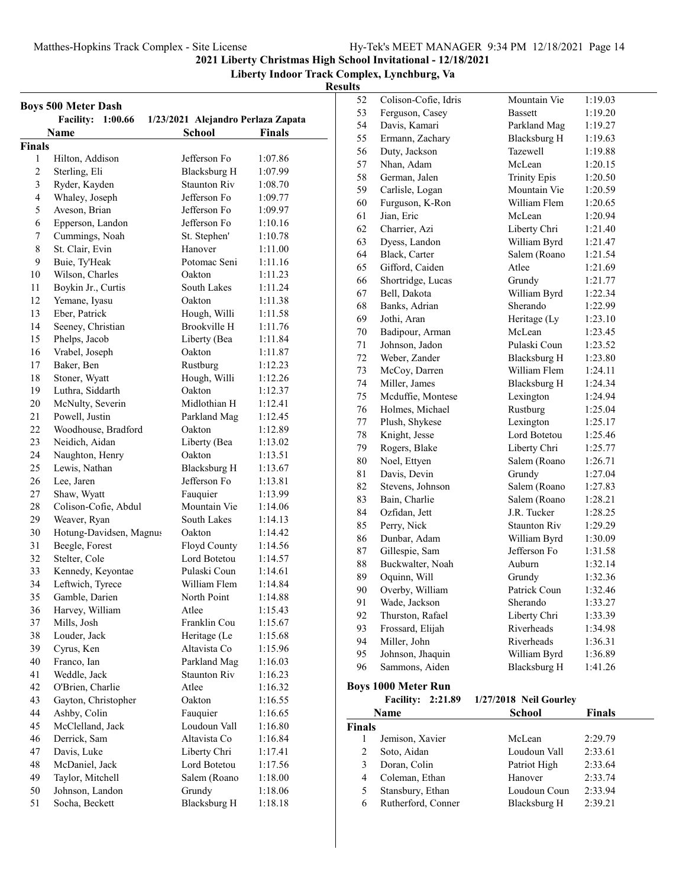## 2021 Liberty Christmas High School Invitational - 12/18/2021

### Liberty Indoor Track Complex, Lynchburg, Va

**Results**

### Boys 500 Meter Dash

**Facility: 1:00.66** 1/23/2021 Alejandro Perlaza Zapata

**Finals**

| | Name | School | Finals |
|---|---|---|---|
| 1 | Hilton, Addison | Jefferson Fo | 1:07.86 |
| 2 | Sterling, Eli | Blacksburg H | 1:07.99 |
| 3 | Ryder, Kayden | Staunton Riv | 1:08.70 |
| 4 | Whaley, Joseph | Jefferson Fo | 1:09.77 |
| 5 | Aveson, Brian | Jefferson Fo | 1:09.97 |
| 6 | Epperson, Landon | Jefferson Fo | 1:10.16 |
| 7 | Cummings, Noah | St. Stephen' | 1:10.78 |
| 8 | St. Clair, Evin | Hanover | 1:11.00 |
| 9 | Buie, Ty'Heak | Potomac Seni | 1:11.16 |
| 10 | Wilson, Charles | Oakton | 1:11.23 |
| 11 | Boykin Jr., Curtis | South Lakes | 1:11.24 |
| 12 | Yemane, Iyasu | Oakton | 1:11.38 |
| 13 | Eber, Patrick | Hough, Willi | 1:11.58 |
| 14 | Seeney, Christian | Brookville H | 1:11.76 |
| 15 | Phelps, Jacob | Liberty (Bea | 1:11.84 |
| 16 | Vrabel, Joseph | Oakton | 1:11.87 |
| 17 | Baker, Ben | Rustburg | 1:12.23 |
| 18 | Stoner, Wyatt | Hough, Willi | 1:12.26 |
| 19 | Luthra, Siddarth | Oakton | 1:12.37 |
| 20 | McNulty, Severin | Midlothian H | 1:12.41 |
| 21 | Powell, Justin | Parkland Mag | 1:12.45 |
| 22 | Woodhouse, Bradford | Oakton | 1:12.89 |
| 23 | Neidich, Aidan | Liberty (Bea | 1:13.02 |
| 24 | Naughton, Henry | Oakton | 1:13.51 |
| 25 | Lewis, Nathan | Blacksburg H | 1:13.67 |
| 26 | Lee, Jaren | Jefferson Fo | 1:13.81 |
| 27 | Shaw, Wyatt | Fauquier | 1:13.99 |
| 28 | Colison-Cofie, Abdul | Mountain Vie | 1:14.06 |
| 29 | Weaver, Ryan | South Lakes | 1:14.13 |
| 30 | Hotung-Davidsen, Magnus | Oakton | 1:14.42 |
| 31 | Beegle, Forest | Floyd County | 1:14.56 |
| 32 | Stelter, Cole | Lord Botetou | 1:14.57 |
| 33 | Kennedy, Keyontae | Pulaski Coun | 1:14.61 |
| 34 | Leftwich, Tyrece | William Flem | 1:14.84 |
| 35 | Gamble, Darien | North Point | 1:14.88 |
| 36 | Harvey, William | Atlee | 1:15.43 |
| 37 | Mills, Josh | Franklin Cou | 1:15.67 |
| 38 | Louder, Jack | Heritage (Le | 1:15.68 |
| 39 | Cyrus, Ken | Altavista Co | 1:15.96 |
| 40 | Franco, Ian | Parkland Mag | 1:16.03 |
| 41 | Weddle, Jack | Staunton Riv | 1:16.23 |
| 42 | O'Brien, Charlie | Atlee | 1:16.32 |
| 43 | Gayton, Christopher | Oakton | 1:16.55 |
| 44 | Ashby, Colin | Fauquier | 1:16.65 |
| 45 | McClelland, Jack | Loudoun Vall | 1:16.80 |
| 46 | Derrick, Sam | Altavista Co | 1:16.84 |
| 47 | Davis, Luke | Liberty Chri | 1:17.41 |
| 48 | McDaniel, Jack | Lord Botetou | 1:17.56 |
| 49 | Taylor, Mitchell | Salem (Roano | 1:18.00 |
| 50 | Johnson, Landon | Grundy | 1:18.06 |
| 51 | Socha, Beckett | Blacksburg H | 1:18.18 |
| 52 | Colison-Cofie, Idris | Mountain Vie | 1:19.03 |
| 53 | Ferguson, Casey | Bassett | 1:19.20 |
| 54 | Davis, Kamari | Parkland Mag | 1:19.27 |
| 55 | Ermann, Zachary | Blacksburg H | 1:19.63 |
| 56 | Duty, Jackson | Tazewell | 1:19.88 |
| 57 | Nhan, Adam | McLean | 1:20.15 |
| 58 | German, Jalen | Trinity Epis | 1:20.50 |
| 59 | Carlisle, Logan | Mountain Vie | 1:20.59 |
| 60 | Furguson, K-Ron | William Flem | 1:20.65 |
| 61 | Jian, Eric | McLean | 1:20.94 |
| 62 | Charrier, Azi | Liberty Chri | 1:21.40 |
| 63 | Dyess, Landon | William Byrd | 1:21.47 |
| 64 | Black, Carter | Salem (Roano | 1:21.54 |
| 65 | Gifford, Caiden | Atlee | 1:21.69 |
| 66 | Shortridge, Lucas | Grundy | 1:21.77 |
| 67 | Bell, Dakota | William Byrd | 1:22.34 |
| 68 | Banks, Adrian | Sherando | 1:22.99 |
| 69 | Jothi, Aran | Heritage (Ly | 1:23.10 |
| 70 | Badipour, Arman | McLean | 1:23.45 |
| 71 | Johnson, Jadon | Pulaski Coun | 1:23.52 |
| 72 | Weber, Zander | Blacksburg H | 1:23.80 |
| 73 | McCoy, Darren | William Flem | 1:24.11 |
| 74 | Miller, James | Blacksburg H | 1:24.34 |
| 75 | Mcduffie, Montese | Lexington | 1:24.94 |
| 76 | Holmes, Michael | Rustburg | 1:25.04 |
| 77 | Plush, Shykese | Lexington | 1:25.17 |
| 78 | Knight, Jesse | Lord Botetou | 1:25.46 |
| 79 | Rogers, Blake | Liberty Chri | 1:25.77 |
| 80 | Noel, Ettyen | Salem (Roano | 1:26.71 |
| 81 | Davis, Devin | Grundy | 1:27.04 |
| 82 | Stevens, Johnson | Salem (Roano | 1:27.83 |
| 83 | Bain, Charlie | Salem (Roano | 1:28.21 |
| 84 | Ozfidan, Jett | J.R. Tucker | 1:28.25 |
| 85 | Perry, Nick | Staunton Riv | 1:29.29 |
| 86 | Dunbar, Adam | William Byrd | 1:30.09 |
| 87 | Gillespie, Sam | Jefferson Fo | 1:31.58 |
| 88 | Buckwalter, Noah | Auburn | 1:32.14 |
| 89 | Oquinn, Will | Grundy | 1:32.36 |
| 90 | Overby, William | Patrick Coun | 1:32.46 |
| 91 | Wade, Jackson | Sherando | 1:33.27 |
| 92 | Thurston, Rafael | Liberty Chri | 1:33.39 |
| 93 | Frossard, Elijah | Riverheads | 1:34.98 |
| 94 | Miller, John | Riverheads | 1:36.31 |
| 95 | Johnson, Jhaquin | William Byrd | 1:36.89 |
| 96 | Sammons, Aiden | Blacksburg H | 1:41.26 |

### Boys 1000 Meter Run

**Facility: 2:21.89** 1/27/2018 Neil Gourley

**Finals**

| | Name | School | Finals |
|---|---|---|---|
| 1 | Jemison, Xavier | McLean | 2:29.79 |
| 2 | Soto, Aidan | Loudoun Vall | 2:33.61 |
| 3 | Doran, Colin | Patriot High | 2:33.64 |
| 4 | Coleman, Ethan | Hanover | 2:33.74 |
| 5 | Stansbury, Ethan | Loudoun Coun | 2:33.94 |
| 6 | Rutherford, Conner | Blacksburg H | 2:39.21 |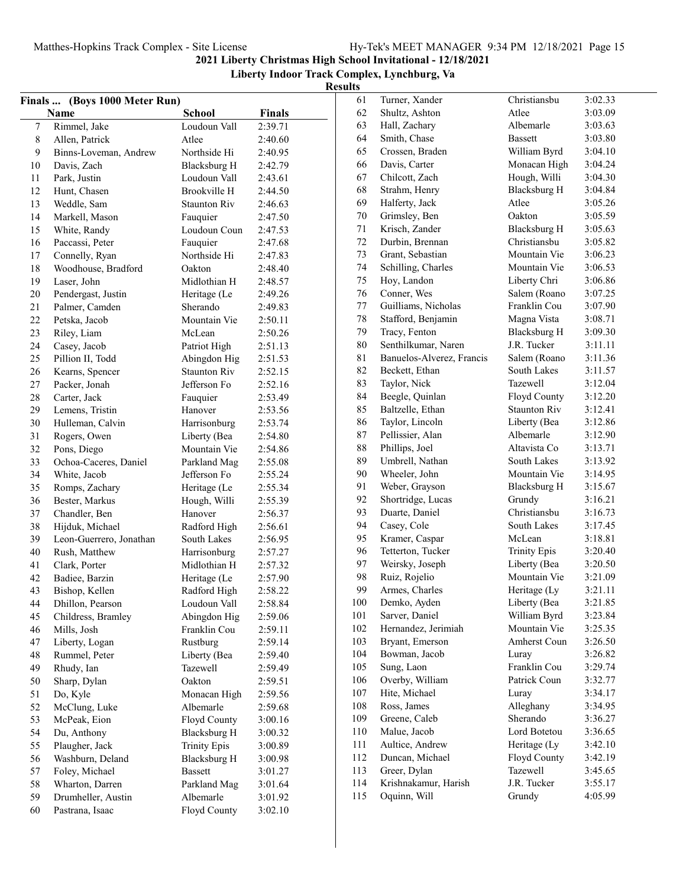**2021 Liberty Christmas High School Invitational - 12/18/2021**

**Liberty Indoor Track Complex, Lynchburg, Va**

**Results**

### Finals ... (Boys 1000 Meter Run)

| | Name | School | Finals |
|---|---|---|---|
| 7 | Rimmel, Jake | Loudoun Vall | 2:39.71 |
| 8 | Allen, Patrick | Atlee | 2:40.60 |
| 9 | Binns-Loveman, Andrew | Northside Hi | 2:40.95 |
| 10 | Davis, Zach | Blacksburg H | 2:42.79 |
| 11 | Park, Justin | Loudoun Vall | 2:43.61 |
| 12 | Hunt, Chasen | Brookville H | 2:44.50 |
| 13 | Weddle, Sam | Staunton Riv | 2:46.63 |
| 14 | Markell, Mason | Fauquier | 2:47.50 |
| 15 | White, Randy | Loudoun Coun | 2:47.53 |
| 16 | Paccassi, Peter | Fauquier | 2:47.68 |
| 17 | Connelly, Ryan | Northside Hi | 2:47.83 |
| 18 | Woodhouse, Bradford | Oakton | 2:48.40 |
| 19 | Laser, John | Midlothian H | 2:48.57 |
| 20 | Pendergast, Justin | Heritage (Le | 2:49.26 |
| 21 | Palmer, Camden | Sherando | 2:49.83 |
| 22 | Petska, Jacob | Mountain Vie | 2:50.11 |
| 23 | Riley, Liam | McLean | 2:50.26 |
| 24 | Casey, Jacob | Patriot High | 2:51.13 |
| 25 | Pillion II, Todd | Abingdon Hig | 2:51.53 |
| 26 | Kearns, Spencer | Staunton Riv | 2:52.15 |
| 27 | Packer, Jonah | Jefferson Fo | 2:52.16 |
| 28 | Carter, Jack | Fauquier | 2:53.49 |
| 29 | Lemens, Tristin | Hanover | 2:53.56 |
| 30 | Hulleman, Calvin | Harrisonburg | 2:53.74 |
| 31 | Rogers, Owen | Liberty (Bea | 2:54.80 |
| 32 | Pons, Diego | Mountain Vie | 2:54.86 |
| 33 | Ochoa-Caceres, Daniel | Parkland Mag | 2:55.08 |
| 34 | White, Jacob | Jefferson Fo | 2:55.24 |
| 35 | Romps, Zachary | Heritage (Le | 2:55.34 |
| 36 | Bester, Markus | Hough, Willi | 2:55.39 |
| 37 | Chandler, Ben | Hanover | 2:56.37 |
| 38 | Hijduk, Michael | Radford High | 2:56.61 |
| 39 | Leon-Guerrero, Jonathan | South Lakes | 2:56.95 |
| 40 | Rush, Matthew | Harrisonburg | 2:57.27 |
| 41 | Clark, Porter | Midlothian H | 2:57.32 |
| 42 | Badiee, Barzin | Heritage (Le | 2:57.90 |
| 43 | Bishop, Kellen | Radford High | 2:58.22 |
| 44 | Dhillon, Pearson | Loudoun Vall | 2:58.84 |
| 45 | Childress, Bramley | Abingdon Hig | 2:59.06 |
| 46 | Mills, Josh | Franklin Cou | 2:59.11 |
| 47 | Liberty, Logan | Rustburg | 2:59.14 |
| 48 | Rummel, Peter | Liberty (Bea | 2:59.40 |
| 49 | Rhudy, Ian | Tazewell | 2:59.49 |
| 50 | Sharp, Dylan | Oakton | 2:59.51 |
| 51 | Do, Kyle | Monacan High | 2:59.56 |
| 52 | McClung, Luke | Albemarle | 2:59.68 |
| 53 | McPeak, Eion | Floyd County | 3:00.16 |
| 54 | Du, Anthony | Blacksburg H | 3:00.32 |
| 55 | Plaugher, Jack | Trinity Epis | 3:00.89 |
| 56 | Washburn, Deland | Blacksburg H | 3:00.98 |
| 57 | Foley, Michael | Bassett | 3:01.27 |
| 58 | Wharton, Darren | Parkland Mag | 3:01.64 |
| 59 | Drumheller, Austin | Albemarle | 3:01.92 |
| 60 | Pastrana, Isaac | Floyd County | 3:02.10 |
| 61 | Turner, Xander | Christiansbu | 3:02.33 |
| 62 | Shultz, Ashton | Atlee | 3:03.09 |
| 63 | Hall, Zachary | Albemarle | 3:03.63 |
| 64 | Smith, Chase | Bassett | 3:03.80 |
| 65 | Crossen, Braden | William Byrd | 3:04.10 |
| 66 | Davis, Carter | Monacan High | 3:04.24 |
| 67 | Chilcott, Zach | Hough, Willi | 3:04.30 |
| 68 | Strahm, Henry | Blacksburg H | 3:04.84 |
| 69 | Halferty, Jack | Atlee | 3:05.26 |
| 70 | Grimsley, Ben | Oakton | 3:05.59 |
| 71 | Krisch, Zander | Blacksburg H | 3:05.63 |
| 72 | Durbin, Brennan | Christiansbu | 3:05.82 |
| 73 | Grant, Sebastian | Mountain Vie | 3:06.23 |
| 74 | Schilling, Charles | Mountain Vie | 3:06.53 |
| 75 | Hoy, Landon | Liberty Chri | 3:06.86 |
| 76 | Conner, Wes | Salem (Roano | 3:07.25 |
| 77 | Guilliams, Nicholas | Franklin Cou | 3:07.90 |
| 78 | Stafford, Benjamin | Magna Vista | 3:08.71 |
| 79 | Tracy, Fenton | Blacksburg H | 3:09.30 |
| 80 | Senthilkumar, Naren | J.R. Tucker | 3:11.11 |
| 81 | Banuelos-Alverez, Francis | Salem (Roano | 3:11.36 |
| 82 | Beckett, Ethan | South Lakes | 3:11.57 |
| 83 | Taylor, Nick | Tazewell | 3:12.04 |
| 84 | Beegle, Quinlan | Floyd County | 3:12.20 |
| 85 | Baltzelle, Ethan | Staunton Riv | 3:12.41 |
| 86 | Taylor, Lincoln | Liberty (Bea | 3:12.86 |
| 87 | Pellissier, Alan | Albemarle | 3:12.90 |
| 88 | Phillips, Joel | Altavista Co | 3:13.71 |
| 89 | Umbrell, Nathan | South Lakes | 3:13.92 |
| 90 | Wheeler, John | Mountain Vie | 3:14.95 |
| 91 | Weber, Grayson | Blacksburg H | 3:15.67 |
| 92 | Shortridge, Lucas | Grundy | 3:16.21 |
| 93 | Duarte, Daniel | Christiansbu | 3:16.73 |
| 94 | Casey, Cole | South Lakes | 3:17.45 |
| 95 | Kramer, Caspar | McLean | 3:18.81 |
| 96 | Tetterton, Tucker | Trinity Epis | 3:20.40 |
| 97 | Weirsky, Joseph | Liberty (Bea | 3:20.50 |
| 98 | Ruiz, Rojelio | Mountain Vie | 3:21.09 |
| 99 | Armes, Charles | Heritage (Ly | 3:21.11 |
| 100 | Demko, Ayden | Liberty (Bea | 3:21.85 |
| 101 | Sarver, Daniel | William Byrd | 3:23.84 |
| 102 | Hernandez, Jerimiah | Mountain Vie | 3:25.35 |
| 103 | Bryant, Emerson | Amherst Coun | 3:26.50 |
| 104 | Bowman, Jacob | Luray | 3:26.82 |
| 105 | Sung, Laon | Franklin Cou | 3:29.74 |
| 106 | Overby, William | Patrick Coun | 3:32.77 |
| 107 | Hite, Michael | Luray | 3:34.17 |
| 108 | Ross, James | Alleghany | 3:34.95 |
| 109 | Greene, Caleb | Sherando | 3:36.27 |
| 110 | Malue, Jacob | Lord Botetou | 3:36.65 |
| 111 | Aultice, Andrew | Heritage (Ly | 3:42.10 |
| 112 | Duncan, Michael | Floyd County | 3:42.19 |
| 113 | Greer, Dylan | Tazewell | 3:45.65 |
| 114 | Krishnakamur, Harish | J.R. Tucker | 3:55.17 |
| 115 | Oquinn, Will | Grundy | 4:05.99 |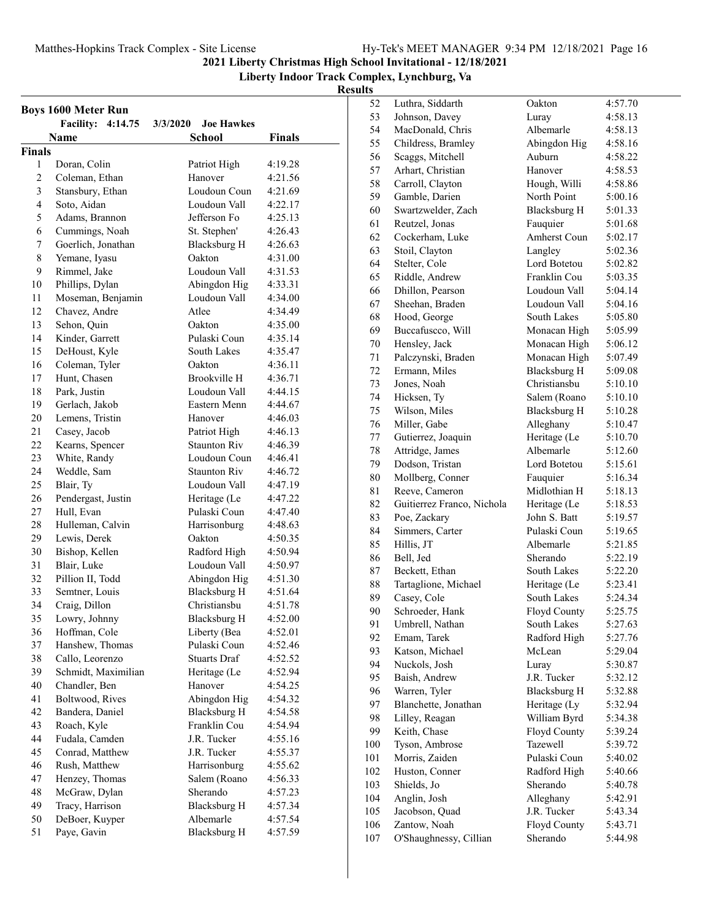2021 Liberty Christmas High School Invitational - 12/18/2021

Liberty Indoor Track Complex, Lynchburg, Va

Results

## Boys 1600 Meter Run

Facility: 4:14.75 3/3/2020 Joe Hawkes

| | Name | School | Finals |
|---|---|---|---|
| **Finals** | | | |
| 1 | Doran, Colin | Patriot High | 4:19.28 |
| 2 | Coleman, Ethan | Hanover | 4:21.56 |
| 3 | Stansbury, Ethan | Loudoun Coun | 4:21.69 |
| 4 | Soto, Aidan | Loudoun Vall | 4:22.17 |
| 5 | Adams, Brannon | Jefferson Fo | 4:25.13 |
| 6 | Cummings, Noah | St. Stephen' | 4:26.43 |
| 7 | Goerlich, Jonathan | Blacksburg H | 4:26.63 |
| 8 | Yemane, Iyasu | Oakton | 4:31.00 |
| 9 | Rimmel, Jake | Loudoun Vall | 4:31.53 |
| 10 | Phillips, Dylan | Abingdon Hig | 4:33.31 |
| 11 | Moseman, Benjamin | Loudoun Vall | 4:34.00 |
| 12 | Chavez, Andre | Atlee | 4:34.49 |
| 13 | Sehon, Quin | Oakton | 4:35.00 |
| 14 | Kinder, Garrett | Pulaski Coun | 4:35.14 |
| 15 | DeHoust, Kyle | South Lakes | 4:35.47 |
| 16 | Coleman, Tyler | Oakton | 4:36.11 |
| 17 | Hunt, Chasen | Brookville H | 4:36.71 |
| 18 | Park, Justin | Loudoun Vall | 4:44.15 |
| 19 | Gerlach, Jakob | Eastern Menn | 4:44.67 |
| 20 | Lemens, Tristin | Hanover | 4:46.03 |
| 21 | Casey, Jacob | Patriot High | 4:46.13 |
| 22 | Kearns, Spencer | Staunton Riv | 4:46.39 |
| 23 | White, Randy | Loudoun Coun | 4:46.41 |
| 24 | Weddle, Sam | Staunton Riv | 4:46.72 |
| 25 | Blair, Ty | Loudoun Vall | 4:47.19 |
| 26 | Pendergast, Justin | Heritage (Le | 4:47.22 |
| 27 | Hull, Evan | Pulaski Coun | 4:47.40 |
| 28 | Hulleman, Calvin | Harrisonburg | 4:48.63 |
| 29 | Lewis, Derek | Oakton | 4:50.35 |
| 30 | Bishop, Kellen | Radford High | 4:50.94 |
| 31 | Blair, Luke | Loudoun Vall | 4:50.97 |
| 32 | Pillion II, Todd | Abingdon Hig | 4:51.30 |
| 33 | Semtner, Louis | Blacksburg H | 4:51.64 |
| 34 | Craig, Dillon | Christiansbu | 4:51.78 |
| 35 | Lowry, Johnny | Blacksburg H | 4:52.00 |
| 36 | Hoffman, Cole | Liberty (Bea | 4:52.01 |
| 37 | Hanshew, Thomas | Pulaski Coun | 4:52.46 |
| 38 | Callo, Leorenzo | Stuarts Draf | 4:52.52 |
| 39 | Schmidt, Maximilian | Heritage (Le | 4:52.94 |
| 40 | Chandler, Ben | Hanover | 4:54.25 |
| 41 | Boltwood, Rives | Abingdon Hig | 4:54.32 |
| 42 | Bandera, Daniel | Blacksburg H | 4:54.58 |
| 43 | Roach, Kyle | Franklin Cou | 4:54.94 |
| 44 | Fudala, Camden | J.R. Tucker | 4:55.16 |
| 45 | Conrad, Matthew | J.R. Tucker | 4:55.37 |
| 46 | Rush, Matthew | Harrisonburg | 4:55.62 |
| 47 | Henzey, Thomas | Salem (Roano | 4:56.33 |
| 48 | McGraw, Dylan | Sherando | 4:57.23 |
| 49 | Tracy, Harrison | Blacksburg H | 4:57.34 |
| 50 | DeBoer, Kuyper | Albemarle | 4:57.54 |
| 51 | Paye, Gavin | Blacksburg H | 4:57.59 |
| 52 | Luthra, Siddarth | Oakton | 4:57.70 |
| 53 | Johnson, Davey | Luray | 4:58.13 |
| 54 | MacDonald, Chris | Albemarle | 4:58.13 |
| 55 | Childress, Bramley | Abingdon Hig | 4:58.16 |
| 56 | Scaggs, Mitchell | Auburn | 4:58.22 |
| 57 | Arhart, Christian | Hanover | 4:58.53 |
| 58 | Carroll, Clayton | Hough, Willi | 4:58.86 |
| 59 | Gamble, Darien | North Point | 5:00.16 |
| 60 | Swartzwelder, Zach | Blacksburg H | 5:01.33 |
| 61 | Reutzel, Jonas | Fauquier | 5:01.68 |
| 62 | Cockerham, Luke | Amherst Coun | 5:02.17 |
| 63 | Stoil, Clayton | Langley | 5:02.36 |
| 64 | Stelter, Cole | Lord Botetou | 5:02.82 |
| 65 | Riddle, Andrew | Franklin Cou | 5:03.35 |
| 66 | Dhillon, Pearson | Loudoun Vall | 5:04.14 |
| 67 | Sheehan, Braden | Loudoun Vall | 5:04.16 |
| 68 | Hood, George | South Lakes | 5:05.80 |
| 69 | Buccafuscco, Will | Monacan High | 5:05.99 |
| 70 | Hensley, Jack | Monacan High | 5:06.12 |
| 71 | Palczynski, Braden | Monacan High | 5:07.49 |
| 72 | Ermann, Miles | Blacksburg H | 5:09.08 |
| 73 | Jones, Noah | Christiansbu | 5:10.10 |
| 74 | Hicksen, Ty | Salem (Roano | 5:10.10 |
| 75 | Wilson, Miles | Blacksburg H | 5:10.28 |
| 76 | Miller, Gabe | Alleghany | 5:10.47 |
| 77 | Gutierrez, Joaquin | Heritage (Le | 5:10.70 |
| 78 | Attridge, James | Albemarle | 5:12.60 |
| 79 | Dodson, Tristan | Lord Botetou | 5:15.61 |
| 80 | Mollberg, Conner | Fauquier | 5:16.34 |
| 81 | Reeve, Cameron | Midlothian H | 5:18.13 |
| 82 | Guitierrez Franco, Nichola | Heritage (Le | 5:18.53 |
| 83 | Poe, Zackary | John S. Batt | 5:19.57 |
| 84 | Simmers, Carter | Pulaski Coun | 5:19.65 |
| 85 | Hillis, JT | Albemarle | 5:21.85 |
| 86 | Bell, Jed | Sherando | 5:22.19 |
| 87 | Beckett, Ethan | South Lakes | 5:22.20 |
| 88 | Tartaglione, Michael | Heritage (Le | 5:23.41 |
| 89 | Casey, Cole | South Lakes | 5:24.34 |
| 90 | Schroeder, Hank | Floyd County | 5:25.75 |
| 91 | Umbrell, Nathan | South Lakes | 5:27.63 |
| 92 | Emam, Tarek | Radford High | 5:27.76 |
| 93 | Katson, Michael | McLean | 5:29.04 |
| 94 | Nuckols, Josh | Luray | 5:30.87 |
| 95 | Baish, Andrew | J.R. Tucker | 5:32.12 |
| 96 | Warren, Tyler | Blacksburg H | 5:32.88 |
| 97 | Blanchette, Jonathan | Heritage (Ly | 5:32.94 |
| 98 | Lilley, Reagan | William Byrd | 5:34.38 |
| 99 | Keith, Chase | Floyd County | 5:39.24 |
| 100 | Tyson, Ambrose | Tazewell | 5:39.72 |
| 101 | Morris, Zaiden | Pulaski Coun | 5:40.02 |
| 102 | Huston, Conner | Radford High | 5:40.66 |
| 103 | Shields, Jo | Sherando | 5:40.78 |
| 104 | Anglin, Josh | Alleghany | 5:42.91 |
| 105 | Jacobson, Quad | J.R. Tucker | 5:43.34 |
| 106 | Zantow, Noah | Floyd County | 5:43.71 |
| 107 | O'Shaughnessy, Cillian | Sherando | 5:44.98 |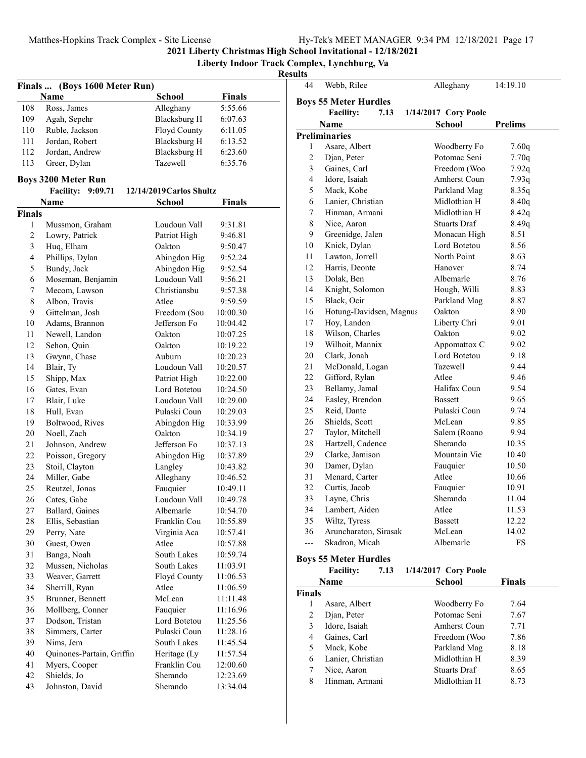**2021 Liberty Christmas High School Invitational - 12/18/2021**

**Liberty Indoor Track Complex, Lynchburg, Va**

**Results**

### Finals ... (Boys 1600 Meter Run)

| | Name | School | Finals |
|---|---|---|---|
| 108 | Ross, James | Alleghany | 5:55.66 |
| 109 | Agah, Sepehr | Blacksburg H | 6:07.63 |
| 110 | Ruble, Jackson | Floyd County | 6:11.05 |
| 111 | Jordan, Robert | Blacksburg H | 6:13.52 |
| 112 | Jordan, Andrew | Blacksburg H | 6:23.60 |
| 113 | Greer, Dylan | Tazewell | 6:35.76 |

### Boys 3200 Meter Run

Facility: 9:09.71 12/14/2019 Carlos Shultz

| | Name | School | Finals |
|---|---|---|---|
| **Finals** | | | |
| 1 | Mussmon, Graham | Loudoun Vall | 9:31.81 |
| 2 | Lowry, Patrick | Patriot High | 9:46.81 |
| 3 | Huq, Elham | Oakton | 9:50.47 |
| 4 | Phillips, Dylan | Abingdon Hig | 9:52.24 |
| 5 | Bundy, Jack | Abingdon Hig | 9:52.54 |
| 6 | Moseman, Benjamin | Loudoun Vall | 9:56.21 |
| 7 | Mecom, Lawson | Christiansbu | 9:57.38 |
| 8 | Albon, Travis | Atlee | 9:59.59 |
| 9 | Gittelman, Josh | Freedom (Sou | 10:00.30 |
| 10 | Adams, Brannon | Jefferson Fo | 10:04.42 |
| 11 | Newell, Landon | Oakton | 10:07.25 |
| 12 | Sehon, Quin | Oakton | 10:19.22 |
| 13 | Gwynn, Chase | Auburn | 10:20.23 |
| 14 | Blair, Ty | Loudoun Vall | 10:20.57 |
| 15 | Shipp, Max | Patriot High | 10:22.00 |
| 16 | Gates, Evan | Lord Botetou | 10:24.50 |
| 17 | Blair, Luke | Loudoun Vall | 10:29.00 |
| 18 | Hull, Evan | Pulaski Coun | 10:29.03 |
| 19 | Boltwood, Rives | Abingdon Hig | 10:33.99 |
| 20 | Noell, Zach | Oakton | 10:34.19 |
| 21 | Johnson, Andrew | Jefferson Fo | 10:37.13 |
| 22 | Poisson, Gregory | Abingdon Hig | 10:37.89 |
| 23 | Stoil, Clayton | Langley | 10:43.82 |
| 24 | Miller, Gabe | Alleghany | 10:46.52 |
| 25 | Reutzel, Jonas | Fauquier | 10:49.11 |
| 26 | Cates, Gabe | Loudoun Vall | 10:49.78 |
| 27 | Ballard, Gaines | Albemarle | 10:54.70 |
| 28 | Ellis, Sebastian | Franklin Cou | 10:55.89 |
| 29 | Perry, Nate | Virginia Aca | 10:57.41 |
| 30 | Guest, Owen | Atlee | 10:57.88 |
| 31 | Banga, Noah | South Lakes | 10:59.74 |
| 32 | Mussen, Nicholas | South Lakes | 11:03.91 |
| 33 | Weaver, Garrett | Floyd County | 11:06.53 |
| 34 | Sherrill, Ryan | Atlee | 11:06.59 |
| 35 | Brunner, Bennett | McLean | 11:11.48 |
| 36 | Mollberg, Conner | Fauquier | 11:16.96 |
| 37 | Dodson, Tristan | Lord Botetou | 11:25.56 |
| 38 | Simmers, Carter | Pulaski Coun | 11:28.16 |
| 39 | Nims, Jem | South Lakes | 11:45.54 |
| 40 | Quinones-Partain, Griffin | Heritage (Ly | 11:57.54 |
| 41 | Myers, Cooper | Franklin Cou | 12:00.60 |
| 42 | Shields, Jo | Sherando | 12:23.69 |
| 43 | Johnston, David | Sherando | 13:34.04 |
| 44 | Webb, Rilee | Alleghany | 14:19.10 |

### Boys 55 Meter Hurdles

Facility: 7.13 1/14/2017 Cory Poole

| | Name | School | Prelims |
|---|---|---|---|
| **Preliminaries** | | | |
| 1 | Asare, Albert | Woodberry Fo | 7.60q |
| 2 | Djan, Peter | Potomac Seni | 7.70q |
| 3 | Gaines, Carl | Freedom (Woo | 7.92q |
| 4 | Idore, Isaiah | Amherst Coun | 7.93q |
| 5 | Mack, Kobe | Parkland Mag | 8.35q |
| 6 | Lanier, Christian | Midlothian H | 8.40q |
| 7 | Hinman, Armani | Midlothian H | 8.42q |
| 8 | Nice, Aaron | Stuarts Draf | 8.49q |
| 9 | Greenidge, Jalen | Monacan High | 8.51 |
| 10 | Knick, Dylan | Lord Botetou | 8.56 |
| 11 | Lawton, Jorrell | North Point | 8.63 |
| 12 | Harris, Deonte | Hanover | 8.74 |
| 13 | Dolak, Ben | Albemarle | 8.76 |
| 14 | Knight, Solomon | Hough, Willi | 8.83 |
| 15 | Black, Ocir | Parkland Mag | 8.87 |
| 16 | Hotung-Davidsen, Magnus | Oakton | 8.90 |
| 17 | Hoy, Landon | Liberty Chri | 9.01 |
| 18 | Wilson, Charles | Oakton | 9.02 |
| 19 | Wilhoit, Mannix | Appomattox C | 9.02 |
| 20 | Clark, Jonah | Lord Botetou | 9.18 |
| 21 | McDonald, Logan | Tazewell | 9.44 |
| 22 | Gifford, Rylan | Atlee | 9.46 |
| 23 | Bellamy, Jamal | Halifax Coun | 9.54 |
| 24 | Easley, Brendon | Bassett | 9.65 |
| 25 | Reid, Dante | Pulaski Coun | 9.74 |
| 26 | Shields, Scott | McLean | 9.85 |
| 27 | Taylor, Mitchell | Salem (Roano | 9.94 |
| 28 | Hartzell, Cadence | Sherando | 10.35 |
| 29 | Clarke, Jamison | Mountain Vie | 10.40 |
| 30 | Damer, Dylan | Fauquier | 10.50 |
| 31 | Menard, Carter | Atlee | 10.66 |
| 32 | Curtis, Jacob | Fauquier | 10.91 |
| 33 | Layne, Chris | Sherando | 11.04 |
| 34 | Lambert, Aiden | Atlee | 11.53 |
| 35 | Wiltz, Tyress | Bassett | 12.22 |
| 36 | Aruncharaton, Sirasak | McLean | 14.02 |
| --- | Skadron, Micah | Albemarle | FS |

### Boys 55 Meter Hurdles

Facility: 7.13 1/14/2017 Cory Poole

| | Name | School | Finals |
|---|---|---|---|
| **Finals** | | | |
| 1 | Asare, Albert | Woodberry Fo | 7.64 |
| 2 | Djan, Peter | Potomac Seni | 7.67 |
| 3 | Idore, Isaiah | Amherst Coun | 7.71 |
| 4 | Gaines, Carl | Freedom (Woo | 7.86 |
| 5 | Mack, Kobe | Parkland Mag | 8.18 |
| 6 | Lanier, Christian | Midlothian H | 8.39 |
| 7 | Nice, Aaron | Stuarts Draf | 8.65 |
| 8 | Hinman, Armani | Midlothian H | 8.73 |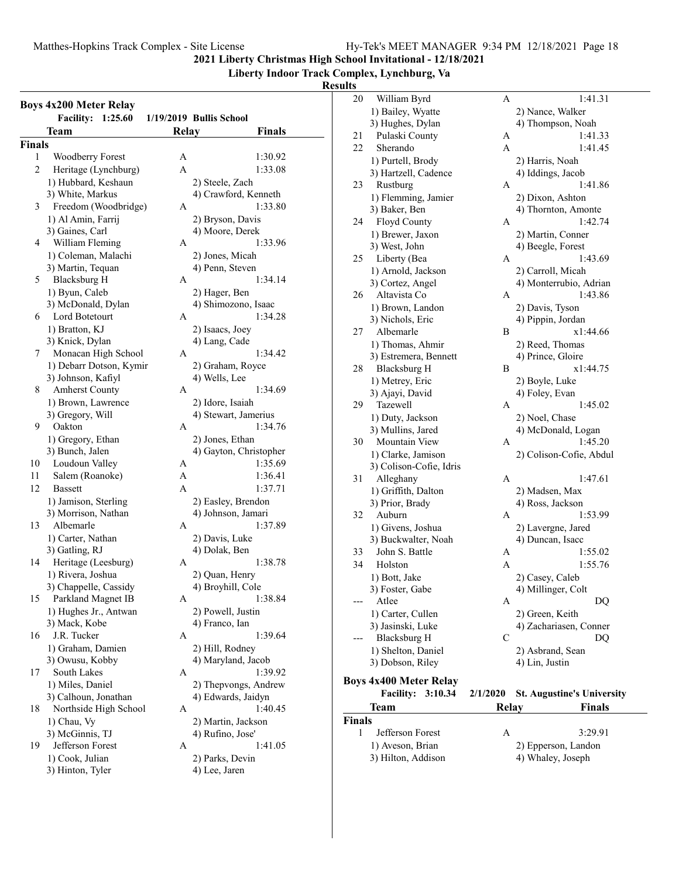## Boys 4x200 Meter Relay

**Facility: 1:25.60 1/19/2019 Bullis School**

| | Team | Relay | Finals |
|---|---|---|---|
| **Finals** | | | |
| 1 | Woodberry Forest | A | 1:30.92 |
| 2 | Heritage (Lynchburg) | A | 1:33.08 |
| | 1) Hubbard, Keshaun | 2) Steele, Zach | |
| | 3) White, Markus | 4) Crawford, Kenneth | |
| 3 | Freedom (Woodbridge) | A | 1:33.80 |
| | 1) Al Amin, Farrij | 2) Bryson, Davis | |
| | 3) Gaines, Carl | 4) Moore, Derek | |
| 4 | William Fleming | A | 1:33.96 |
| | 1) Coleman, Malachi | 2) Jones, Micah | |
| | 3) Martin, Tequan | 4) Penn, Steven | |
| 5 | Blacksburg H | A | 1:34.14 |
| | 1) Byun, Caleb | 2) Hager, Ben | |
| | 3) McDonald, Dylan | 4) Shimozono, Isaac | |
| 6 | Lord Botetourt | A | 1:34.28 |
| | 1) Bratton, KJ | 2) Isaacs, Joey | |
| | 3) Knick, Dylan | 4) Lang, Cade | |
| 7 | Monacan High School | A | 1:34.42 |
| | 1) Debarr Dotson, Kymir | 2) Graham, Royce | |
| | 3) Johnson, Kafiyl | 4) Wells, Lee | |
| 8 | Amherst County | A | 1:34.69 |
| | 1) Brown, Lawrence | 2) Idore, Isaiah | |
| | 3) Gregory, Will | 4) Stewart, Jamerius | |
| 9 | Oakton | A | 1:34.76 |
| | 1) Gregory, Ethan | 2) Jones, Ethan | |
| | 3) Bunch, Jalen | 4) Gayton, Christopher | |
| 10 | Loudoun Valley | A | 1:35.69 |
| 11 | Salem (Roanoke) | A | 1:36.41 |
| 12 | Bassett | A | 1:37.71 |
| | 1) Jamison, Sterling | 2) Easley, Brendon | |
| | 3) Morrison, Nathan | 4) Johnson, Jamari | |
| 13 | Albemarle | A | 1:37.89 |
| | 1) Carter, Nathan | 2) Davis, Luke | |
| | 3) Gatling, RJ | 4) Dolak, Ben | |
| 14 | Heritage (Leesburg) | A | 1:38.78 |
| | 1) Rivera, Joshua | 2) Quan, Henry | |
| | 3) Chappelle, Cassidy | 4) Broyhill, Cole | |
| 15 | Parkland Magnet IB | A | 1:38.84 |
| | 1) Hughes Jr., Antwan | 2) Powell, Justin | |
| | 3) Mack, Kobe | 4) Franco, Ian | |
| 16 | J.R. Tucker | A | 1:39.64 |
| | 1) Graham, Damien | 2) Hill, Rodney | |
| | 3) Owusu, Kobby | 4) Maryland, Jacob | |
| 17 | South Lakes | A | 1:39.92 |
| | 1) Miles, Daniel | 2) Thepvongs, Andrew | |
| | 3) Calhoun, Jonathan | 4) Edwards, Jaidyn | |
| 18 | Northside High School | A | 1:40.45 |
| | 1) Chau, Vy | 2) Martin, Jackson | |
| | 3) McGinnis, TJ | 4) Rufino, Jose' | |
| 19 | Jefferson Forest | A | 1:41.05 |
| | 1) Cook, Julian | 2) Parks, Devin | |
| | 3) Hinton, Tyler | 4) Lee, Jaren | |
| 20 | William Byrd | A | 1:41.31 |
| | 1) Bailey, Wyatte | 2) Nance, Walker | |
| | 3) Hughes, Dylan | 4) Thompson, Noah | |
| 21 | Pulaski County | A | 1:41.33 |
| 22 | Sherando | A | 1:41.45 |
| | 1) Purtell, Brody | 2) Harris, Noah | |
| | 3) Hartzell, Cadence | 4) Iddings, Jacob | |
| 23 | Rustburg | A | 1:41.86 |
| | 1) Flemming, Jamier | 2) Dixon, Ashton | |
| | 3) Baker, Ben | 4) Thornton, Amonte | |
| 24 | Floyd County | A | 1:42.74 |
| | 1) Brewer, Jaxon | 2) Martin, Conner | |
| | 3) West, John | 4) Beegle, Forest | |
| 25 | Liberty (Bea | A | 1:43.69 |
| | 1) Arnold, Jackson | 2) Carroll, Micah | |
| | 3) Cortez, Angel | 4) Monterrubio, Adrian | |
| 26 | Altavista Co | A | 1:43.86 |
| | 1) Brown, Landon | 2) Davis, Tyson | |
| | 3) Nichols, Eric | 4) Pippin, Jordan | |
| 27 | Albemarle | B | x1:44.66 |
| | 1) Thomas, Ahmir | 2) Reed, Thomas | |
| | 3) Estremera, Bennett | 4) Prince, Gloire | |
| 28 | Blacksburg H | B | x1:44.75 |
| | 1) Metrey, Eric | 2) Boyle, Luke | |
| | 3) Ajayi, David | 4) Foley, Evan | |
| 29 | Tazewell | A | 1:45.02 |
| | 1) Duty, Jackson | 2) Noel, Chase | |
| | 3) Mullins, Jared | 4) McDonald, Logan | |
| 30 | Mountain View | A | 1:45.20 |
| | 1) Clarke, Jamison | 2) Colison-Cofie, Abdul | |
| | 3) Colison-Cofie, Idris | | |
| 31 | Alleghany | A | 1:47.61 |
| | 1) Griffith, Dalton | 2) Madsen, Max | |
| | 3) Prior, Brady | 4) Ross, Jackson | |
| 32 | Auburn | A | 1:53.99 |
| | 1) Givens, Joshua | 2) Lavergne, Jared | |
| | 3) Buckwalter, Noah | 4) Duncan, Isacc | |
| 33 | John S. Battle | A | 1:55.02 |
| 34 | Holston | A | 1:55.76 |
| | 1) Bott, Jake | 2) Casey, Caleb | |
| | 3) Foster, Gabe | 4) Millinger, Colt | |
| --- | Atlee | A | DQ |
| | 1) Carter, Cullen | 2) Green, Keith | |
| | 3) Jasinski, Luke | 4) Zachariasen, Conner | |
| --- | Blacksburg H | C | DQ |
| | 1) Shelton, Daniel | 2) Asbrand, Sean | |
| | 3) Dobson, Riley | 4) Lin, Justin | |

## Boys 4x400 Meter Relay

**Facility: 3:10.34 2/1/2020 St. Augustine's University**

| | Team | Relay | Finals |
|---|---|---|---|
| **Finals** | | | |
| 1 | Jefferson Forest | A | 3:29.91 |
| | 1) Aveson, Brian | 2) Epperson, Landon | |
| | 3) Hilton, Addison | 4) Whaley, Joseph | |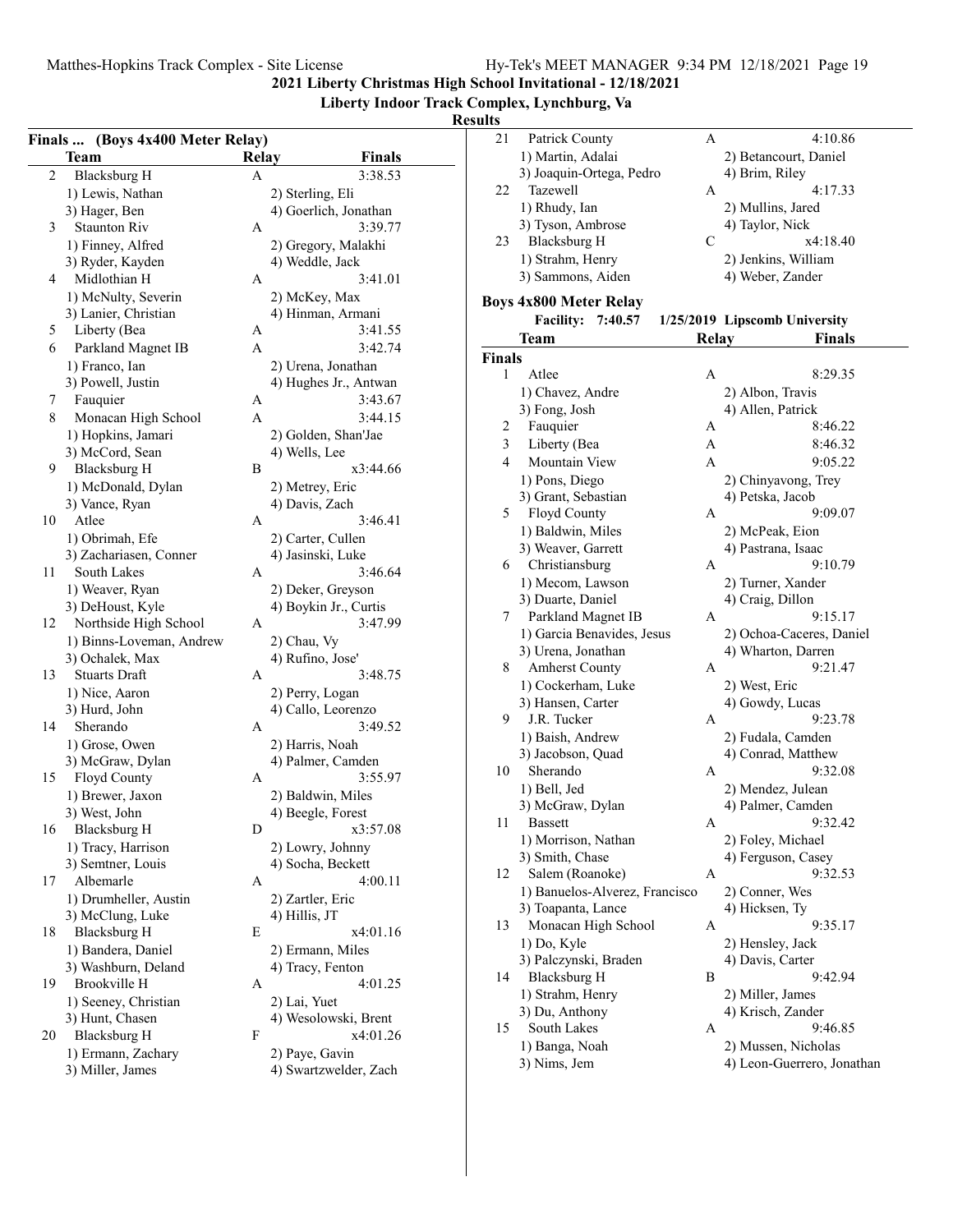**2021 Liberty Christmas High School Invitational - 12/18/2021**

**Liberty Indoor Track Complex, Lynchburg, Va**

**Results**

### Finals ... (Boys 4x400 Meter Relay)

| | Team | Relay | Finals |
|---|---|---|---|
| 2 | Blacksburg H | A | 3:38.53 |
| | 1) Lewis, Nathan | 2) Sterling, Eli | |
| | 3) Hager, Ben | 4) Goerlich, Jonathan | |
| 3 | Staunton Riv | A | 3:39.77 |
| | 1) Finney, Alfred | 2) Gregory, Malakhi | |
| | 3) Ryder, Kayden | 4) Weddle, Jack | |
| 4 | Midlothian H | A | 3:41.01 |
| | 1) McNulty, Severin | 2) McKey, Max | |
| | 3) Lanier, Christian | 4) Hinman, Armani | |
| 5 | Liberty (Bea | A | 3:41.55 |
| 6 | Parkland Magnet IB | A | 3:42.74 |
| | 1) Franco, Ian | 2) Urena, Jonathan | |
| | 3) Powell, Justin | 4) Hughes Jr., Antwan | |
| 7 | Fauquier | A | 3:43.67 |
| 8 | Monacan High School | A | 3:44.15 |
| | 1) Hopkins, Jamari | 2) Golden, Shan'Jae | |
| | 3) McCord, Sean | 4) Wells, Lee | |
| 9 | Blacksburg H | B | x3:44.66 |
| | 1) McDonald, Dylan | 2) Metrey, Eric | |
| | 3) Vance, Ryan | 4) Davis, Zach | |
| 10 | Atlee | A | 3:46.41 |
| | 1) Obrimah, Efe | 2) Carter, Cullen | |
| | 3) Zachariasen, Conner | 4) Jasinski, Luke | |
| 11 | South Lakes | A | 3:46.64 |
| | 1) Weaver, Ryan | 2) Deker, Greyson | |
| | 3) DeHoust, Kyle | 4) Boykin Jr., Curtis | |
| 12 | Northside High School | A | 3:47.99 |
| | 1) Binns-Loveman, Andrew | 2) Chau, Vy | |
| | 3) Ochalek, Max | 4) Rufino, Jose' | |
| 13 | Stuarts Draft | A | 3:48.75 |
| | 1) Nice, Aaron | 2) Perry, Logan | |
| | 3) Hurd, John | 4) Callo, Leorenzo | |
| 14 | Sherando | A | 3:49.52 |
| | 1) Grose, Owen | 2) Harris, Noah | |
| | 3) McGraw, Dylan | 4) Palmer, Camden | |
| 15 | Floyd County | A | 3:55.97 |
| | 1) Brewer, Jaxon | 2) Baldwin, Miles | |
| | 3) West, John | 4) Beegle, Forest | |
| 16 | Blacksburg H | D | x3:57.08 |
| | 1) Tracy, Harrison | 2) Lowry, Johnny | |
| | 3) Semtner, Louis | 4) Socha, Beckett | |
| 17 | Albemarle | A | 4:00.11 |
| | 1) Drumheller, Austin | 2) Zartler, Eric | |
| | 3) McClung, Luke | 4) Hillis, JT | |
| 18 | Blacksburg H | E | x4:01.16 |
| | 1) Bandera, Daniel | 2) Ermann, Miles | |
| | 3) Washburn, Deland | 4) Tracy, Fenton | |
| 19 | Brookville H | A | 4:01.25 |
| | 1) Seeney, Christian | 2) Lai, Yuet | |
| | 3) Hunt, Chasen | 4) Wesolowski, Brent | |
| 20 | Blacksburg H | F | x4:01.26 |
| | 1) Ermann, Zachary | 2) Paye, Gavin | |
| | 3) Miller, James | 4) Swartzwelder, Zach | |
| 21 | Patrick County | A | 4:10.86 |
| | 1) Martin, Adalai | 2) Betancourt, Daniel | |
| | 3) Joaquin-Ortega, Pedro | 4) Brim, Riley | |
| 22 | Tazewell | A | 4:17.33 |
| | 1) Rhudy, Ian | 2) Mullins, Jared | |
| | 3) Tyson, Ambrose | 4) Taylor, Nick | |
| 23 | Blacksburg H | C | x4:18.40 |
| | 1) Strahm, Henry | 2) Jenkins, William | |
| | 3) Sammons, Aiden | 4) Weber, Zander | |

### Boys 4x800 Meter Relay

Facility: 7:40.57 1/25/2019 Lipscomb University

| | Team | Relay | Finals |
|---|---|---|---|
| **Finals** | | | |
| 1 | Atlee | A | 8:29.35 |
| | 1) Chavez, Andre | 2) Albon, Travis | |
| | 3) Fong, Josh | 4) Allen, Patrick | |
| 2 | Fauquier | A | 8:46.22 |
| 3 | Liberty (Bea | A | 8:46.32 |
| 4 | Mountain View | A | 9:05.22 |
| | 1) Pons, Diego | 2) Chinyavong, Trey | |
| | 3) Grant, Sebastian | 4) Petska, Jacob | |
| 5 | Floyd County | A | 9:09.07 |
| | 1) Baldwin, Miles | 2) McPeak, Eion | |
| | 3) Weaver, Garrett | 4) Pastrana, Isaac | |
| 6 | Christiansburg | A | 9:10.79 |
| | 1) Mecom, Lawson | 2) Turner, Xander | |
| | 3) Duarte, Daniel | 4) Craig, Dillon | |
| 7 | Parkland Magnet IB | A | 9:15.17 |
| | 1) Garcia Benavides, Jesus | 2) Ochoa-Caceres, Daniel | |
| | 3) Urena, Jonathan | 4) Wharton, Darren | |
| 8 | Amherst County | A | 9:21.47 |
| | 1) Cockerham, Luke | 2) West, Eric | |
| | 3) Hansen, Carter | 4) Gowdy, Lucas | |
| 9 | J.R. Tucker | A | 9:23.78 |
| | 1) Baish, Andrew | 2) Fudala, Camden | |
| | 3) Jacobson, Quad | 4) Conrad, Matthew | |
| 10 | Sherando | A | 9:32.08 |
| | 1) Bell, Jed | 2) Mendez, Julean | |
| | 3) McGraw, Dylan | 4) Palmer, Camden | |
| 11 | Bassett | A | 9:32.42 |
| | 1) Morrison, Nathan | 2) Foley, Michael | |
| | 3) Smith, Chase | 4) Ferguson, Casey | |
| 12 | Salem (Roanoke) | A | 9:32.53 |
| | 1) Banuelos-Alverez, Francisco | 2) Conner, Wes | |
| | 3) Toapanta, Lance | 4) Hicksen, Ty | |
| 13 | Monacan High School | A | 9:35.17 |
| | 1) Do, Kyle | 2) Hensley, Jack | |
| | 3) Palczynski, Braden | 4) Davis, Carter | |
| 14 | Blacksburg H | B | 9:42.94 |
| | 1) Strahm, Henry | 2) Miller, James | |
| | 3) Du, Anthony | 4) Krisch, Zander | |
| 15 | South Lakes | A | 9:46.85 |
| | 1) Banga, Noah | 2) Mussen, Nicholas | |
| | 3) Nims, Jem | 4) Leon-Guerrero, Jonathan | |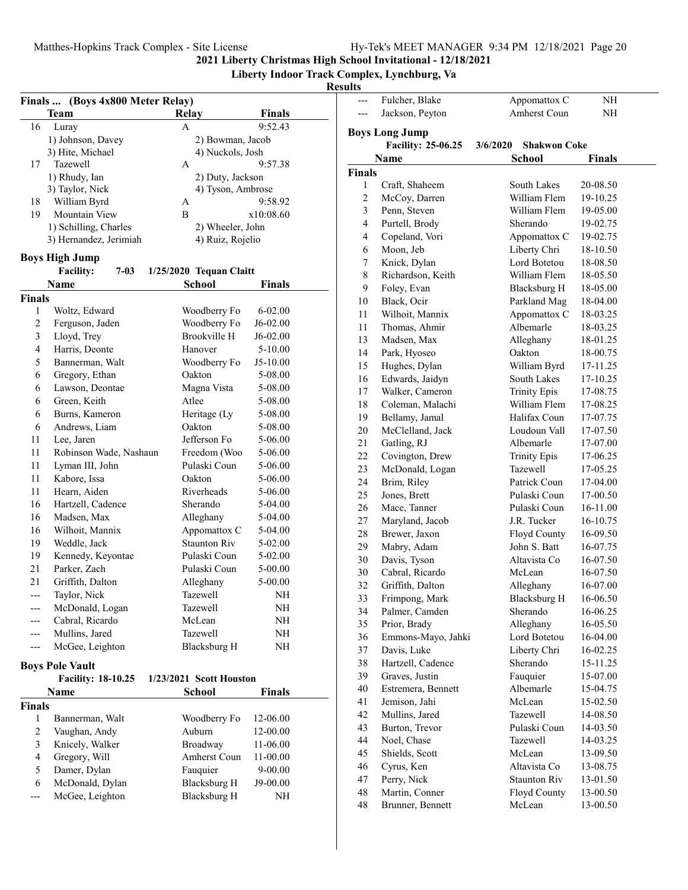## 2021 Liberty Christmas High School Invitational - 12/18/2021

**Liberty Indoor Track Complex, Lynchburg, Va**

**Results**

### Finals ... (Boys 4x800 Meter Relay)

| | Team | Relay | Finals |
|---|---|---|---|
| 16 | Luray | A | 9:52.43 |
| | 1) Johnson, Davey | 2) Bowman, Jacob | |
| | 3) Hite, Michael | 4) Nuckols, Josh | |
| 17 | Tazewell | A | 9:57.38 |
| | 1) Rhudy, Ian | 2) Duty, Jackson | |
| | 3) Taylor, Nick | 4) Tyson, Ambrose | |
| 18 | William Byrd | A | 9:58.92 |
| 19 | Mountain View | B | x10:08.60 |
| | 1) Schilling, Charles | 2) Wheeler, John | |
| | 3) Hernandez, Jerimiah | 4) Ruiz, Rojelio | |

### Boys High Jump

**Facility: 7-03 1/25/2020 Tequan Claitt**

| | Name | School | Finals |
|---|---|---|---|
| **Finals** | | | |
| 1 | Woltz, Edward | Woodberry Fo | 6-02.00 |
| 2 | Ferguson, Jaden | Woodberry Fo | J6-02.00 |
| 3 | Lloyd, Trey | Brookville H | J6-02.00 |
| 4 | Harris, Deonte | Hanover | 5-10.00 |
| 5 | Bannerman, Walt | Woodberry Fo | J5-10.00 |
| 6 | Gregory, Ethan | Oakton | 5-08.00 |
| 6 | Lawson, Deontae | Magna Vista | 5-08.00 |
| 6 | Green, Keith | Atlee | 5-08.00 |
| 6 | Burns, Kameron | Heritage (Ly | 5-08.00 |
| 6 | Andrews, Liam | Oakton | 5-08.00 |
| 11 | Lee, Jaren | Jefferson Fo | 5-06.00 |
| 11 | Robinson Wade, Nashaun | Freedom (Woo | 5-06.00 |
| 11 | Lyman III, John | Pulaski Coun | 5-06.00 |
| 11 | Kabore, Issa | Oakton | 5-06.00 |
| 11 | Hearn, Aiden | Riverheads | 5-06.00 |
| 16 | Hartzell, Cadence | Sherando | 5-04.00 |
| 16 | Madsen, Max | Alleghany | 5-04.00 |
| 16 | Wilhoit, Mannix | Appomattox C | 5-04.00 |
| 19 | Weddle, Jack | Staunton Riv | 5-02.00 |
| 19 | Kennedy, Keyontae | Pulaski Coun | 5-02.00 |
| 21 | Parker, Zach | Pulaski Coun | 5-00.00 |
| 21 | Griffith, Dalton | Alleghany | 5-00.00 |
| --- | Taylor, Nick | Tazewell | NH |
| --- | McDonald, Logan | Tazewell | NH |
| --- | Cabral, Ricardo | McLean | NH |
| --- | Mullins, Jared | Tazewell | NH |
| --- | McGee, Leighton | Blacksburg H | NH |

### Boys Pole Vault

**Facility: 18-10.25 1/23/2021 Scott Houston**

| | Name | School | Finals |
|---|---|---|---|
| **Finals** | | | |
| 1 | Bannerman, Walt | Woodberry Fo | 12-06.00 |
| 2 | Vaughan, Andy | Auburn | 12-00.00 |
| 3 | Knicely, Walker | Broadway | 11-06.00 |
| 4 | Gregory, Will | Amherst Coun | 11-00.00 |
| 5 | Damer, Dylan | Fauquier | 9-00.00 |
| 6 | McDonald, Dylan | Blacksburg H | J9-00.00 |
| --- | McGee, Leighton | Blacksburg H | NH |
| --- | Fulcher, Blake | Appomattox C | NH |
| --- | Jackson, Peyton | Amherst Coun | NH |

### Boys Long Jump

**Facility: 25-06.25 3/6/2020 Shakwon Coke**

| | Name | School | Finals |
|---|---|---|---|
| **Finals** | | | |
| 1 | Craft, Shaheem | South Lakes | 20-08.50 |
| 2 | McCoy, Darren | William Flem | 19-10.25 |
| 3 | Penn, Steven | William Flem | 19-05.00 |
| 4 | Purtell, Brody | Sherando | 19-02.75 |
| 4 | Copeland, Vori | Appomattox C | 19-02.75 |
| 6 | Moon, Jeb | Liberty Chri | 18-10.50 |
| 7 | Knick, Dylan | Lord Botetou | 18-08.50 |
| 8 | Richardson, Keith | William Flem | 18-05.50 |
| 9 | Foley, Evan | Blacksburg H | 18-05.00 |
| 10 | Black, Ocir | Parkland Mag | 18-04.00 |
| 11 | Wilhoit, Mannix | Appomattox C | 18-03.25 |
| 11 | Thomas, Ahmir | Albemarle | 18-03.25 |
| 13 | Madsen, Max | Alleghany | 18-01.25 |
| 14 | Park, Hyoseo | Oakton | 18-00.75 |
| 15 | Hughes, Dylan | William Byrd | 17-11.25 |
| 16 | Edwards, Jaidyn | South Lakes | 17-10.25 |
| 17 | Walker, Cameron | Trinity Epis | 17-08.75 |
| 18 | Coleman, Malachi | William Flem | 17-08.25 |
| 19 | Bellamy, Jamal | Halifax Coun | 17-07.75 |
| 20 | McClelland, Jack | Loudoun Vall | 17-07.50 |
| 21 | Gatling, RJ | Albemarle | 17-07.00 |
| 22 | Covington, Drew | Trinity Epis | 17-06.25 |
| 23 | McDonald, Logan | Tazewell | 17-05.25 |
| 24 | Brim, Riley | Patrick Coun | 17-04.00 |
| 25 | Jones, Brett | Pulaski Coun | 17-00.50 |
| 26 | Mace, Tanner | Pulaski Coun | 16-11.00 |
| 27 | Maryland, Jacob | J.R. Tucker | 16-10.75 |
| 28 | Brewer, Jaxon | Floyd County | 16-09.50 |
| 29 | Mabry, Adam | John S. Batt | 16-07.75 |
| 30 | Davis, Tyson | Altavista Co | 16-07.50 |
| 30 | Cabral, Ricardo | McLean | 16-07.50 |
| 32 | Griffith, Dalton | Alleghany | 16-07.00 |
| 33 | Frimpong, Mark | Blacksburg H | 16-06.50 |
| 34 | Palmer, Camden | Sherando | 16-06.25 |
| 35 | Prior, Brady | Alleghany | 16-05.50 |
| 36 | Emmons-Mayo, Jahki | Lord Botetou | 16-04.00 |
| 37 | Davis, Luke | Liberty Chri | 16-02.25 |
| 38 | Hartzell, Cadence | Sherando | 15-11.25 |
| 39 | Graves, Justin | Fauquier | 15-07.00 |
| 40 | Estremera, Bennett | Albemarle | 15-04.75 |
| 41 | Jemison, Jahi | McLean | 15-02.50 |
| 42 | Mullins, Jared | Tazewell | 14-08.50 |
| 43 | Burton, Trevor | Pulaski Coun | 14-03.50 |
| 44 | Noel, Chase | Tazewell | 14-03.25 |
| 45 | Shields, Scott | McLean | 13-09.50 |
| 46 | Cyrus, Ken | Altavista Co | 13-08.75 |
| 47 | Perry, Nick | Staunton Riv | 13-01.50 |
| 48 | Martin, Conner | Floyd County | 13-00.50 |
| 48 | Brunner, Bennett | McLean | 13-00.50 |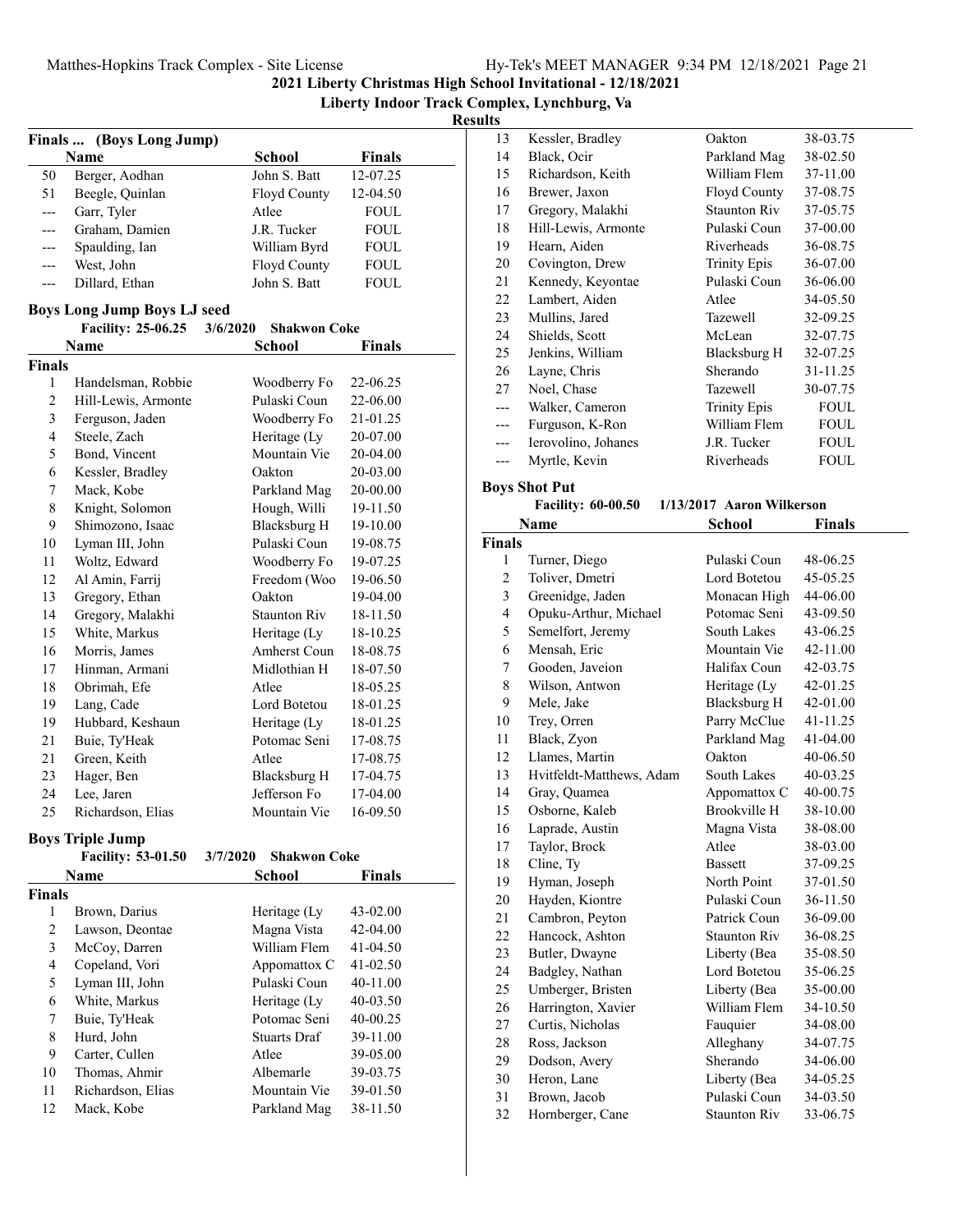# 2021 Liberty Christmas High School Invitational - 12/18/2021

## Liberty Indoor Track Complex, Lynchburg, Va

### Results

**Finals ... (Boys Long Jump)**

| | Name | School | Finals |
|---|---|---|---|
| 50 | Berger, Aodhan | John S. Batt | 12-07.25 |
| 51 | Beegle, Quinlan | Floyd County | 12-04.50 |
| --- | Garr, Tyler | Atlee | FOUL |
| --- | Graham, Damien | J.R. Tucker | FOUL |
| --- | Spaulding, Ian | William Byrd | FOUL |
| --- | West, John | Floyd County | FOUL |
| --- | Dillard, Ethan | John S. Batt | FOUL |

### Boys Long Jump Boys LJ seed

Facility: 25-06.25 3/6/2020 Shakwon Coke

| | Name | School | Finals |
|---|---|---|---|
| **Finals** | | | |
| 1 | Handelsman, Robbie | Woodberry Fo | 22-06.25 |
| 2 | Hill-Lewis, Armonte | Pulaski Coun | 22-06.00 |
| 3 | Ferguson, Jaden | Woodberry Fo | 21-01.25 |
| 4 | Steele, Zach | Heritage (Ly | 20-07.00 |
| 5 | Bond, Vincent | Mountain Vie | 20-04.00 |
| 6 | Kessler, Bradley | Oakton | 20-03.00 |
| 7 | Mack, Kobe | Parkland Mag | 20-00.00 |
| 8 | Knight, Solomon | Hough, Willi | 19-11.50 |
| 9 | Shimozono, Isaac | Blacksburg H | 19-10.00 |
| 10 | Lyman III, John | Pulaski Coun | 19-08.75 |
| 11 | Woltz, Edward | Woodberry Fo | 19-07.25 |
| 12 | Al Amin, Farrij | Freedom (Woo | 19-06.50 |
| 13 | Gregory, Ethan | Oakton | 19-04.00 |
| 14 | Gregory, Malakhi | Staunton Riv | 18-11.50 |
| 15 | White, Markus | Heritage (Ly | 18-10.25 |
| 16 | Morris, James | Amherst Coun | 18-08.75 |
| 17 | Hinman, Armani | Midlothian H | 18-07.50 |
| 18 | Obrimah, Efe | Atlee | 18-05.25 |
| 19 | Lang, Cade | Lord Botetou | 18-01.25 |
| 19 | Hubbard, Keshaun | Heritage (Ly | 18-01.25 |
| 21 | Buie, Ty'Heak | Potomac Seni | 17-08.75 |
| 21 | Green, Keith | Atlee | 17-08.75 |
| 23 | Hager, Ben | Blacksburg H | 17-04.75 |
| 24 | Lee, Jaren | Jefferson Fo | 17-04.00 |
| 25 | Richardson, Elias | Mountain Vie | 16-09.50 |

### Boys Triple Jump

Facility: 53-01.50 3/7/2020 Shakwon Coke

| | Name | School | Finals |
|---|---|---|---|
| **Finals** | | | |
| 1 | Brown, Darius | Heritage (Ly | 43-02.00 |
| 2 | Lawson, Deontae | Magna Vista | 42-04.00 |
| 3 | McCoy, Darren | William Flem | 41-04.50 |
| 4 | Copeland, Vori | Appomattox C | 41-02.50 |
| 5 | Lyman III, John | Pulaski Coun | 40-11.00 |
| 6 | White, Markus | Heritage (Ly | 40-03.50 |
| 7 | Buie, Ty'Heak | Potomac Seni | 40-00.25 |
| 8 | Hurd, John | Stuarts Draf | 39-11.00 |
| 9 | Carter, Cullen | Atlee | 39-05.00 |
| 10 | Thomas, Ahmir | Albemarle | 39-03.75 |
| 11 | Richardson, Elias | Mountain Vie | 39-01.50 |
| 12 | Mack, Kobe | Parkland Mag | 38-11.50 |
| 13 | Kessler, Bradley | Oakton | 38-03.75 |
| 14 | Black, Ocir | Parkland Mag | 38-02.50 |
| 15 | Richardson, Keith | William Flem | 37-11.00 |
| 16 | Brewer, Jaxon | Floyd County | 37-08.75 |
| 17 | Gregory, Malakhi | Staunton Riv | 37-05.75 |
| 18 | Hill-Lewis, Armonte | Pulaski Coun | 37-00.00 |
| 19 | Hearn, Aiden | Riverheads | 36-08.75 |
| 20 | Covington, Drew | Trinity Epis | 36-07.00 |
| 21 | Kennedy, Keyontae | Pulaski Coun | 36-06.00 |
| 22 | Lambert, Aiden | Atlee | 34-05.50 |
| 23 | Mullins, Jared | Tazewell | 32-09.25 |
| 24 | Shields, Scott | McLean | 32-07.75 |
| 25 | Jenkins, William | Blacksburg H | 32-07.25 |
| 26 | Layne, Chris | Sherando | 31-11.25 |
| 27 | Noel, Chase | Tazewell | 30-07.75 |
| --- | Walker, Cameron | Trinity Epis | FOUL |
| --- | Furguson, K-Ron | William Flem | FOUL |
| --- | Ierovolino, Johanes | J.R. Tucker | FOUL |
| --- | Myrtle, Kevin | Riverheads | FOUL |

### Boys Shot Put

Facility: 60-00.50 1/13/2017 Aaron Wilkerson

| | Name | School | Finals |
|---|---|---|---|
| **Finals** | | | |
| 1 | Turner, Diego | Pulaski Coun | 48-06.25 |
| 2 | Toliver, Dmetri | Lord Botetou | 45-05.25 |
| 3 | Greenidge, Jaden | Monacan High | 44-06.00 |
| 4 | Opuku-Arthur, Michael | Potomac Seni | 43-09.50 |
| 5 | Semelfort, Jeremy | South Lakes | 43-06.25 |
| 6 | Mensah, Eric | Mountain Vie | 42-11.00 |
| 7 | Gooden, Javeion | Halifax Coun | 42-03.75 |
| 8 | Wilson, Antwon | Heritage (Ly | 42-01.25 |
| 9 | Mele, Jake | Blacksburg H | 42-01.00 |
| 10 | Trey, Orren | Parry McClue | 41-11.25 |
| 11 | Black, Zyon | Parkland Mag | 41-04.00 |
| 12 | Llames, Martin | Oakton | 40-06.50 |
| 13 | Hvitfeldt-Matthews, Adam | South Lakes | 40-03.25 |
| 14 | Gray, Quamea | Appomattox C | 40-00.75 |
| 15 | Osborne, Kaleb | Brookville H | 38-10.00 |
| 16 | Laprade, Austin | Magna Vista | 38-08.00 |
| 17 | Taylor, Brock | Atlee | 38-03.00 |
| 18 | Cline, Ty | Bassett | 37-09.25 |
| 19 | Hyman, Joseph | North Point | 37-01.50 |
| 20 | Hayden, Kiontre | Pulaski Coun | 36-11.50 |
| 21 | Cambron, Peyton | Patrick Coun | 36-09.00 |
| 22 | Hancock, Ashton | Staunton Riv | 36-08.25 |
| 23 | Butler, Dwayne | Liberty (Bea | 35-08.50 |
| 24 | Badgley, Nathan | Lord Botetou | 35-06.25 |
| 25 | Umberger, Bristen | Liberty (Bea | 35-00.00 |
| 26 | Harrington, Xavier | William Flem | 34-10.50 |
| 27 | Curtis, Nicholas | Fauquier | 34-08.00 |
| 28 | Ross, Jackson | Alleghany | 34-07.75 |
| 29 | Dodson, Avery | Sherando | 34-06.00 |
| 30 | Heron, Lane | Liberty (Bea | 34-05.25 |
| 31 | Brown, Jacob | Pulaski Coun | 34-03.50 |
| 32 | Hornberger, Cane | Staunton Riv | 33-06.75 |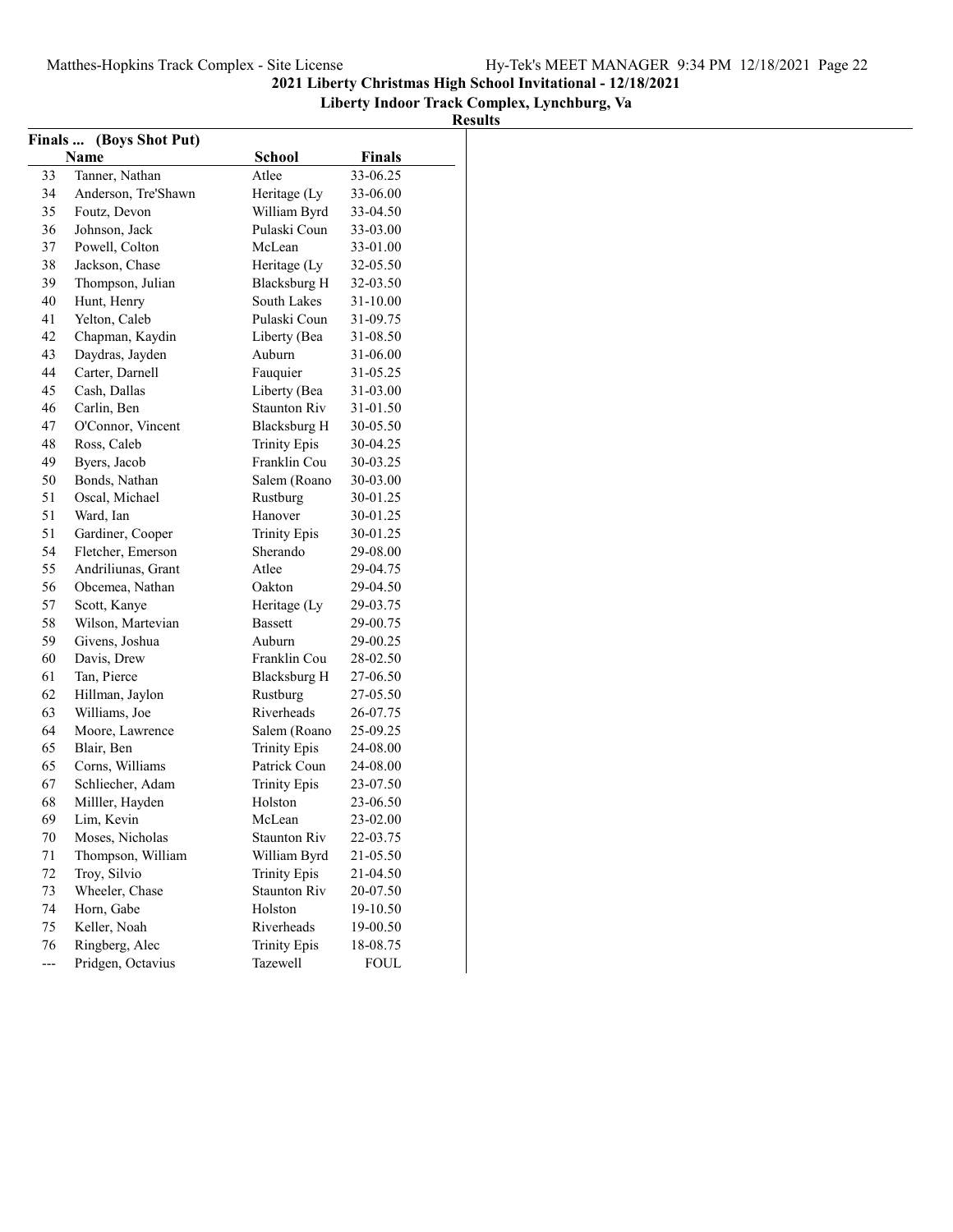## 2021 Liberty Christmas High School Invitational - 12/18/2021

### Liberty Indoor Track Complex, Lynchburg, Va

#### Results

**Finals ... (Boys Shot Put)**

| | Name | School | Finals |
|---|---|---|---|
| 33 | Tanner, Nathan | Atlee | 33-06.25 |
| 34 | Anderson, Tre'Shawn | Heritage (Ly | 33-06.00 |
| 35 | Foutz, Devon | William Byrd | 33-04.50 |
| 36 | Johnson, Jack | Pulaski Coun | 33-03.00 |
| 37 | Powell, Colton | McLean | 33-01.00 |
| 38 | Jackson, Chase | Heritage (Ly | 32-05.50 |
| 39 | Thompson, Julian | Blacksburg H | 32-03.50 |
| 40 | Hunt, Henry | South Lakes | 31-10.00 |
| 41 | Yelton, Caleb | Pulaski Coun | 31-09.75 |
| 42 | Chapman, Kaydin | Liberty (Bea | 31-08.50 |
| 43 | Daydras, Jayden | Auburn | 31-06.00 |
| 44 | Carter, Darnell | Fauquier | 31-05.25 |
| 45 | Cash, Dallas | Liberty (Bea | 31-03.00 |
| 46 | Carlin, Ben | Staunton Riv | 31-01.50 |
| 47 | O'Connor, Vincent | Blacksburg H | 30-05.50 |
| 48 | Ross, Caleb | Trinity Epis | 30-04.25 |
| 49 | Byers, Jacob | Franklin Cou | 30-03.25 |
| 50 | Bonds, Nathan | Salem (Roano | 30-03.00 |
| 51 | Oscal, Michael | Rustburg | 30-01.25 |
| 51 | Ward, Ian | Hanover | 30-01.25 |
| 51 | Gardiner, Cooper | Trinity Epis | 30-01.25 |
| 54 | Fletcher, Emerson | Sherando | 29-08.00 |
| 55 | Andriliunas, Grant | Atlee | 29-04.75 |
| 56 | Obcemea, Nathan | Oakton | 29-04.50 |
| 57 | Scott, Kanye | Heritage (Ly | 29-03.75 |
| 58 | Wilson, Martevian | Bassett | 29-00.75 |
| 59 | Givens, Joshua | Auburn | 29-00.25 |
| 60 | Davis, Drew | Franklin Cou | 28-02.50 |
| 61 | Tan, Pierce | Blacksburg H | 27-06.50 |
| 62 | Hillman, Jaylon | Rustburg | 27-05.50 |
| 63 | Williams, Joe | Riverheads | 26-07.75 |
| 64 | Moore, Lawrence | Salem (Roano | 25-09.25 |
| 65 | Blair, Ben | Trinity Epis | 24-08.00 |
| 65 | Corns, Williams | Patrick Coun | 24-08.00 |
| 67 | Schliecher, Adam | Trinity Epis | 23-07.50 |
| 68 | Milller, Hayden | Holston | 23-06.50 |
| 69 | Lim, Kevin | McLean | 23-02.00 |
| 70 | Moses, Nicholas | Staunton Riv | 22-03.75 |
| 71 | Thompson, William | William Byrd | 21-05.50 |
| 72 | Troy, Silvio | Trinity Epis | 21-04.50 |
| 73 | Wheeler, Chase | Staunton Riv | 20-07.50 |
| 74 | Horn, Gabe | Holston | 19-10.50 |
| 75 | Keller, Noah | Riverheads | 19-00.50 |
| 76 | Ringberg, Alec | Trinity Epis | 18-08.75 |
| --- | Pridgen, Octavius | Tazewell | FOUL |